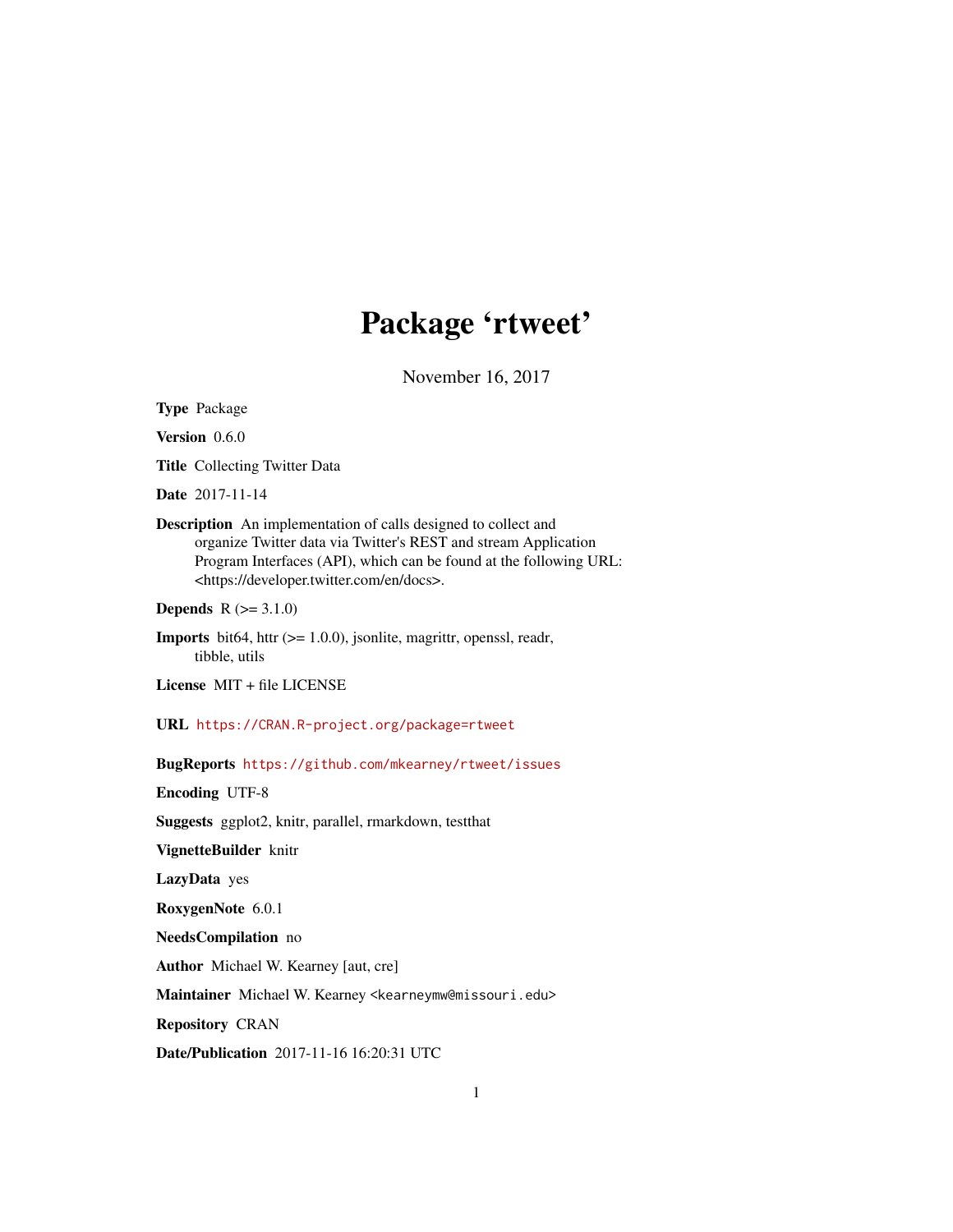# Package 'rtweet'

November 16, 2017

**Type** Package

**Version** 0.6.0

**Title** Collecting Twitter Data

**Date** 2017-11-14

**Description** An implementation of calls designed to collect and organize Twitter data via Twitter's REST and stream Application Program Interfaces (API), which can be found at the following URL: <https://developer.twitter.com/en/docs>.

**Depends** R (>= 3.1.0)

**Imports** bit64, httr (>= 1.0.0), jsonlite, magrittr, openssl, readr, tibble, utils

**License** MIT + file LICENSE

**URL** https://CRAN.R-project.org/package=rtweet

**BugReports** https://github.com/mkearney/rtweet/issues

**Encoding** UTF-8

**Suggests** ggplot2, knitr, parallel, rmarkdown, testthat

**VignetteBuilder** knitr

**LazyData** yes

**RoxygenNote** 6.0.1

**NeedsCompilation** no

**Author** Michael W. Kearney [aut, cre]

**Maintainer** Michael W. Kearney <kearneymw@missouri.edu>

**Repository** CRAN

**Date/Publication** 2017-11-16 16:20:31 UTC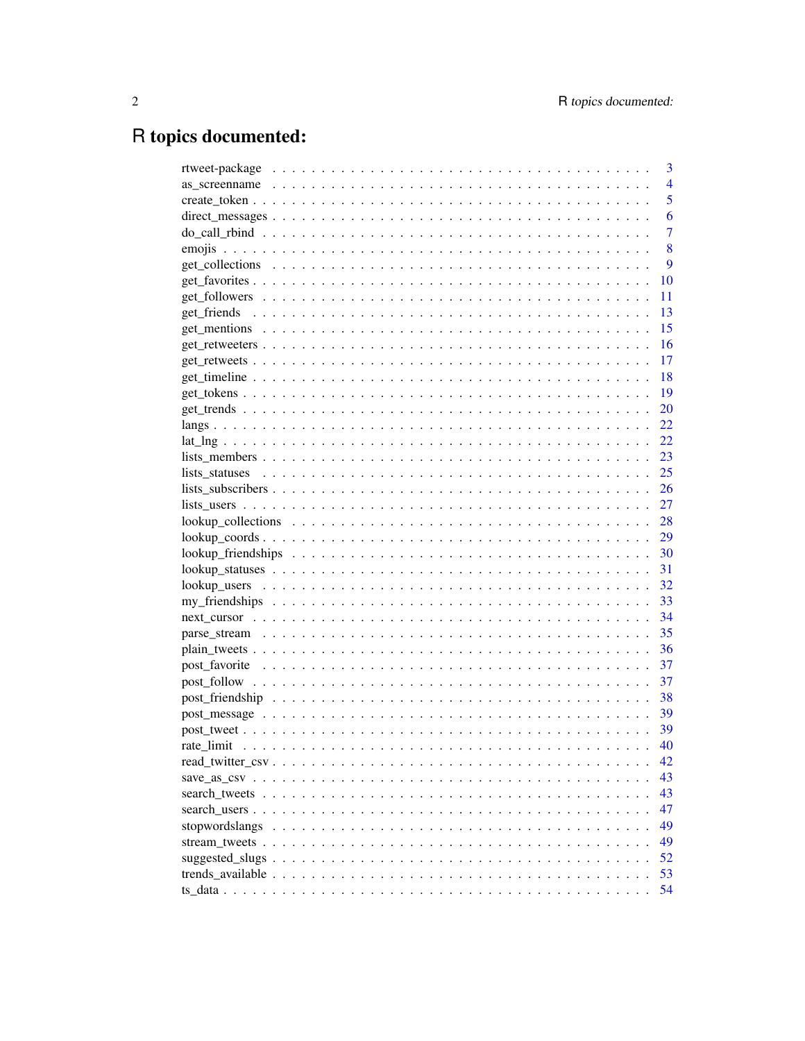# R topics documented:

| | |
|---|---|
| rtweet-package | 3 |
| as_screenname | 4 |
| create_token | 5 |
| direct_messages | 6 |
| do_call_rbind | 7 |
| emojis | 8 |
| get_collections | 9 |
| get_favorites | 10 |
| get_followers | 11 |
| get_friends | 13 |
| get_mentions | 15 |
| get_retweeters | 16 |
| get_retweets | 17 |
| get_timeline | 18 |
| get_tokens | 19 |
| get_trends | 20 |
| langs | 22 |
| lat_lng | 22 |
| lists_members | 23 |
| lists_statuses | 25 |
| lists_subscribers | 26 |
| lists_users | 27 |
| lookup_collections | 28 |
| lookup_coords | 29 |
| lookup_friendships | 30 |
| lookup_statuses | 31 |
| lookup_users | 32 |
| my_friendships | 33 |
| next_cursor | 34 |
| parse_stream | 35 |
| plain_tweets | 36 |
| post_favorite | 37 |
| post_follow | 37 |
| post_friendship | 38 |
| post_message | 39 |
| post_tweet | 39 |
| rate_limit | 40 |
| read_twitter_csv | 42 |
| save_as_csv | 43 |
| search_tweets | 43 |
| search_users | 47 |
| stopwordslangs | 49 |
| stream_tweets | 49 |
| suggested_slugs | 52 |
| trends_available | 53 |
| ts_data | 54 |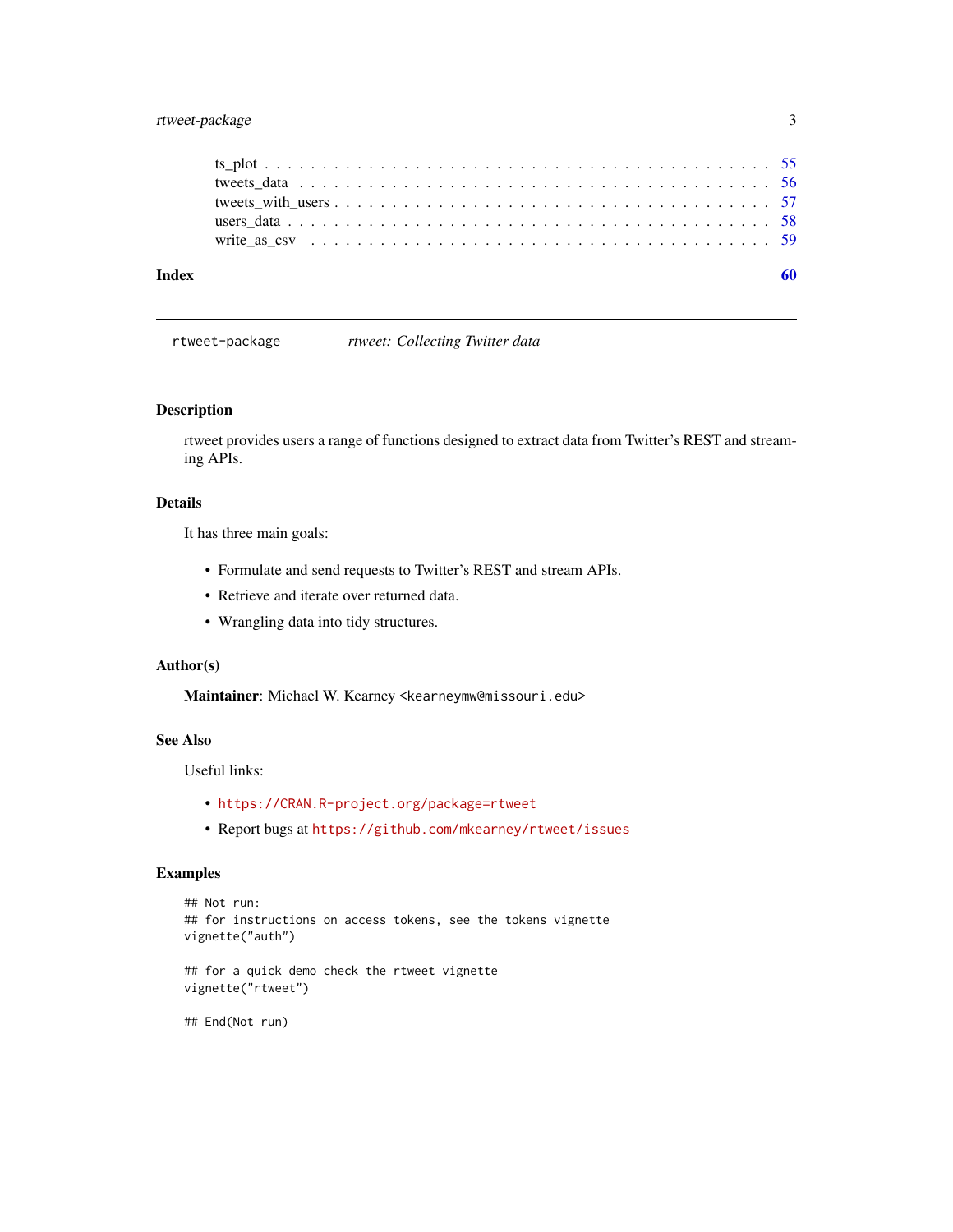ts_plot . . . . . . . . . . . . . . . . . . . . . . . . . . . . . . . . . . . . . . . . 55
tweets_data . . . . . . . . . . . . . . . . . . . . . . . . . . . . . . . . . . . . . . 56
tweets_with_users . . . . . . . . . . . . . . . . . . . . . . . . . . . . . . . . . . . 57
users_data . . . . . . . . . . . . . . . . . . . . . . . . . . . . . . . . . . . . . . . 58
write_as_csv . . . . . . . . . . . . . . . . . . . . . . . . . . . . . . . . . . . . . . 59

**Index** **60**

---

`rtweet-package` *rtweet: Collecting Twitter data*

---

## Description

rtweet provides users a range of functions designed to extract data from Twitter's REST and streaming APIs.

## Details

It has three main goals:

- Formulate and send requests to Twitter's REST and stream APIs.
- Retrieve and iterate over returned data.
- Wrangling data into tidy structures.

## Author(s)

**Maintainer**: Michael W. Kearney `<kearneymw@missouri.edu>`

## See Also

Useful links:

- `https://CRAN.R-project.org/package=rtweet`
- Report bugs at `https://github.com/mkearney/rtweet/issues`

## Examples

```
## Not run:
## for instructions on access tokens, see the tokens vignette
vignette("auth")

## for a quick demo check the rtweet vignette
vignette("rtweet")

## End(Not run)
```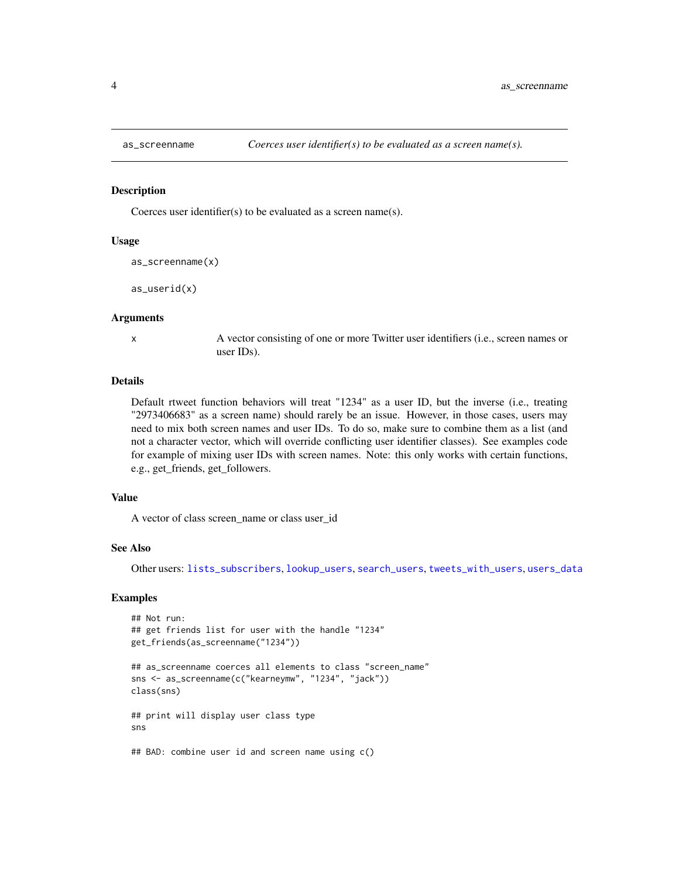## as_screenname — *Coerces user identifier(s) to be evaluated as a screen name(s).*

### Description

Coerces user identifier(s) to be evaluated as a screen name(s).

### Usage

```
as_screenname(x)

as_userid(x)
```

### Arguments

| | |
|---|---|
| x | A vector consisting of one or more Twitter user identifiers (i.e., screen names or user IDs). |

### Details

Default rtweet function behaviors will treat "1234" as a user ID, but the inverse (i.e., treating "2973406683" as a screen name) should rarely be an issue. However, in those cases, users may need to mix both screen names and user IDs. To do so, make sure to combine them as a list (and not a character vector, which will override conflicting user identifier classes). See examples code for example of mixing user IDs with screen names. Note: this only works with certain functions, e.g., get_friends, get_followers.

### Value

A vector of class screen_name or class user_id

### See Also

Other users: lists_subscribers, lookup_users, search_users, tweets_with_users, users_data

### Examples

```
## Not run:
## get friends list for user with the handle "1234"
get_friends(as_screenname("1234"))

## as_screenname coerces all elements to class "screen_name"
sns <- as_screenname(c("kearneymw", "1234", "jack"))
class(sns)

## print will display user class type
sns

## BAD: combine user id and screen name using c()
```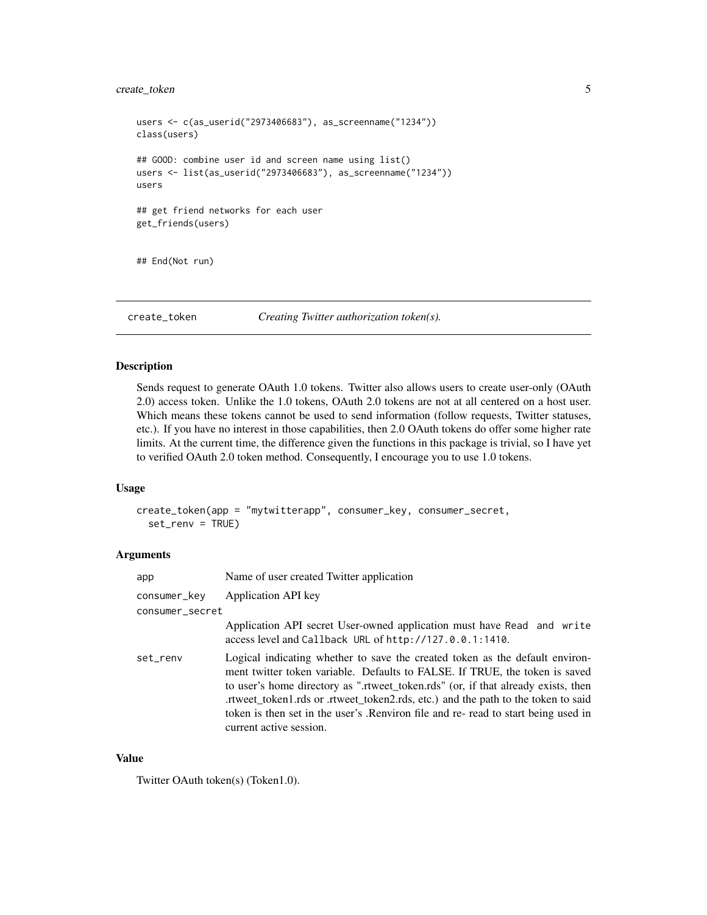```
users <- c(as_userid("2973406683"), as_screenname("1234"))
class(users)

## GOOD: combine user id and screen name using list()
users <- list(as_userid("2973406683"), as_screenname("1234"))
users

## get friend networks for each user
get_friends(users)


## End(Not run)
```

## create_token — *Creating Twitter authorization token(s).*

### Description

Sends request to generate OAuth 1.0 tokens. Twitter also allows users to create user-only (OAuth 2.0) access token. Unlike the 1.0 tokens, OAuth 2.0 tokens are not at all centered on a host user. Which means these tokens cannot be used to send information (follow requests, Twitter statuses, etc.). If you have no interest in those capabilities, then 2.0 OAuth tokens do offer some higher rate limits. At the current time, the difference given the functions in this package is trivial, so I have yet to verified OAuth 2.0 token method. Consequently, I encourage you to use 1.0 tokens.

### Usage

```
create_token(app = "mytwitterapp", consumer_key, consumer_secret,
  set_renv = TRUE)
```

### Arguments

| | |
|---|---|
| app | Name of user created Twitter application |
| consumer_key | Application API key |
| consumer_secret | Application API secret User-owned application must have `Read and write` access level and `Callback URL` of `http://127.0.0.1:1410`. |
| set_renv | Logical indicating whether to save the created token as the default environment twitter token variable. Defaults to FALSE. If TRUE, the token is saved to user's home directory as ".rtweet_token.rds" (or, if that already exists, then .rtweet_token1.rds or .rtweet_token2.rds, etc.) and the path to the token to said token is then set in the user's .Renviron file and re- read to start being used in current active session. |

### Value

Twitter OAuth token(s) (Token1.0).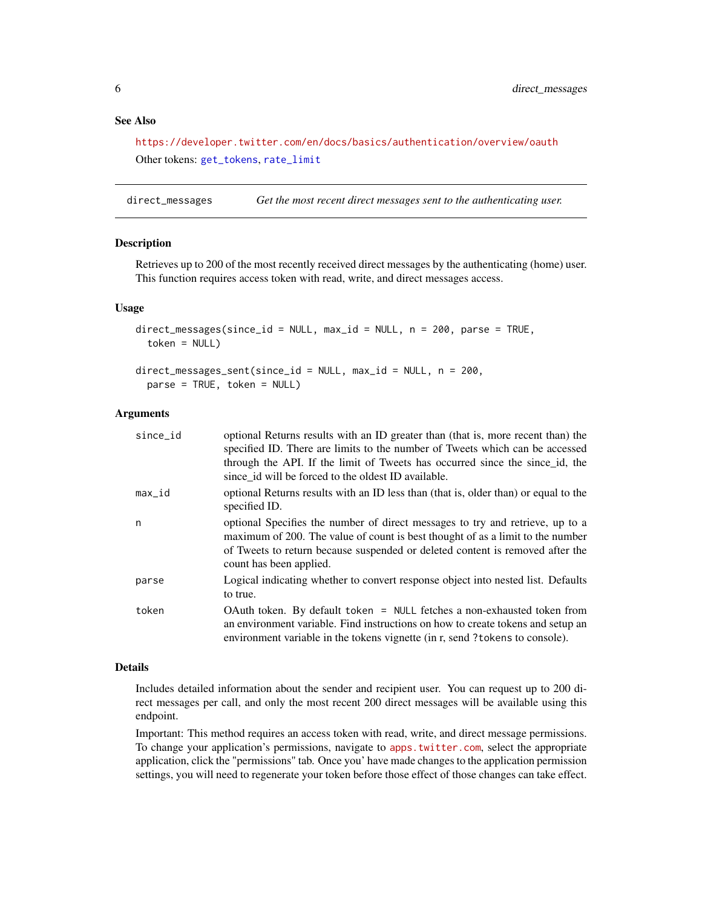### See Also

https://developer.twitter.com/en/docs/basics/authentication/overview/oauth

Other tokens: `get_tokens`, `rate_limit`

---

## direct_messages — *Get the most recent direct messages sent to the authenticating user.*

### Description

Retrieves up to 200 of the most recently received direct messages by the authenticating (home) user. This function requires access token with read, write, and direct messages access.

### Usage

```
direct_messages(since_id = NULL, max_id = NULL, n = 200, parse = TRUE,
  token = NULL)

direct_messages_sent(since_id = NULL, max_id = NULL, n = 200,
  parse = TRUE, token = NULL)
```

### Arguments

| Argument | Description |
| --- | --- |
| `since_id` | optional Returns results with an ID greater than (that is, more recent than) the specified ID. There are limits to the number of Tweets which can be accessed through the API. If the limit of Tweets has occurred since the since_id, the since_id will be forced to the oldest ID available. |
| `max_id` | optional Returns results with an ID less than (that is, older than) or equal to the specified ID. |
| `n` | optional Specifies the number of direct messages to try and retrieve, up to a maximum of 200. The value of count is best thought of as a limit to the number of Tweets to return because suspended or deleted content is removed after the count has been applied. |
| `parse` | Logical indicating whether to convert response object into nested list. Defaults to true. |
| `token` | OAuth token. By default `token = NULL` fetches a non-exhausted token from an environment variable. Find instructions on how to create tokens and setup an environment variable in the tokens vignette (in r, send `?tokens` to console). |

### Details

Includes detailed information about the sender and recipient user. You can request up to 200 direct messages per call, and only the most recent 200 direct messages will be available using this endpoint.

Important: This method requires an access token with read, write, and direct message permissions. To change your application's permissions, navigate to apps.twitter.com, select the appropriate application, click the "permissions" tab. Once you' have made changes to the application permission settings, you will need to regenerate your token before those effect of those changes can take effect.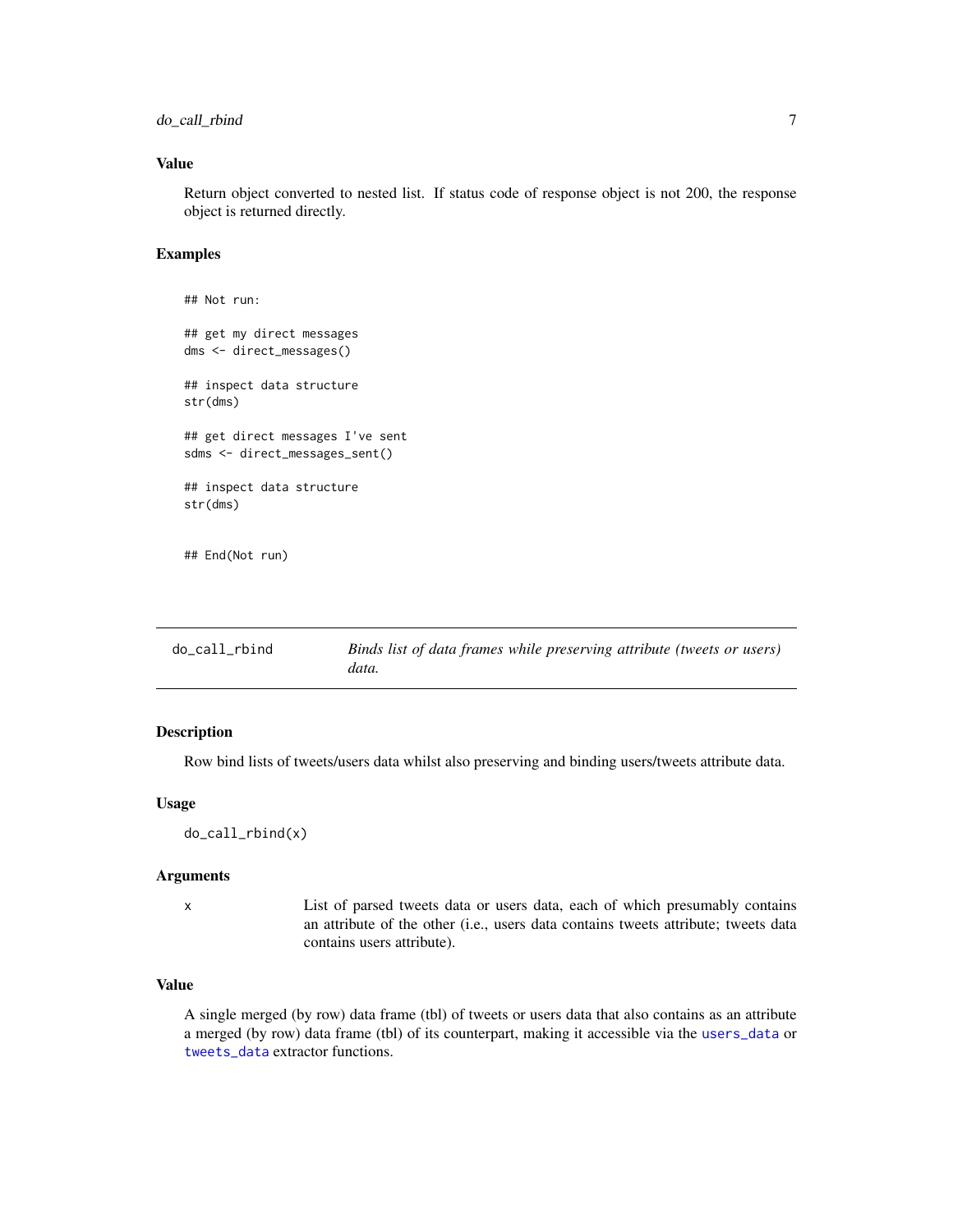### Value

Return object converted to nested list. If status code of response object is not 200, the response object is returned directly.

### Examples

```
## Not run:

## get my direct messages
dms <- direct_messages()

## inspect data structure
str(dms)

## get direct messages I've sent
sdms <- direct_messages_sent()

## inspect data structure
str(dms)


## End(Not run)
```

---

## do_call_rbind — *Binds list of data frames while preserving attribute (tweets or users) data.*

---

### Description

Row bind lists of tweets/users data whilst also preserving and binding users/tweets attribute data.

### Usage

```
do_call_rbind(x)
```

### Arguments

| | |
|---|---|
| x | List of parsed tweets data or users data, each of which presumably contains an attribute of the other (i.e., users data contains tweets attribute; tweets data contains users attribute). |

### Value

A single merged (by row) data frame (tbl) of tweets or users data that also contains as an attribute a merged (by row) data frame (tbl) of its counterpart, making it accessible via the `users_data` or `tweets_data` extractor functions.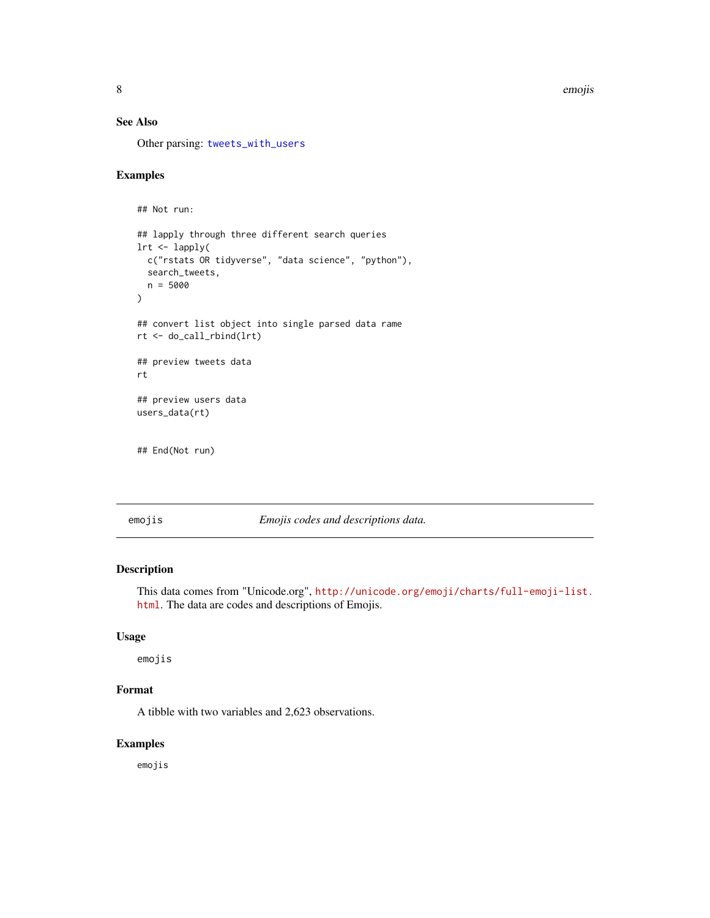### See Also

Other parsing: `tweets_with_users`

### Examples

```
## Not run:

## lapply through three different search queries
lrt <- lapply(
  c("rstats OR tidyverse", "data science", "python"),
  search_tweets,
  n = 5000
)

## convert list object into single parsed data rame
rt <- do_call_rbind(lrt)

## preview tweets data
rt

## preview users data
users_data(rt)


## End(Not run)
```

---

## emojis — *Emojis codes and descriptions data.*

### Description

This data comes from "Unicode.org", http://unicode.org/emoji/charts/full-emoji-list.html. The data are codes and descriptions of Emojis.

### Usage

```
emojis
```

### Format

A tibble with two variables and 2,623 observations.

### Examples

```
emojis
```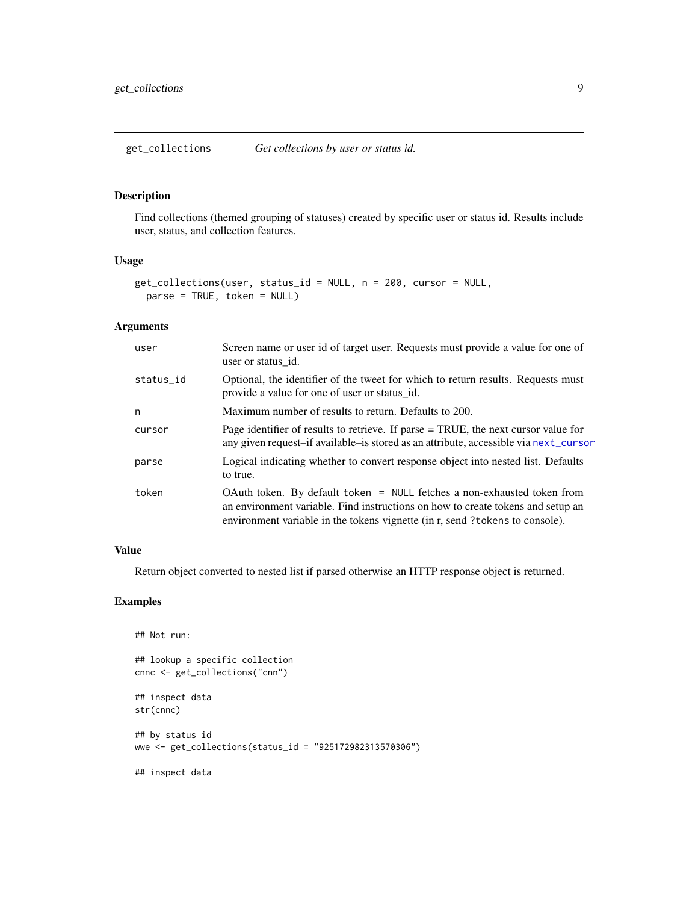## get_collections — *Get collections by user or status id.*

### Description

Find collections (themed grouping of statuses) created by specific user or status id. Results include user, status, and collection features.

### Usage

```
get_collections(user, status_id = NULL, n = 200, cursor = NULL,
  parse = TRUE, token = NULL)
```

### Arguments

| | |
|---|---|
| `user` | Screen name or user id of target user. Requests must provide a value for one of user or status_id. |
| `status_id` | Optional, the identifier of the tweet for which to return results. Requests must provide a value for one of user or status_id. |
| `n` | Maximum number of results to return. Defaults to 200. |
| `cursor` | Page identifier of results to retrieve. If parse = TRUE, the next cursor value for any given request–if available–is stored as an attribute, accessible via `next_cursor` |
| `parse` | Logical indicating whether to convert response object into nested list. Defaults to true. |
| `token` | OAuth token. By default `token = NULL` fetches a non-exhausted token from an environment variable. Find instructions on how to create tokens and setup an environment variable in the tokens vignette (in r, send `?tokens` to console). |

### Value

Return object converted to nested list if parsed otherwise an HTTP response object is returned.

### Examples

```
## Not run:

## lookup a specific collection
cnnc <- get_collections("cnn")

## inspect data
str(cnnc)

## by status id
wwe <- get_collections(status_id = "925172982313570306")

## inspect data
```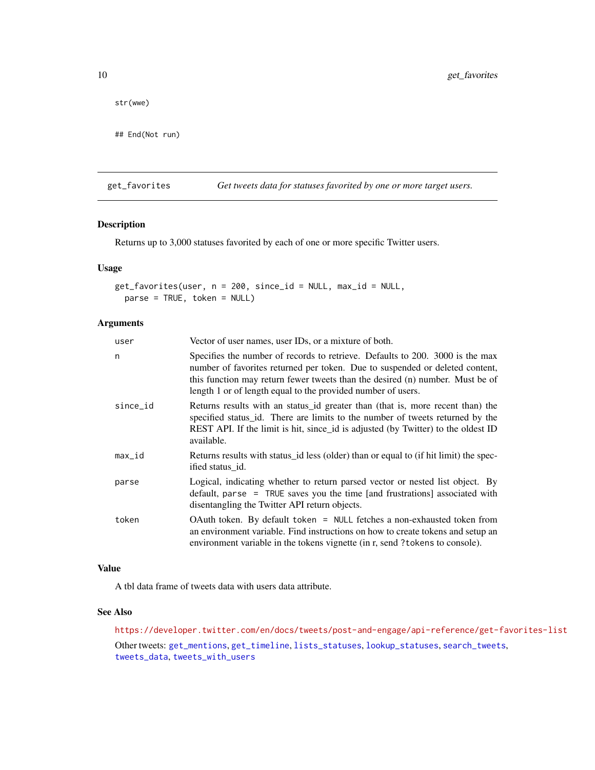```
str(wwe)

## End(Not run)
```

---

## get_favorites — *Get tweets data for statuses favorited by one or more target users.*

### Description

Returns up to 3,000 statuses favorited by each of one or more specific Twitter users.

### Usage

```
get_favorites(user, n = 200, since_id = NULL, max_id = NULL,
  parse = TRUE, token = NULL)
```

### Arguments

| | |
|---|---|
| `user` | Vector of user names, user IDs, or a mixture of both. |
| `n` | Specifies the number of records to retrieve. Defaults to 200. 3000 is the max number of favorites returned per token. Due to suspended or deleted content, this function may return fewer tweets than the desired (n) number. Must be of length 1 or of length equal to the provided number of users. |
| `since_id` | Returns results with an status_id greater than (that is, more recent than) the specified status_id. There are limits to the number of tweets returned by the REST API. If the limit is hit, since_id is adjusted (by Twitter) to the oldest ID available. |
| `max_id` | Returns results with status_id less (older) than or equal to (if hit limit) the specified status_id. |
| `parse` | Logical, indicating whether to return parsed vector or nested list object. By default, `parse = TRUE` saves you the time [and frustrations] associated with disentangling the Twitter API return objects. |
| `token` | OAuth token. By default `token = NULL` fetches a non-exhausted token from an environment variable. Find instructions on how to create tokens and setup an environment variable in the tokens vignette (in r, send `?tokens` to console). |

### Value

A tbl data frame of tweets data with users data attribute.

### See Also

https://developer.twitter.com/en/docs/tweets/post-and-engage/api-reference/get-favorites-list

Other tweets: `get_mentions`, `get_timeline`, `lists_statuses`, `lookup_statuses`, `search_tweets`, `tweets_data`, `tweets_with_users`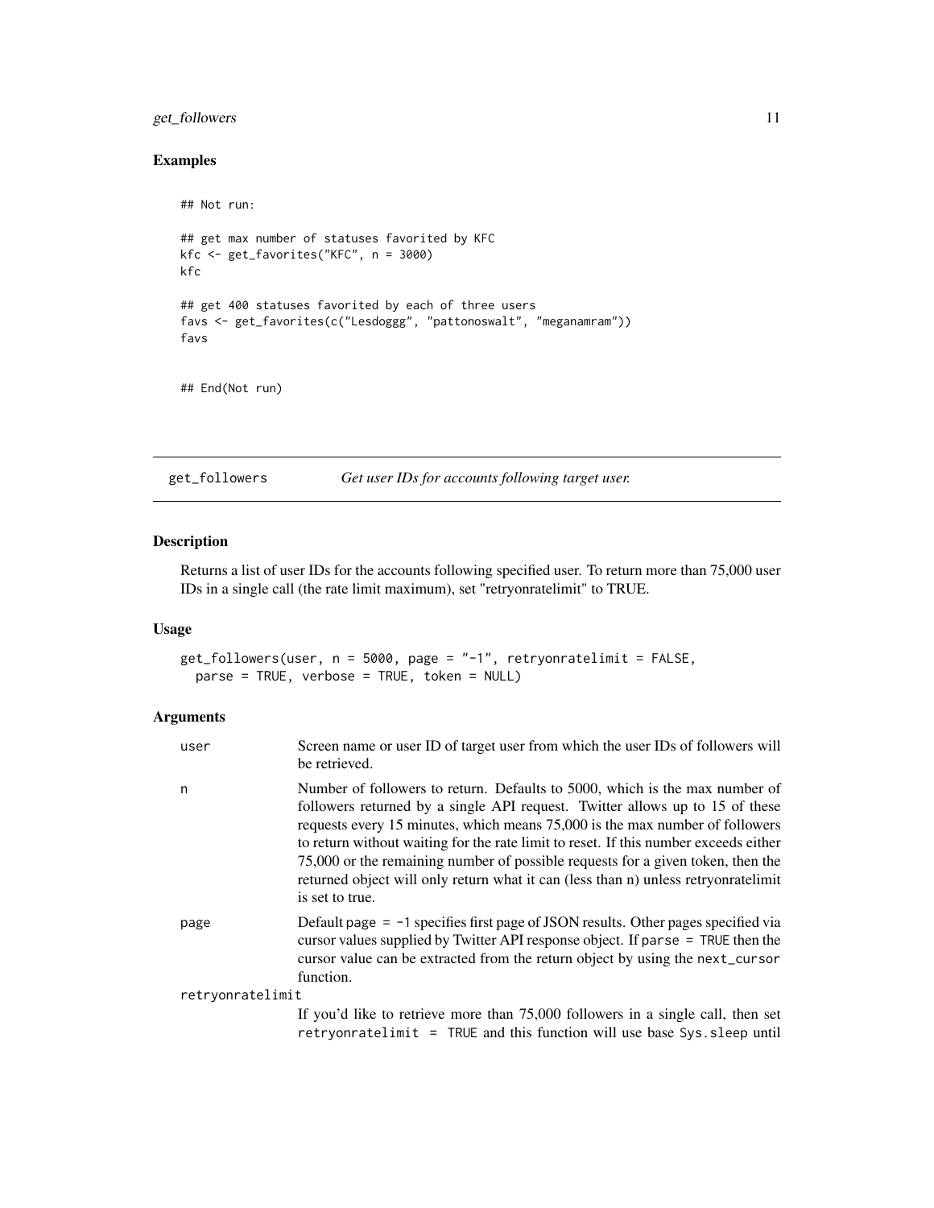## Examples

```
## Not run:

## get max number of statuses favorited by KFC
kfc <- get_favorites("KFC", n = 3000)
kfc

## get 400 statuses favorited by each of three users
favs <- get_favorites(c("Lesdoggg", "pattonoswalt", "meganamram"))
favs


## End(Not run)
```

---

# get_followers *Get user IDs for accounts following target user.*

---

## Description

Returns a list of user IDs for the accounts following specified user. To return more than 75,000 user IDs in a single call (the rate limit maximum), set "retryonratelimit" to TRUE.

## Usage

```
get_followers(user, n = 5000, page = "-1", retryonratelimit = FALSE,
  parse = TRUE, verbose = TRUE, token = NULL)
```

## Arguments

| | |
|---|---|
| user | Screen name or user ID of target user from which the user IDs of followers will be retrieved. |
| n | Number of followers to return. Defaults to 5000, which is the max number of followers returned by a single API request. Twitter allows up to 15 of these requests every 15 minutes, which means 75,000 is the max number of followers to return without waiting for the rate limit to reset. If this number exceeds either 75,000 or the remaining number of possible requests for a given token, then the returned object will only return what it can (less than n) unless retryonratelimit is set to true. |
| page | Default `page = -1` specifies first page of JSON results. Other pages specified via cursor values supplied by Twitter API response object. If `parse = TRUE` then the cursor value can be extracted from the return object by using the `next_cursor` function. |
| retryonratelimit | If you'd like to retrieve more than 75,000 followers in a single call, then set `retryonratelimit = TRUE` and this function will use base `Sys.sleep` until |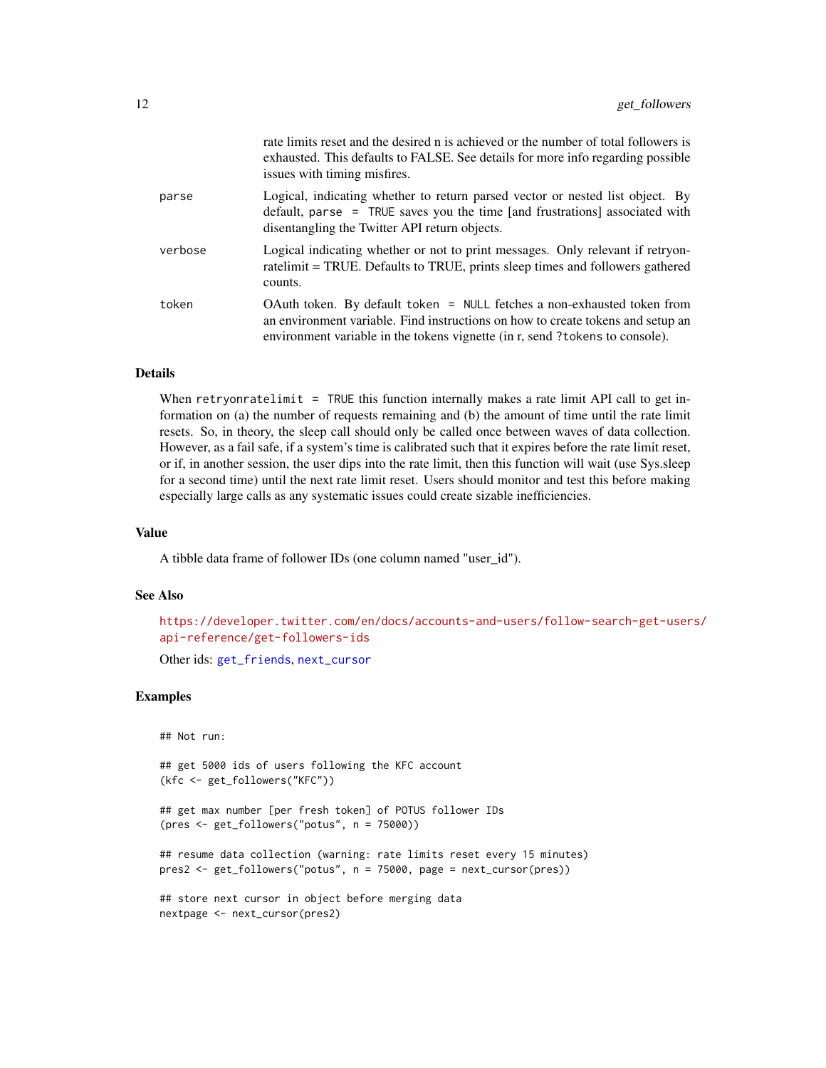rate limits reset and the desired n is achieved or the number of total followers is exhausted. This defaults to FALSE. See details for more info regarding possible issues with timing misfires.

| | |
|---|---|
| parse | Logical, indicating whether to return parsed vector or nested list object. By default, `parse = TRUE` saves you the time [and frustrations] associated with disentangling the Twitter API return objects. |
| verbose | Logical indicating whether or not to print messages. Only relevant if retryonratelimit = TRUE. Defaults to TRUE, prints sleep times and followers gathered counts. |
| token | OAuth token. By default `token = NULL` fetches a non-exhausted token from an environment variable. Find instructions on how to create tokens and setup an environment variable in the tokens vignette (in r, send `?tokens` to console). |

## Details

When `retryonratelimit = TRUE` this function internally makes a rate limit API call to get information on (a) the number of requests remaining and (b) the amount of time until the rate limit resets. So, in theory, the sleep call should only be called once between waves of data collection. However, as a fail safe, if a system's time is calibrated such that it expires before the rate limit reset, or if, in another session, the user dips into the rate limit, then this function will wait (use Sys.sleep for a second time) until the next rate limit reset. Users should monitor and test this before making especially large calls as any systematic issues could create sizable inefficiencies.

## Value

A tibble data frame of follower IDs (one column named "user_id").

## See Also

https://developer.twitter.com/en/docs/accounts-and-users/follow-search-get-users/api-reference/get-followers-ids

Other ids: `get_friends`, `next_cursor`

## Examples

```
## Not run:

## get 5000 ids of users following the KFC account
(kfc <- get_followers("KFC"))

## get max number [per fresh token] of POTUS follower IDs
(pres <- get_followers("potus", n = 75000))

## resume data collection (warning: rate limits reset every 15 minutes)
pres2 <- get_followers("potus", n = 75000, page = next_cursor(pres))

## store next cursor in object before merging data
nextpage <- next_cursor(pres2)
```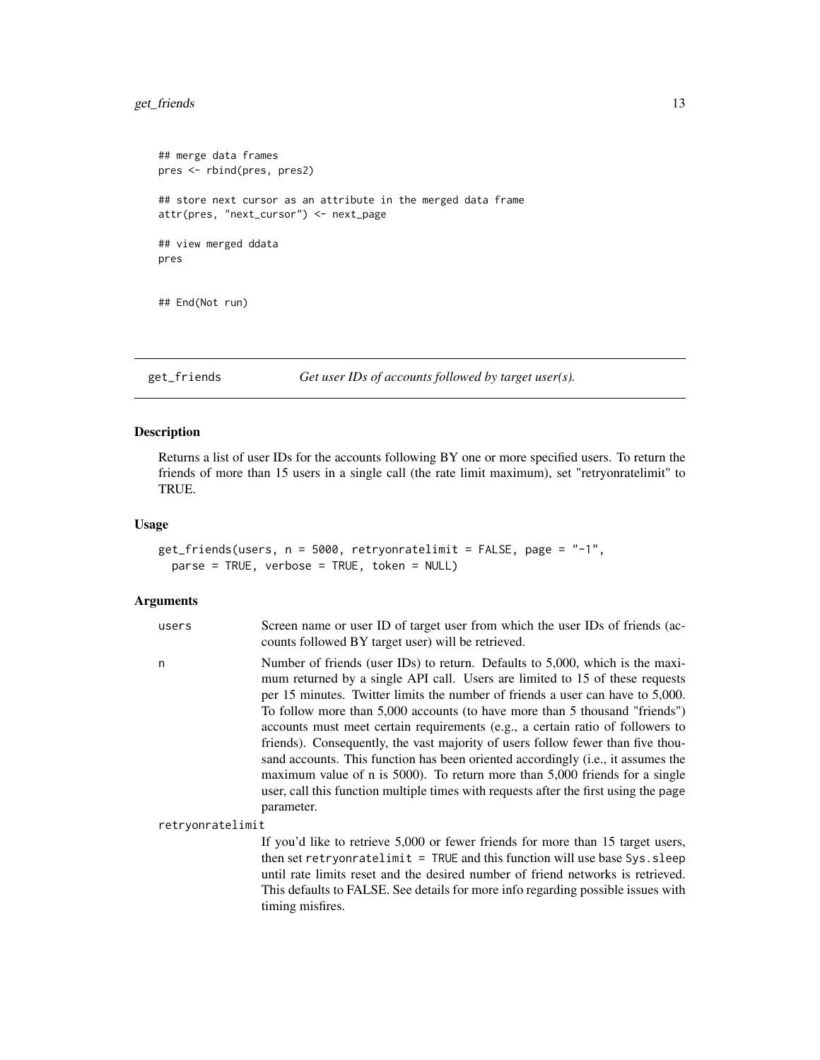```
## merge data frames
pres <- rbind(pres, pres2)

## store next cursor as an attribute in the merged data frame
attr(pres, "next_cursor") <- next_page

## view merged ddata
pres


## End(Not run)
```

---

## get_friends — *Get user IDs of accounts followed by target user(s).*

### Description

Returns a list of user IDs for the accounts following BY one or more specified users. To return the friends of more than 15 users in a single call (the rate limit maximum), set "retryonratelimit" to TRUE.

### Usage

```
get_friends(users, n = 5000, retryonratelimit = FALSE, page = "-1",
  parse = TRUE, verbose = TRUE, token = NULL)
```

### Arguments

| | |
|---|---|
| `users` | Screen name or user ID of target user from which the user IDs of friends (accounts followed BY target user) will be retrieved. |
| `n` | Number of friends (user IDs) to return. Defaults to 5,000, which is the maximum returned by a single API call. Users are limited to 15 of these requests per 15 minutes. Twitter limits the number of friends a user can have to 5,000. To follow more than 5,000 accounts (to have more than 5 thousand "friends") accounts must meet certain requirements (e.g., a certain ratio of followers to friends). Consequently, the vast majority of users follow fewer than five thousand accounts. This function has been oriented accordingly (i.e., it assumes the maximum value of n is 5000). To return more than 5,000 friends for a single user, call this function multiple times with requests after the first using the `page` parameter. |
| `retryonratelimit` | If you'd like to retrieve 5,000 or fewer friends for more than 15 target users, then set `retryonratelimit = TRUE` and this function will use base `Sys.sleep` until rate limits reset and the desired number of friend networks is retrieved. This defaults to FALSE. See details for more info regarding possible issues with timing misfires. |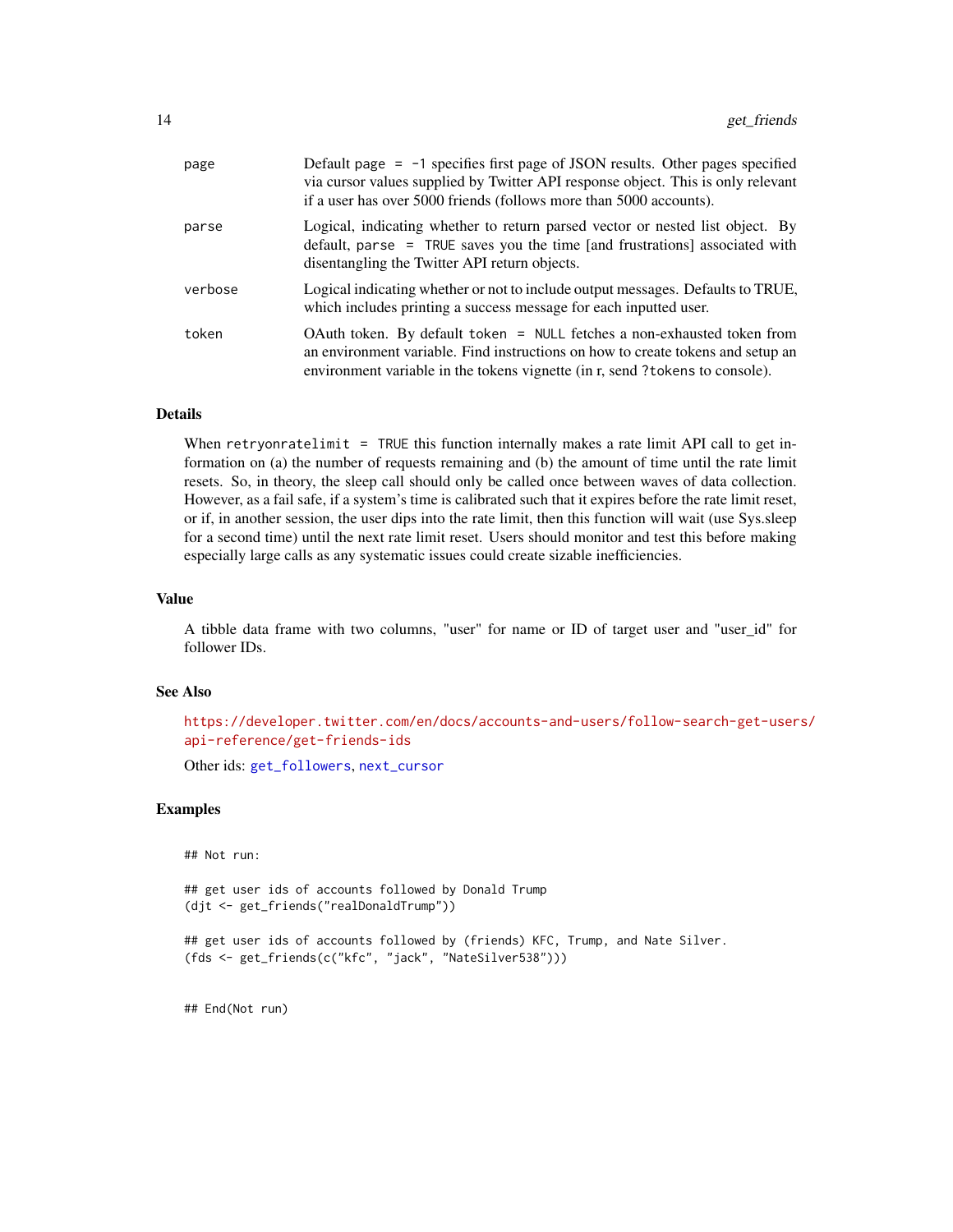| | |
|---|---|
| page | Default `page = -1` specifies first page of JSON results. Other pages specified via cursor values supplied by Twitter API response object. This is only relevant if a user has over 5000 friends (follows more than 5000 accounts). |
| parse | Logical, indicating whether to return parsed vector or nested list object. By default, `parse = TRUE` saves you the time [and frustrations] associated with disentangling the Twitter API return objects. |
| verbose | Logical indicating whether or not to include output messages. Defaults to TRUE, which includes printing a success message for each inputted user. |
| token | OAuth token. By default `token = NULL` fetches a non-exhausted token from an environment variable. Find instructions on how to create tokens and setup an environment variable in the tokens vignette (in r, send `?tokens` to console). |

## Details

When `retryonratelimit = TRUE` this function internally makes a rate limit API call to get information on (a) the number of requests remaining and (b) the amount of time until the rate limit resets. So, in theory, the sleep call should only be called once between waves of data collection. However, as a fail safe, if a system's time is calibrated such that it expires before the rate limit reset, or if, in another session, the user dips into the rate limit, then this function will wait (use Sys.sleep for a second time) until the next rate limit reset. Users should monitor and test this before making especially large calls as any systematic issues could create sizable inefficiencies.

## Value

A tibble data frame with two columns, "user" for name or ID of target user and "user_id" for follower IDs.

## See Also

https://developer.twitter.com/en/docs/accounts-and-users/follow-search-get-users/api-reference/get-friends-ids

Other ids: `get_followers`, `next_cursor`

## Examples

```
## Not run:

## get user ids of accounts followed by Donald Trump
(djt <- get_friends("realDonaldTrump"))

## get user ids of accounts followed by (friends) KFC, Trump, and Nate Silver.
(fds <- get_friends(c("kfc", "jack", "NateSilver538")))


## End(Not run)
```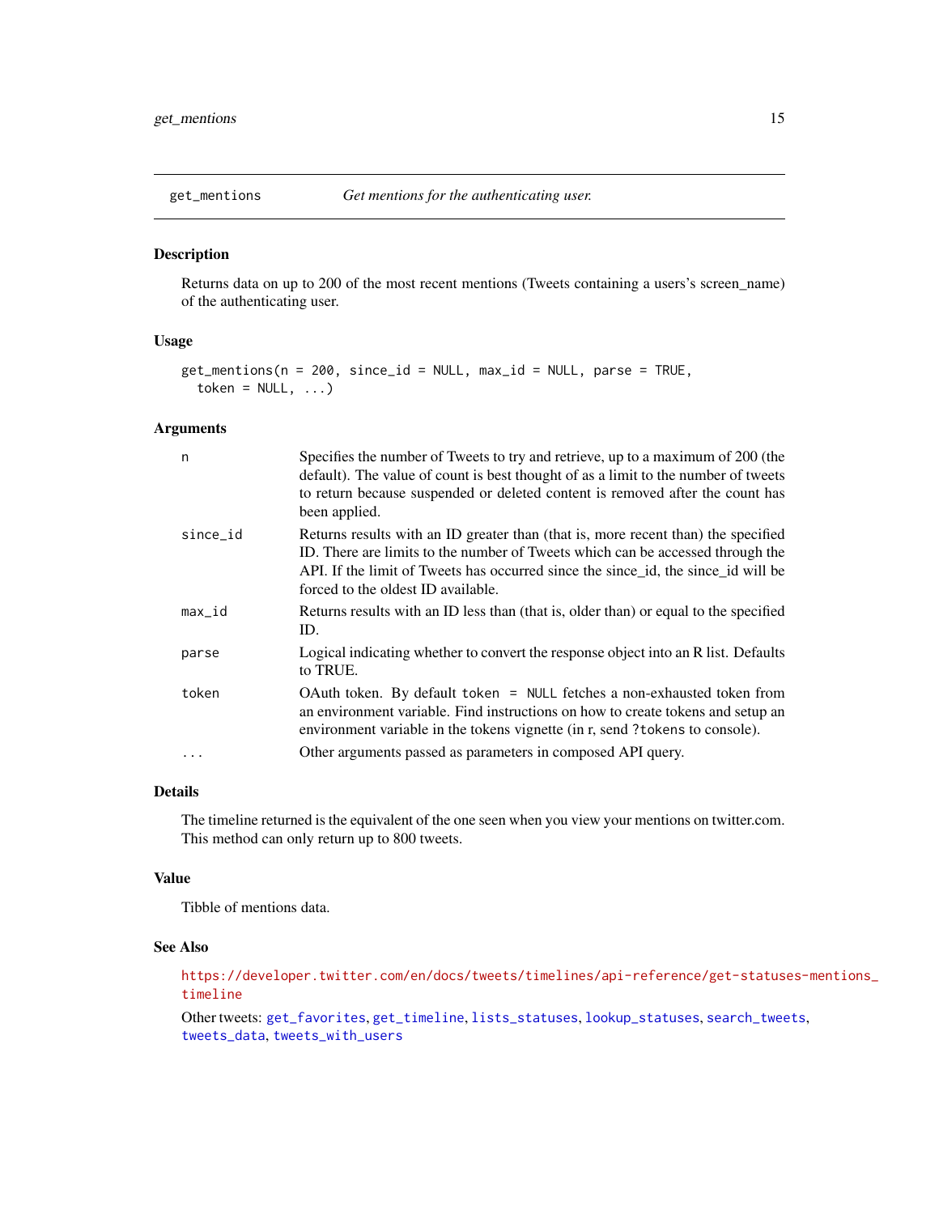## get_mentions — *Get mentions for the authenticating user.*

### Description

Returns data on up to 200 of the most recent mentions (Tweets containing a users's screen_name) of the authenticating user.

### Usage

```
get_mentions(n = 200, since_id = NULL, max_id = NULL, parse = TRUE,
  token = NULL, ...)
```

### Arguments

| | |
|---|---|
| `n` | Specifies the number of Tweets to try and retrieve, up to a maximum of 200 (the default). The value of count is best thought of as a limit to the number of tweets to return because suspended or deleted content is removed after the count has been applied. |
| `since_id` | Returns results with an ID greater than (that is, more recent than) the specified ID. There are limits to the number of Tweets which can be accessed through the API. If the limit of Tweets has occurred since the since_id, the since_id will be forced to the oldest ID available. |
| `max_id` | Returns results with an ID less than (that is, older than) or equal to the specified ID. |
| `parse` | Logical indicating whether to convert the response object into an R list. Defaults to TRUE. |
| `token` | OAuth token. By default `token = NULL` fetches a non-exhausted token from an environment variable. Find instructions on how to create tokens and setup an environment variable in the tokens vignette (in r, send `?tokens` to console). |
| `...` | Other arguments passed as parameters in composed API query. |

### Details

The timeline returned is the equivalent of the one seen when you view your mentions on twitter.com. This method can only return up to 800 tweets.

### Value

Tibble of mentions data.

### See Also

https://developer.twitter.com/en/docs/tweets/timelines/api-reference/get-statuses-mentions_timeline

Other tweets: `get_favorites`, `get_timeline`, `lists_statuses`, `lookup_statuses`, `search_tweets`, `tweets_data`, `tweets_with_users`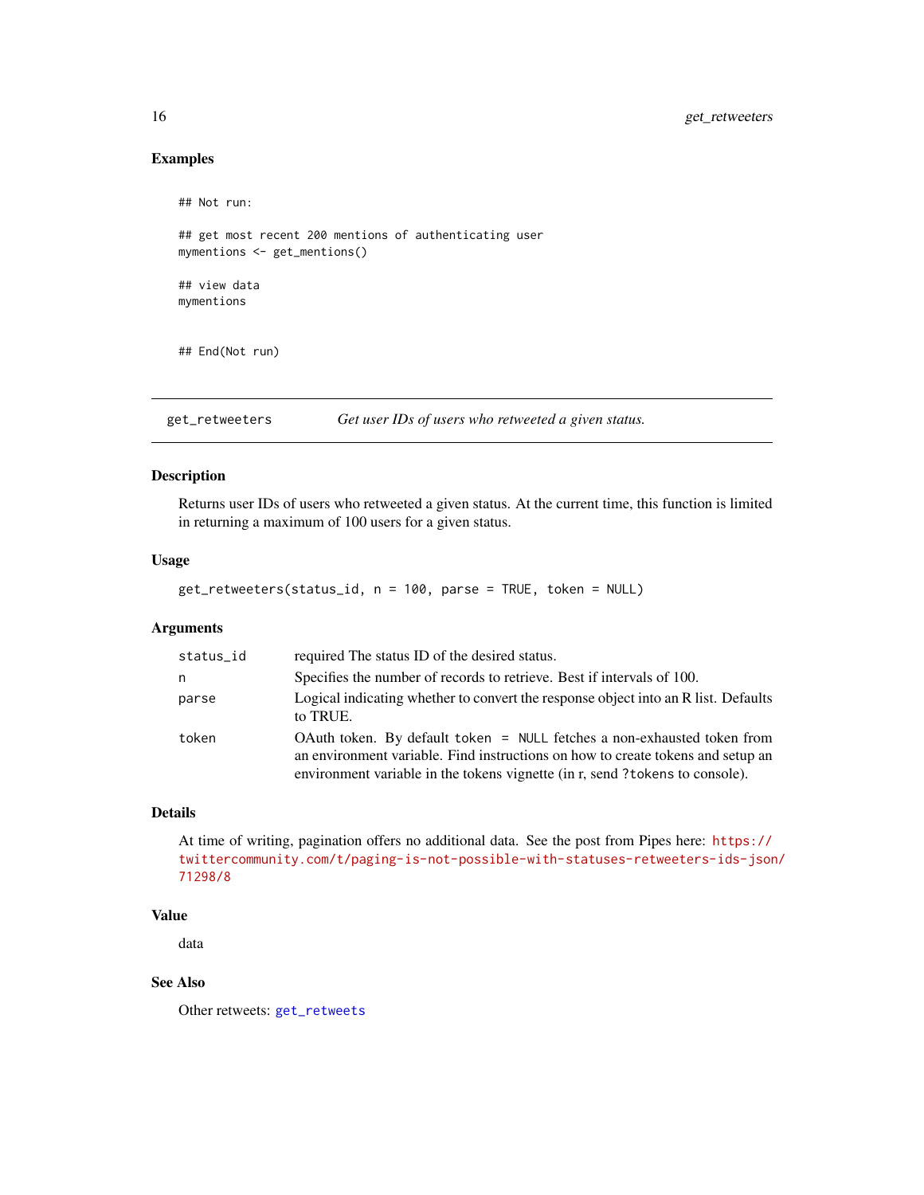### Examples

```
## Not run:

## get most recent 200 mentions of authenticating user
mymentions <- get_mentions()

## view data
mymentions


## End(Not run)
```

---

## get_retweeters — *Get user IDs of users who retweeted a given status.*

---

### Description

Returns user IDs of users who retweeted a given status. At the current time, this function is limited in returning a maximum of 100 users for a given status.

### Usage

```
get_retweeters(status_id, n = 100, parse = TRUE, token = NULL)
```

### Arguments

| | |
|---|---|
| `status_id` | required The status ID of the desired status. |
| `n` | Specifies the number of records to retrieve. Best if intervals of 100. |
| `parse` | Logical indicating whether to convert the response object into an R list. Defaults to TRUE. |
| `token` | OAuth token. By default `token = NULL` fetches a non-exhausted token from an environment variable. Find instructions on how to create tokens and setup an environment variable in the tokens vignette (in r, send `?tokens` to console). |

### Details

At time of writing, pagination offers no additional data. See the post from Pipes here: https://twittercommunity.com/t/paging-is-not-possible-with-statuses-retweeters-ids-json/71298/8

### Value

data

### See Also

Other retweets: `get_retweets`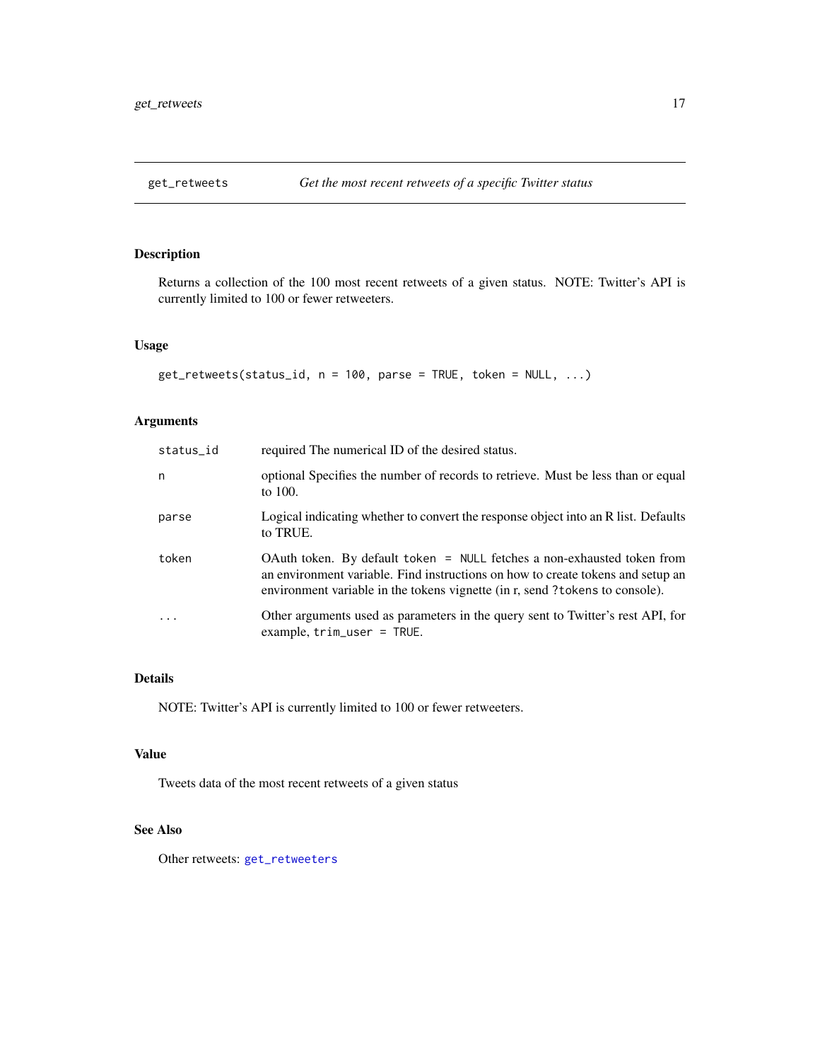# get_retweets — *Get the most recent retweets of a specific Twitter status*

## Description

Returns a collection of the 100 most recent retweets of a given status. NOTE: Twitter's API is currently limited to 100 or fewer retweeters.

## Usage

```
get_retweets(status_id, n = 100, parse = TRUE, token = NULL, ...)
```

## Arguments

| | |
|---|---|
| `status_id` | required The numerical ID of the desired status. |
| `n` | optional Specifies the number of records to retrieve. Must be less than or equal to 100. |
| `parse` | Logical indicating whether to convert the response object into an R list. Defaults to TRUE. |
| `token` | OAuth token. By default `token = NULL` fetches a non-exhausted token from an environment variable. Find instructions on how to create tokens and setup an environment variable in the tokens vignette (in r, send `?tokens` to console). |
| `...` | Other arguments used as parameters in the query sent to Twitter's rest API, for example, `trim_user = TRUE`. |

## Details

NOTE: Twitter's API is currently limited to 100 or fewer retweeters.

## Value

Tweets data of the most recent retweets of a given status

## See Also

Other retweets: `get_retweeters`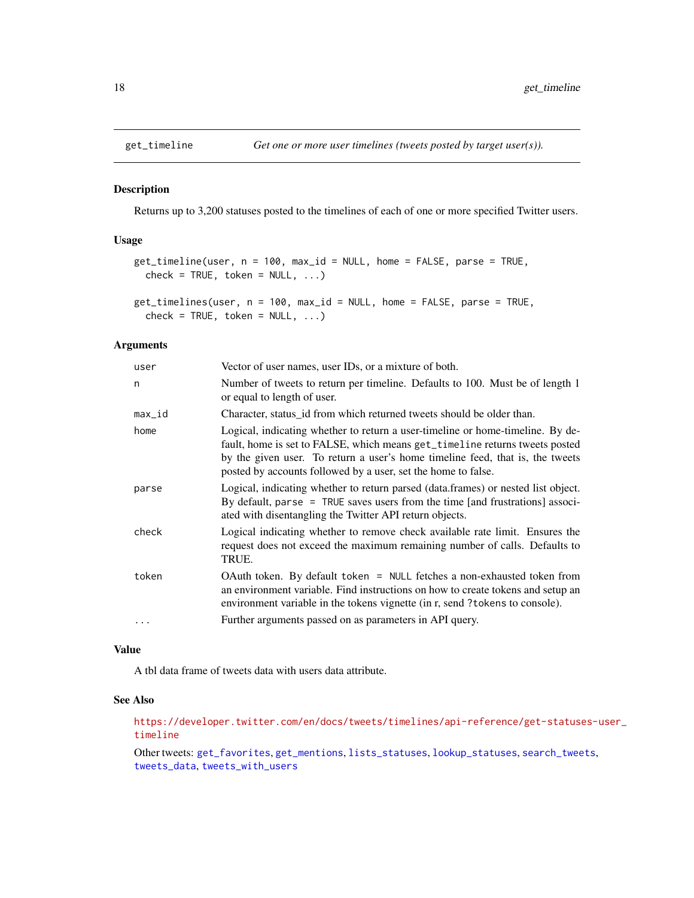## get_timeline *Get one or more user timelines (tweets posted by target user(s)).*

### Description

Returns up to 3,200 statuses posted to the timelines of each of one or more specified Twitter users.

### Usage

```
get_timeline(user, n = 100, max_id = NULL, home = FALSE, parse = TRUE,
  check = TRUE, token = NULL, ...)

get_timelines(user, n = 100, max_id = NULL, home = FALSE, parse = TRUE,
  check = TRUE, token = NULL, ...)
```

### Arguments

| | |
|---|---|
| `user` | Vector of user names, user IDs, or a mixture of both. |
| `n` | Number of tweets to return per timeline. Defaults to 100. Must be of length 1 or equal to length of user. |
| `max_id` | Character, status_id from which returned tweets should be older than. |
| `home` | Logical, indicating whether to return a user-timeline or home-timeline. By default, home is set to FALSE, which means `get_timeline` returns tweets posted by the given user. To return a user's home timeline feed, that is, the tweets posted by accounts followed by a user, set the home to false. |
| `parse` | Logical, indicating whether to return parsed (data.frames) or nested list object. By default, `parse = TRUE` saves users from the time [and frustrations] associated with disentangling the Twitter API return objects. |
| `check` | Logical indicating whether to remove check available rate limit. Ensures the request does not exceed the maximum remaining number of calls. Defaults to TRUE. |
| `token` | OAuth token. By default `token = NULL` fetches a non-exhausted token from an environment variable. Find instructions on how to create tokens and setup an environment variable in the tokens vignette (in r, send `?tokens` to console). |
| `...` | Further arguments passed on as parameters in API query. |

### Value

A tbl data frame of tweets data with users data attribute.

### See Also

https://developer.twitter.com/en/docs/tweets/timelines/api-reference/get-statuses-user_timeline

Other tweets: `get_favorites`, `get_mentions`, `lists_statuses`, `lookup_statuses`, `search_tweets`, `tweets_data`, `tweets_with_users`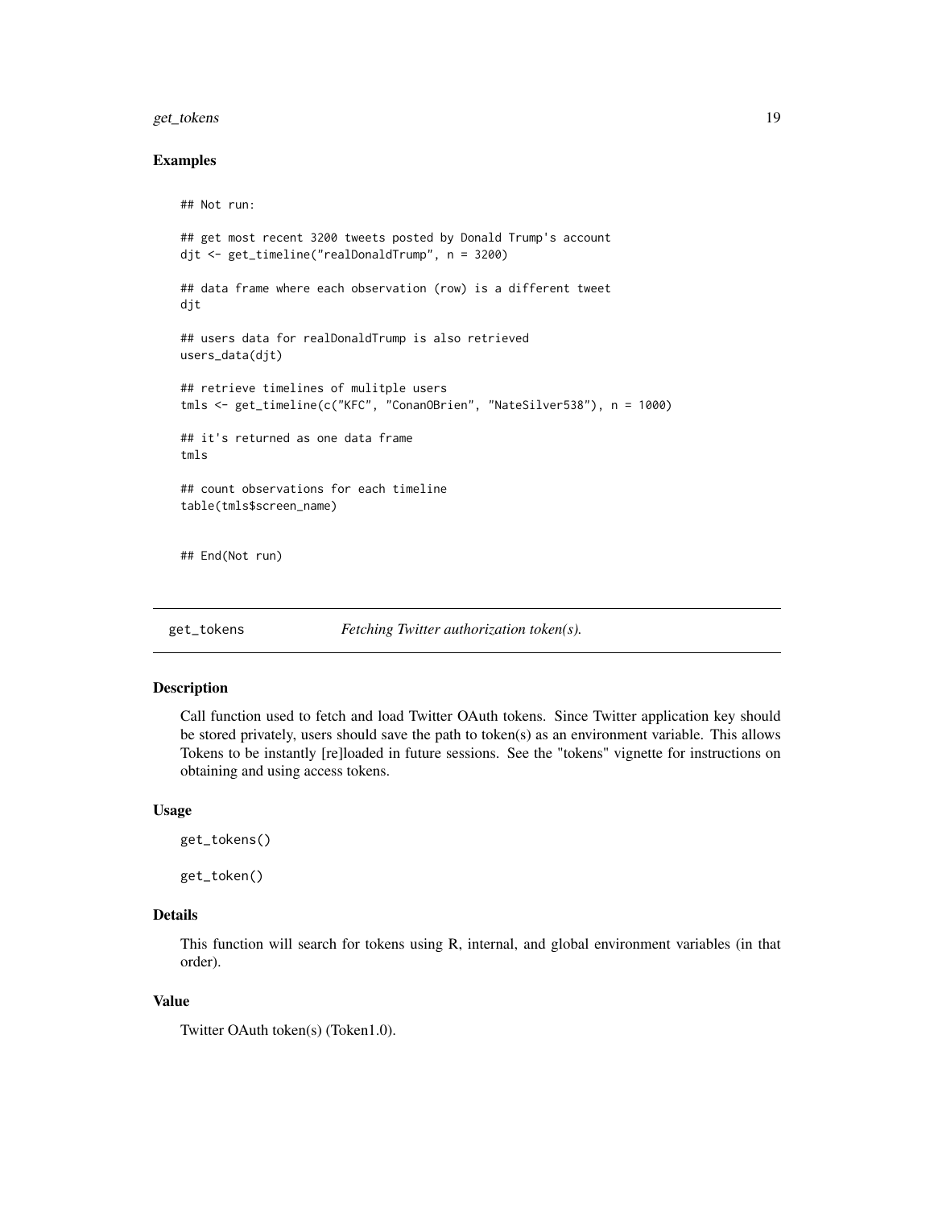## Examples

```
## Not run:

## get most recent 3200 tweets posted by Donald Trump's account
djt <- get_timeline("realDonaldTrump", n = 3200)

## data frame where each observation (row) is a different tweet
djt

## users data for realDonaldTrump is also retrieved
users_data(djt)

## retrieve timelines of mulitple users
tmls <- get_timeline(c("KFC", "ConanOBrien", "NateSilver538"), n = 1000)

## it's returned as one data frame
tmls

## count observations for each timeline
table(tmls$screen_name)


## End(Not run)
```

---

`get_tokens` *Fetching Twitter authorization token(s).*

---

## Description

Call function used to fetch and load Twitter OAuth tokens. Since Twitter application key should be stored privately, users should save the path to token(s) as an environment variable. This allows Tokens to be instantly [re]loaded in future sessions. See the "tokens" vignette for instructions on obtaining and using access tokens.

## Usage

```
get_tokens()

get_token()
```

## Details

This function will search for tokens using R, internal, and global environment variables (in that order).

## Value

Twitter OAuth token(s) (Token1.0).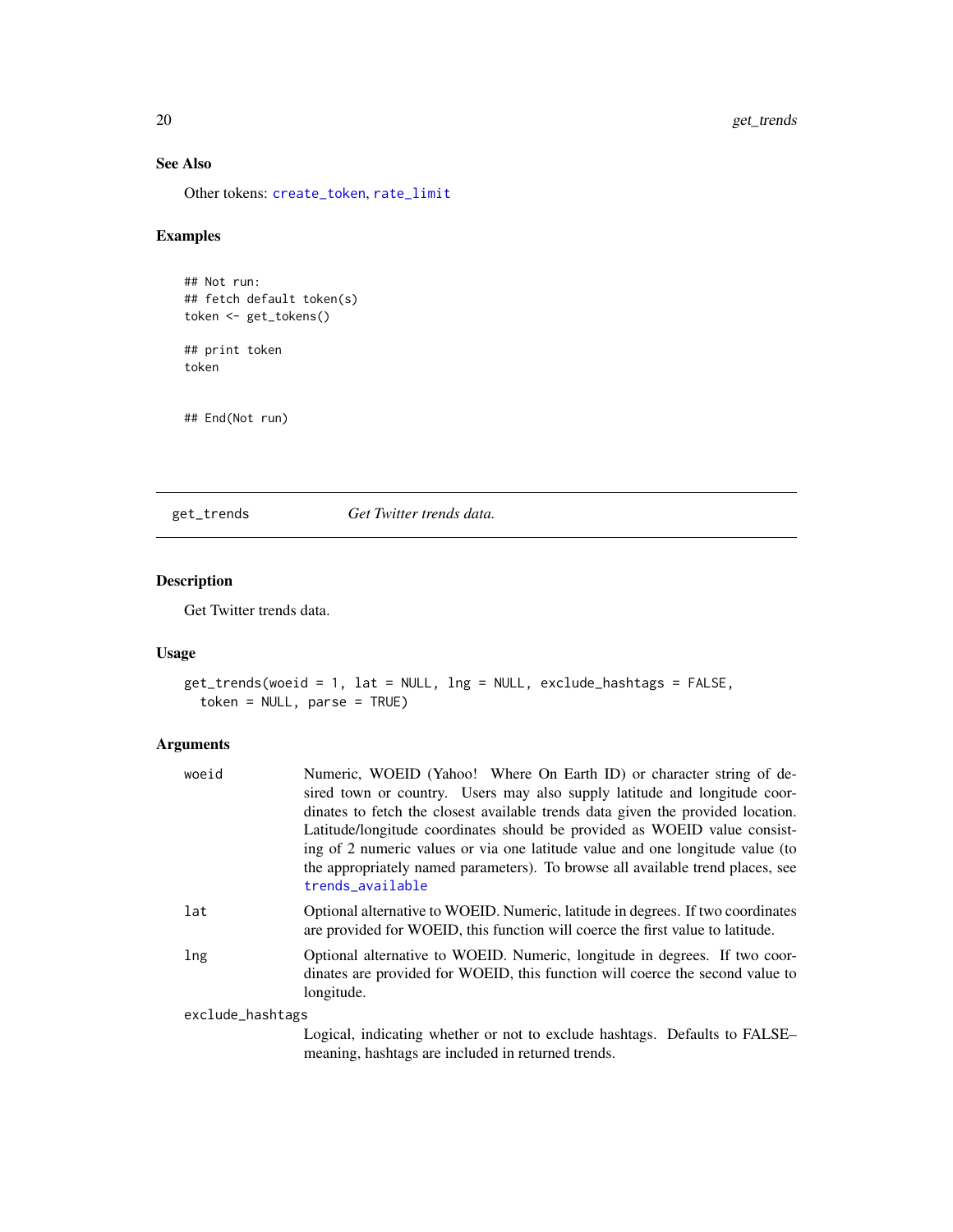## See Also

Other tokens: `create_token`, `rate_limit`

## Examples

```
## Not run:
## fetch default token(s)
token <- get_tokens()

## print token
token


## End(Not run)
```

---

# get_trends — *Get Twitter trends data.*

## Description

Get Twitter trends data.

## Usage

```
get_trends(woeid = 1, lat = NULL, lng = NULL, exclude_hashtags = FALSE,
  token = NULL, parse = TRUE)
```

## Arguments

| Argument | Description |
| --- | --- |
| `woeid` | Numeric, WOEID (Yahoo! Where On Earth ID) or character string of desired town or country. Users may also supply latitude and longitude coordinates to fetch the closest available trends data given the provided location. Latitude/longitude coordinates should be provided as WOEID value consisting of 2 numeric values or via one latitude value and one longitude value (to the appropriately named parameters). To browse all available trend places, see `trends_available` |
| `lat` | Optional alternative to WOEID. Numeric, latitude in degrees. If two coordinates are provided for WOEID, this function will coerce the first value to latitude. |
| `lng` | Optional alternative to WOEID. Numeric, longitude in degrees. If two coordinates are provided for WOEID, this function will coerce the second value to longitude. |
| `exclude_hashtags` | Logical, indicating whether or not to exclude hashtags. Defaults to FALSE–meaning, hashtags are included in returned trends. |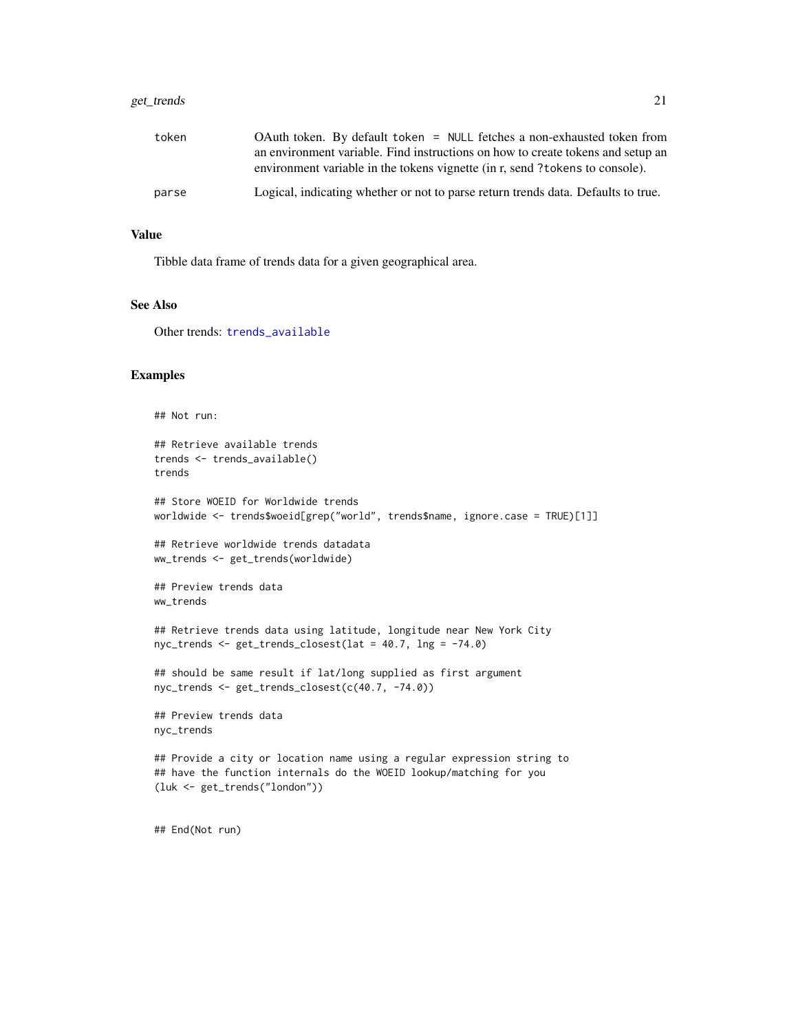| | |
|---|---|
| token | OAuth token. By default `token = NULL` fetches a non-exhausted token from an environment variable. Find instructions on how to create tokens and setup an environment variable in the tokens vignette (in r, send `?tokens` to console). |
| parse | Logical, indicating whether or not to parse return trends data. Defaults to true. |

### Value

Tibble data frame of trends data for a given geographical area.

### See Also

Other trends: trends_available

### Examples

```
## Not run:

## Retrieve available trends
trends <- trends_available()
trends

## Store WOEID for Worldwide trends
worldwide <- trends$woeid[grep("world", trends$name, ignore.case = TRUE)[1]]

## Retrieve worldwide trends datadata
ww_trends <- get_trends(worldwide)

## Preview trends data
ww_trends

## Retrieve trends data using latitude, longitude near New York City
nyc_trends <- get_trends_closest(lat = 40.7, lng = -74.0)

## should be same result if lat/long supplied as first argument
nyc_trends <- get_trends_closest(c(40.7, -74.0))

## Preview trends data
nyc_trends

## Provide a city or location name using a regular expression string to
## have the function internals do the WOEID lookup/matching for you
(luk <- get_trends("london"))


## End(Not run)
```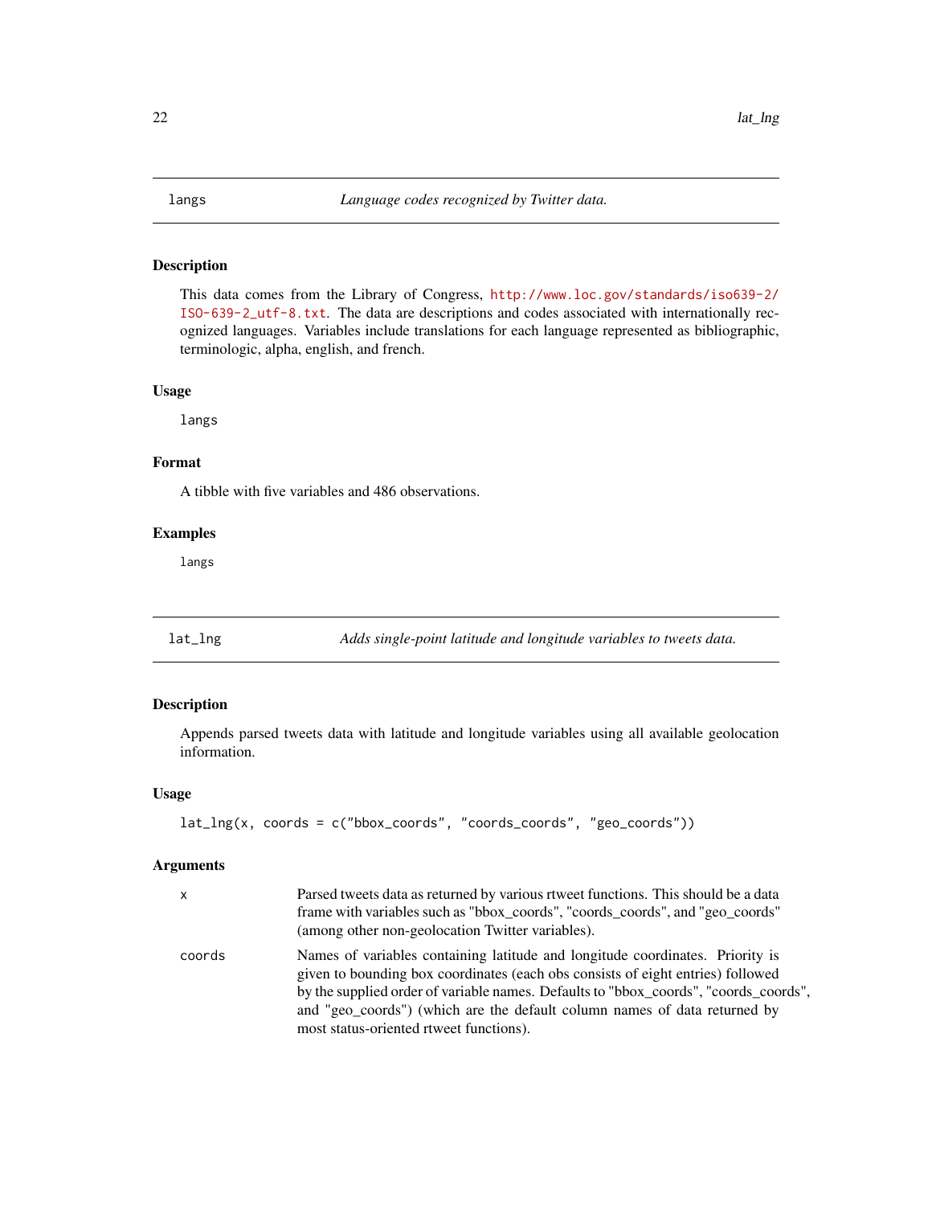## langs — *Language codes recognized by Twitter data.*

### Description

This data comes from the Library of Congress, http://www.loc.gov/standards/iso639-2/ISO-639-2_utf-8.txt. The data are descriptions and codes associated with internationally recognized languages. Variables include translations for each language represented as bibliographic, terminologic, alpha, english, and french.

### Usage

```
langs
```

### Format

A tibble with five variables and 486 observations.

### Examples

```
langs
```

## lat_lng — *Adds single-point latitude and longitude variables to tweets data.*

### Description

Appends parsed tweets data with latitude and longitude variables using all available geolocation information.

### Usage

```
lat_lng(x, coords = c("bbox_coords", "coords_coords", "geo_coords"))
```

### Arguments

| | |
|---|---|
| x | Parsed tweets data as returned by various rtweet functions. This should be a data frame with variables such as "bbox_coords", "coords_coords", and "geo_coords" (among other non-geolocation Twitter variables). |
| coords | Names of variables containing latitude and longitude coordinates. Priority is given to bounding box coordinates (each obs consists of eight entries) followed by the supplied order of variable names. Defaults to "bbox_coords", "coords_coords", and "geo_coords") (which are the default column names of data returned by most status-oriented rtweet functions). |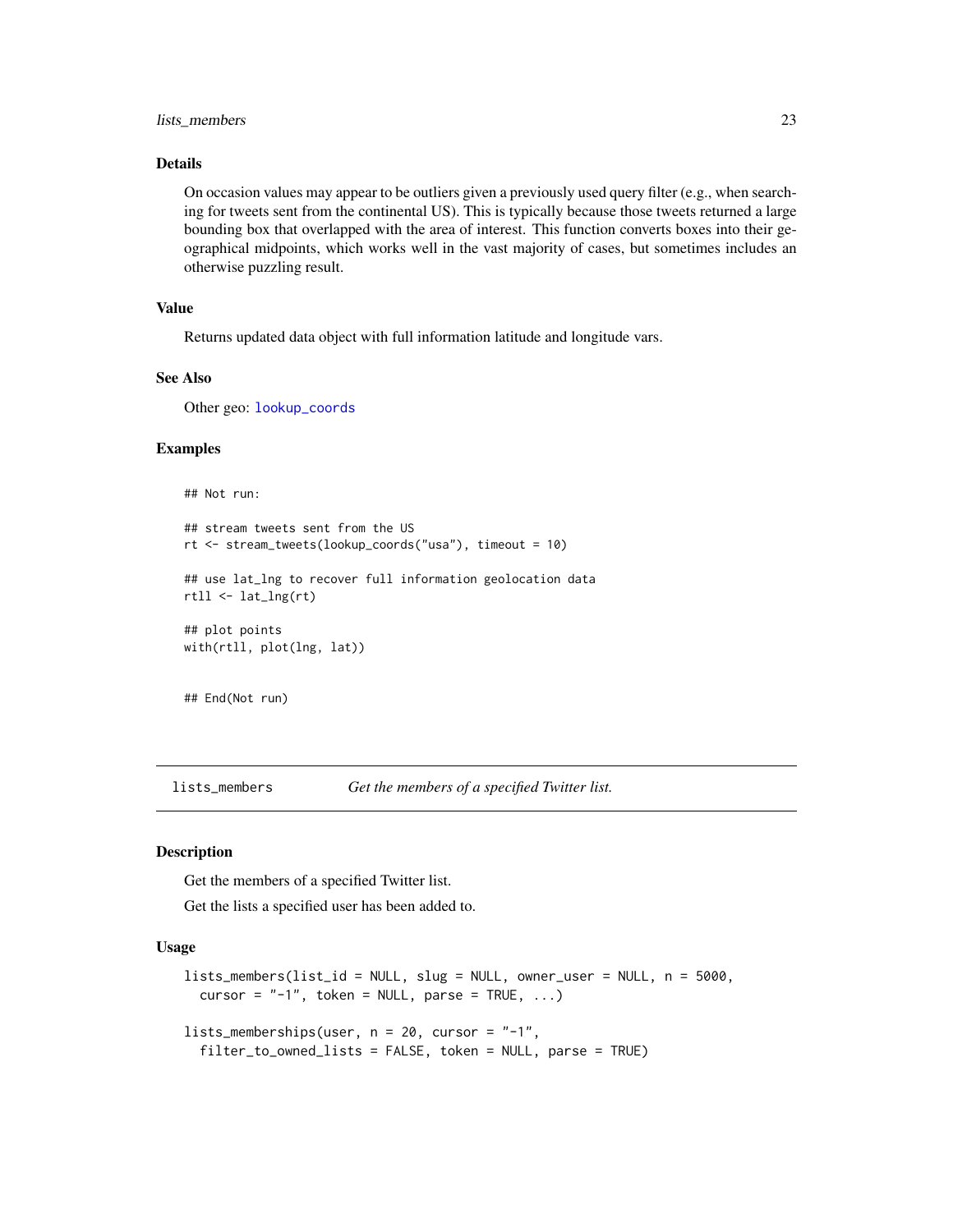### Details

On occasion values may appear to be outliers given a previously used query filter (e.g., when searching for tweets sent from the continental US). This is typically because those tweets returned a large bounding box that overlapped with the area of interest. This function converts boxes into their geographical midpoints, which works well in the vast majority of cases, but sometimes includes an otherwise puzzling result.

### Value

Returns updated data object with full information latitude and longitude vars.

### See Also

Other geo: lookup_coords

### Examples

```
## Not run:

## stream tweets sent from the US
rt <- stream_tweets(lookup_coords("usa"), timeout = 10)

## use lat_lng to recover full information geolocation data
rtll <- lat_lng(rt)

## plot points
with(rtll, plot(lng, lat))


## End(Not run)
```

---

## lists_members — *Get the members of a specified Twitter list.*

### Description

Get the members of a specified Twitter list.

Get the lists a specified user has been added to.

### Usage

```
lists_members(list_id = NULL, slug = NULL, owner_user = NULL, n = 5000,
  cursor = "-1", token = NULL, parse = TRUE, ...)

lists_memberships(user, n = 20, cursor = "-1",
  filter_to_owned_lists = FALSE, token = NULL, parse = TRUE)
```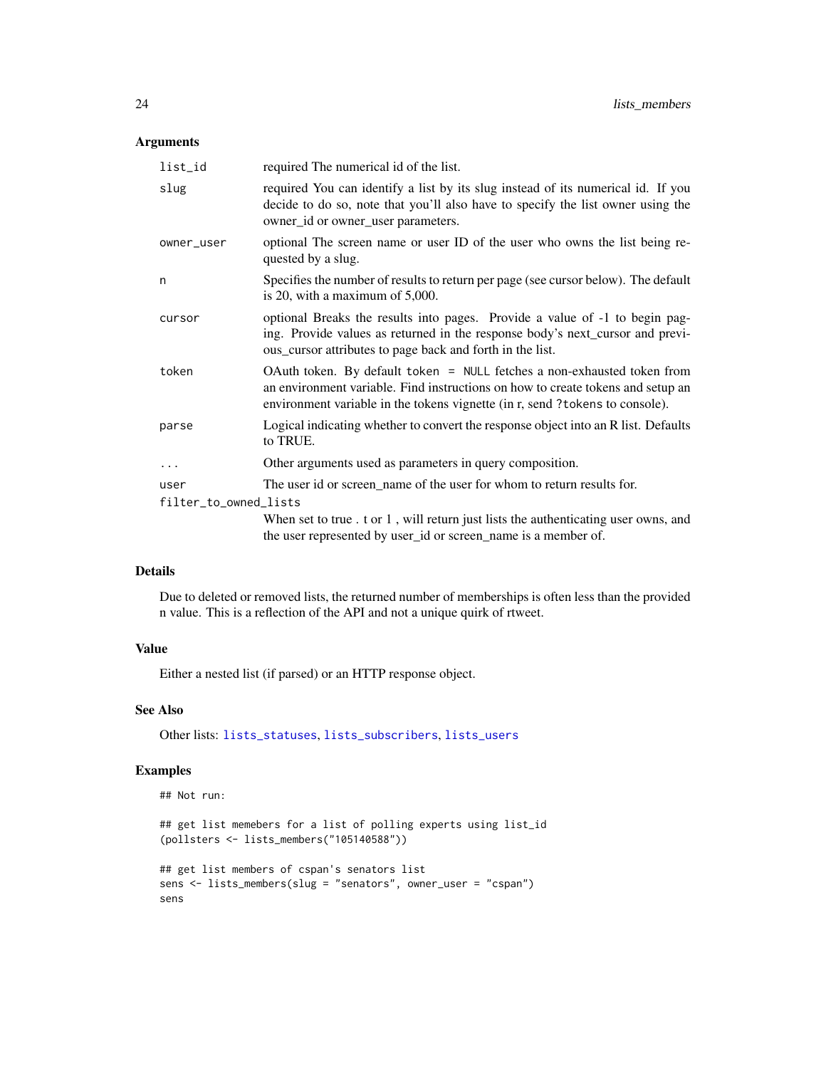### Arguments

| Argument | Description |
| --- | --- |
| list_id | required The numerical id of the list. |
| slug | required You can identify a list by its slug instead of its numerical id. If you decide to do so, note that you'll also have to specify the list owner using the owner_id or owner_user parameters. |
| owner_user | optional The screen name or user ID of the user who owns the list being requested by a slug. |
| n | Specifies the number of results to return per page (see cursor below). The default is 20, with a maximum of 5,000. |
| cursor | optional Breaks the results into pages. Provide a value of -1 to begin paging. Provide values as returned in the response body's next_cursor and previous_cursor attributes to page back and forth in the list. |
| token | OAuth token. By default `token = NULL` fetches a non-exhausted token from an environment variable. Find instructions on how to create tokens and setup an environment variable in the tokens vignette (in r, send `?tokens` to console). |
| parse | Logical indicating whether to convert the response object into an R list. Defaults to TRUE. |
| ... | Other arguments used as parameters in query composition. |
| user | The user id or screen_name of the user for whom to return results for. |
| filter_to_owned_lists | When set to true . t or 1 , will return just lists the authenticating user owns, and the user represented by user_id or screen_name is a member of. |

### Details

Due to deleted or removed lists, the returned number of memberships is often less than the provided n value. This is a reflection of the API and not a unique quirk of rtweet.

### Value

Either a nested list (if parsed) or an HTTP response object.

### See Also

Other lists: lists_statuses, lists_subscribers, lists_users

### Examples

```
## Not run:

## get list memebers for a list of polling experts using list_id
(pollsters <- lists_members("105140588"))

## get list members of cspan's senators list
sens <- lists_members(slug = "senators", owner_user = "cspan")
sens
```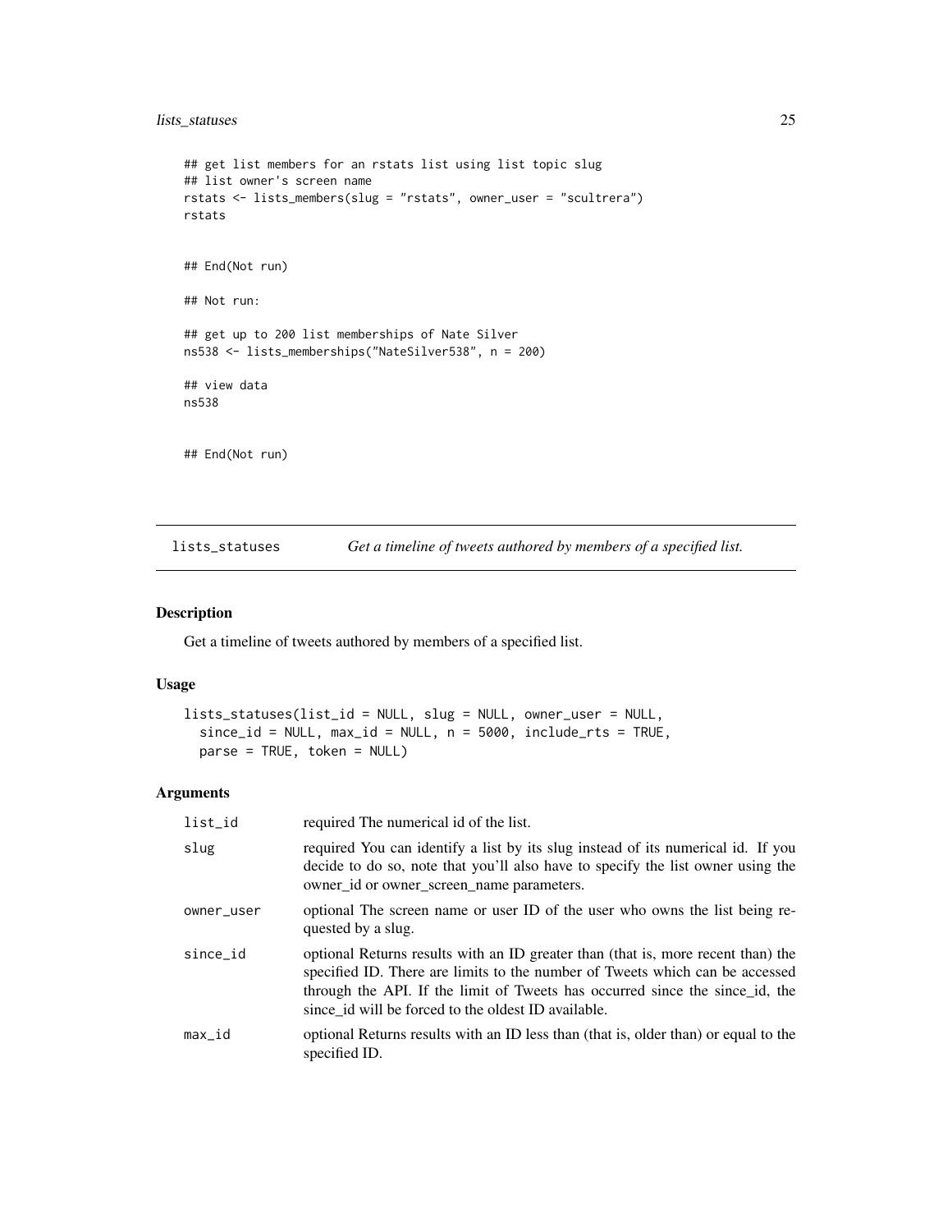```
## get list members for an rstats list using list topic slug
## list owner's screen name
rstats <- lists_members(slug = "rstats", owner_user = "scultrera")
rstats


## End(Not run)

## Not run:

## get up to 200 list memberships of Nate Silver
ns538 <- lists_memberships("NateSilver538", n = 200)

## view data
ns538


## End(Not run)
```

## lists_statuses — *Get a timeline of tweets authored by members of a specified list.*

### Description

Get a timeline of tweets authored by members of a specified list.

### Usage

```
lists_statuses(list_id = NULL, slug = NULL, owner_user = NULL,
  since_id = NULL, max_id = NULL, n = 5000, include_rts = TRUE,
  parse = TRUE, token = NULL)
```

### Arguments

| | |
|---|---|
| list_id | required The numerical id of the list. |
| slug | required You can identify a list by its slug instead of its numerical id. If you decide to do so, note that you'll also have to specify the list owner using the owner_id or owner_screen_name parameters. |
| owner_user | optional The screen name or user ID of the user who owns the list being requested by a slug. |
| since_id | optional Returns results with an ID greater than (that is, more recent than) the specified ID. There are limits to the number of Tweets which can be accessed through the API. If the limit of Tweets has occurred since the since_id, the since_id will be forced to the oldest ID available. |
| max_id | optional Returns results with an ID less than (that is, older than) or equal to the specified ID. |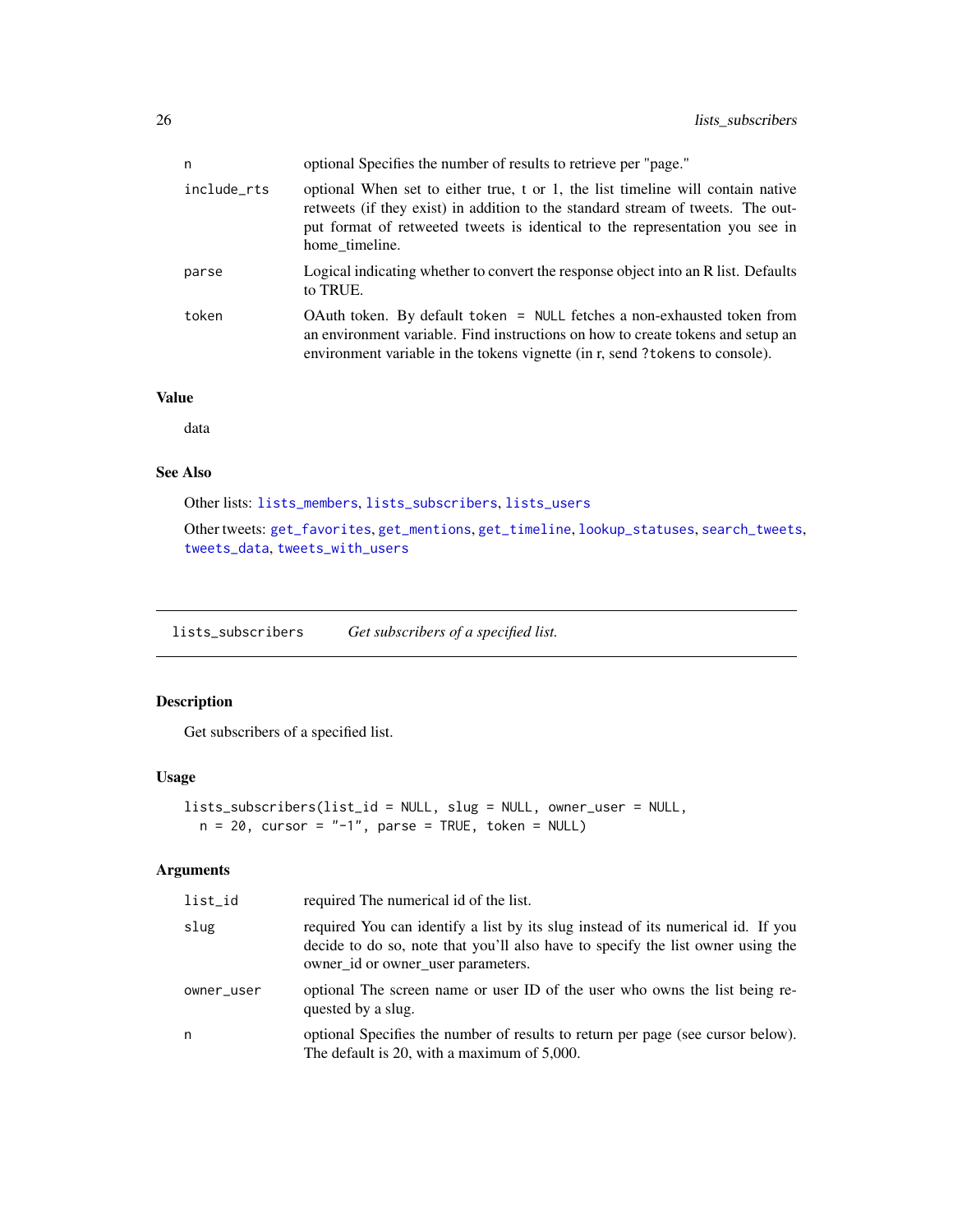| | |
|---|---|
| n | optional Specifies the number of results to retrieve per "page." |
| include_rts | optional When set to either true, t or 1, the list timeline will contain native retweets (if they exist) in addition to the standard stream of tweets. The output format of retweeted tweets is identical to the representation you see in home_timeline. |
| parse | Logical indicating whether to convert the response object into an R list. Defaults to TRUE. |
| token | OAuth token. By default `token = NULL` fetches a non-exhausted token from an environment variable. Find instructions on how to create tokens and setup an environment variable in the tokens vignette (in r, send `?tokens` to console). |

### Value

data

### See Also

Other lists: `lists_members`, `lists_subscribers`, `lists_users`

Other tweets: `get_favorites`, `get_mentions`, `get_timeline`, `lookup_statuses`, `search_tweets`, `tweets_data`, `tweets_with_users`

---

## lists_subscribers — *Get subscribers of a specified list.*

### Description

Get subscribers of a specified list.

### Usage

```
lists_subscribers(list_id = NULL, slug = NULL, owner_user = NULL,
  n = 20, cursor = "-1", parse = TRUE, token = NULL)
```

### Arguments

| | |
|---|---|
| list_id | required The numerical id of the list. |
| slug | required You can identify a list by its slug instead of its numerical id. If you decide to do so, note that you'll also have to specify the list owner using the owner_id or owner_user parameters. |
| owner_user | optional The screen name or user ID of the user who owns the list being requested by a slug. |
| n | optional Specifies the number of results to return per page (see cursor below). The default is 20, with a maximum of 5,000. |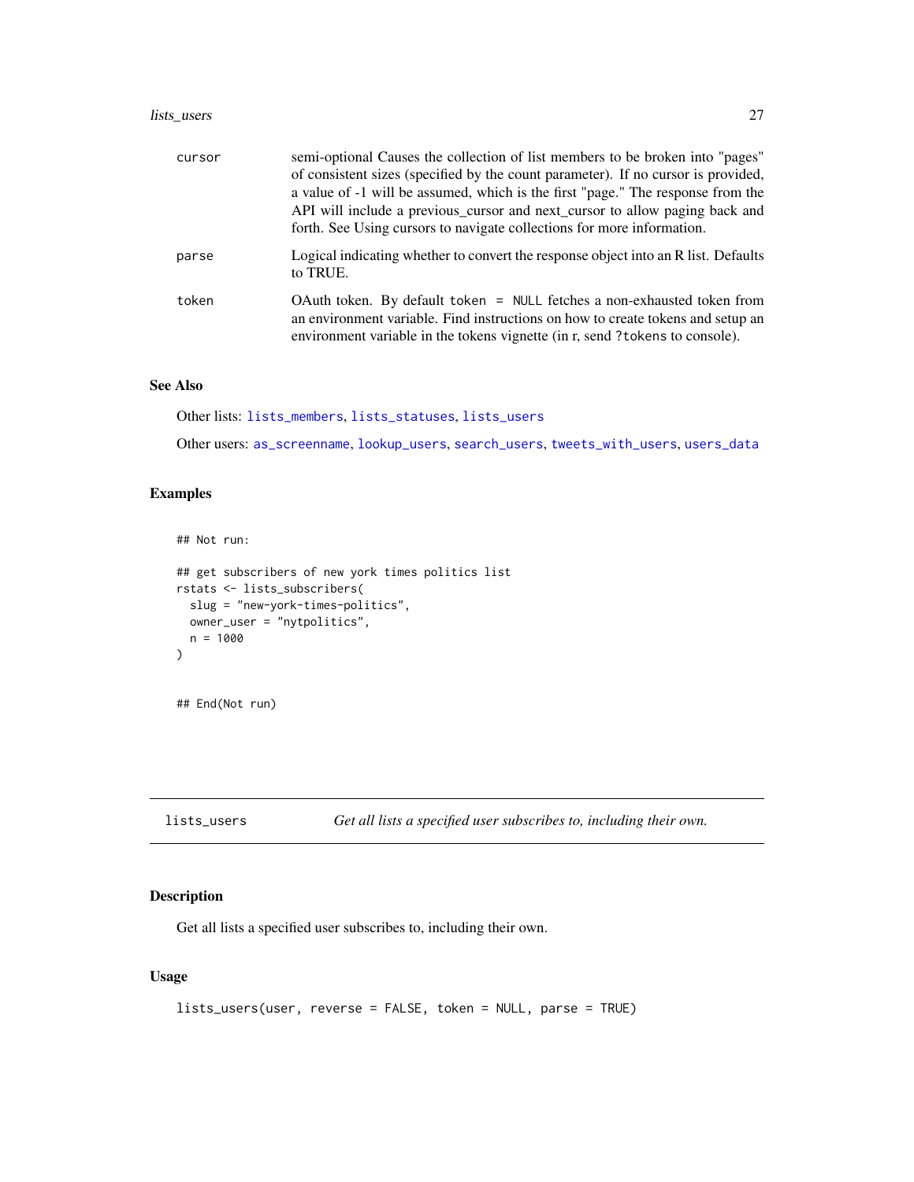| | |
|---|---|
| cursor | semi-optional Causes the collection of list members to be broken into "pages" of consistent sizes (specified by the count parameter). If no cursor is provided, a value of -1 will be assumed, which is the first "page." The response from the API will include a previous_cursor and next_cursor to allow paging back and forth. See Using cursors to navigate collections for more information. |
| parse | Logical indicating whether to convert the response object into an R list. Defaults to TRUE. |
| token | OAuth token. By default `token = NULL` fetches a non-exhausted token from an environment variable. Find instructions on how to create tokens and setup an environment variable in the tokens vignette (in r, send `?tokens` to console). |

### See Also

Other lists: `lists_members`, `lists_statuses`, `lists_users`

Other users: `as_screenname`, `lookup_users`, `search_users`, `tweets_with_users`, `users_data`

### Examples

```
## Not run:

## get subscribers of new york times politics list
rstats <- lists_subscribers(
  slug = "new-york-times-politics",
  owner_user = "nytpolitics",
  n = 1000
)


## End(Not run)
```

---

## lists_users — *Get all lists a specified user subscribes to, including their own.*

### Description

Get all lists a specified user subscribes to, including their own.

### Usage

```
lists_users(user, reverse = FALSE, token = NULL, parse = TRUE)
```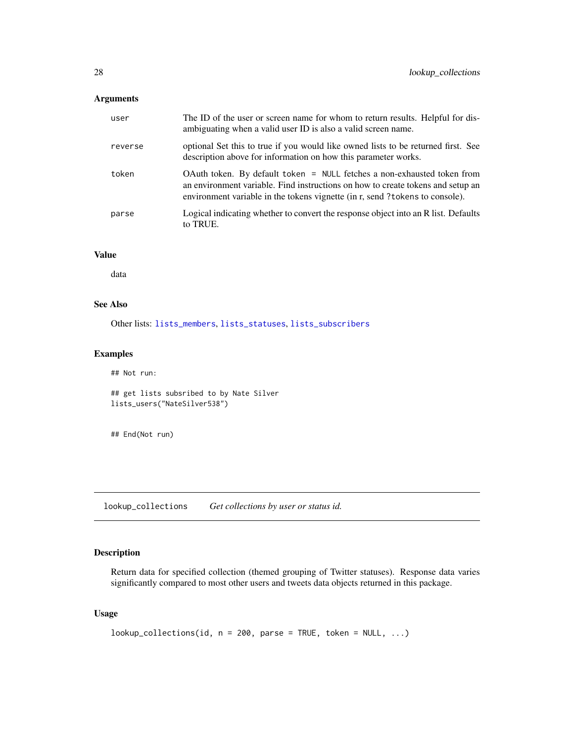### Arguments

| | |
|---|---|
| user | The ID of the user or screen name for whom to return results. Helpful for disambiguating when a valid user ID is also a valid screen name. |
| reverse | optional Set this to true if you would like owned lists to be returned first. See description above for information on how this parameter works. |
| token | OAuth token. By default `token = NULL` fetches a non-exhausted token from an environment variable. Find instructions on how to create tokens and setup an environment variable in the tokens vignette (in r, send `?tokens` to console). |
| parse | Logical indicating whether to convert the response object into an R list. Defaults to TRUE. |

### Value

data

### See Also

Other lists: lists_members, lists_statuses, lists_subscribers

### Examples

```
## Not run:

## get lists subsribed to by Nate Silver
lists_users("NateSilver538")


## End(Not run)
```

---

## lookup_collections *Get collections by user or status id.*

---

### Description

Return data for specified collection (themed grouping of Twitter statuses). Response data varies significantly compared to most other users and tweets data objects returned in this package.

### Usage

```
lookup_collections(id, n = 200, parse = TRUE, token = NULL, ...)
```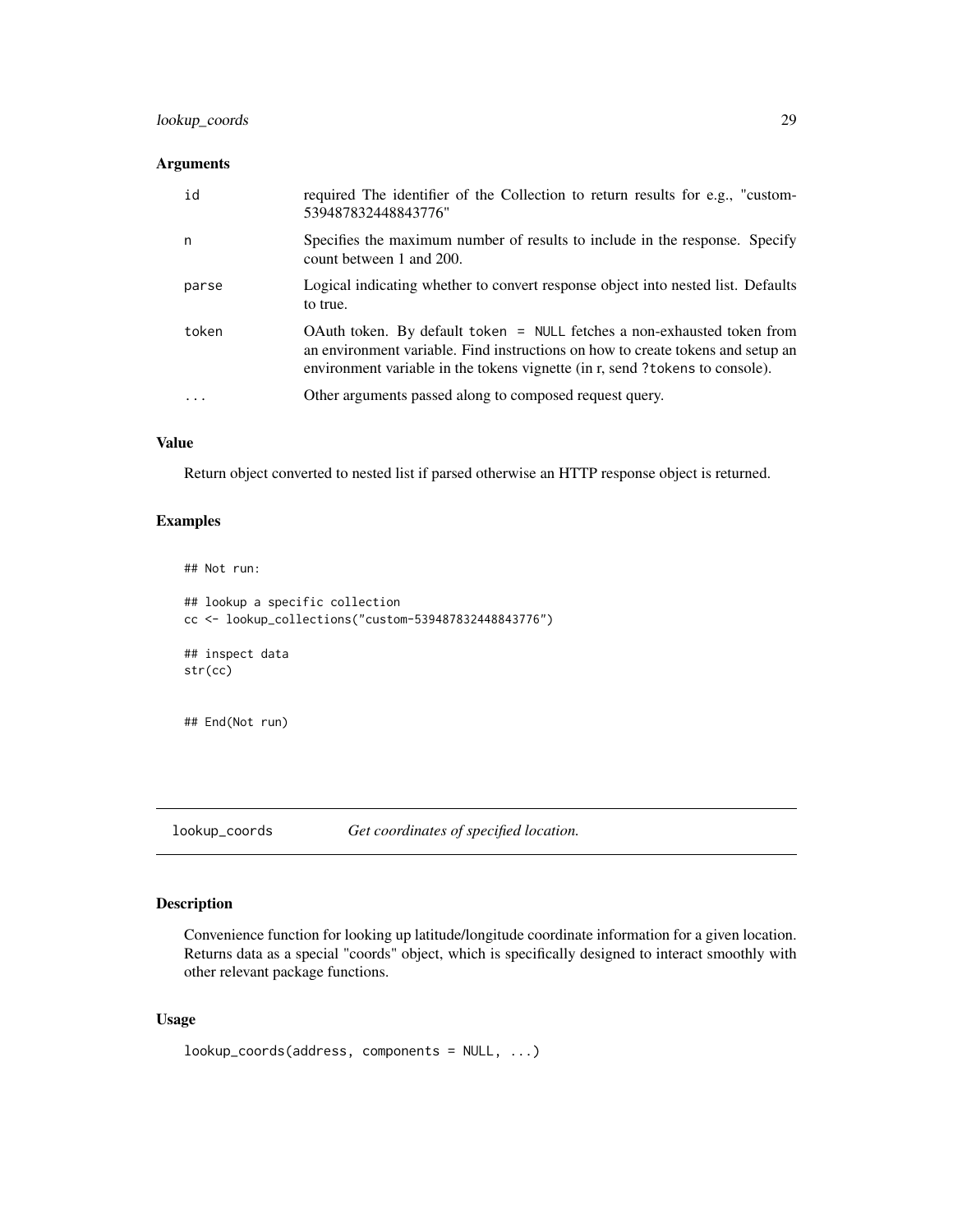### Arguments

| | |
|---|---|
| id | required The identifier of the Collection to return results for e.g., "custom-539487832448843776" |
| n | Specifies the maximum number of results to include in the response. Specify count between 1 and 200. |
| parse | Logical indicating whether to convert response object into nested list. Defaults to true. |
| token | OAuth token. By default `token = NULL` fetches a non-exhausted token from an environment variable. Find instructions on how to create tokens and setup an environment variable in the tokens vignette (in r, send `?tokens` to console). |
| ... | Other arguments passed along to composed request query. |

### Value

Return object converted to nested list if parsed otherwise an HTTP response object is returned.

### Examples

```
## Not run:

## lookup a specific collection
cc <- lookup_collections("custom-539487832448843776")

## inspect data
str(cc)


## End(Not run)
```

---

## lookup_coords    *Get coordinates of specified location.*

---

### Description

Convenience function for looking up latitude/longitude coordinate information for a given location. Returns data as a special "coords" object, which is specifically designed to interact smoothly with other relevant package functions.

### Usage

```
lookup_coords(address, components = NULL, ...)
```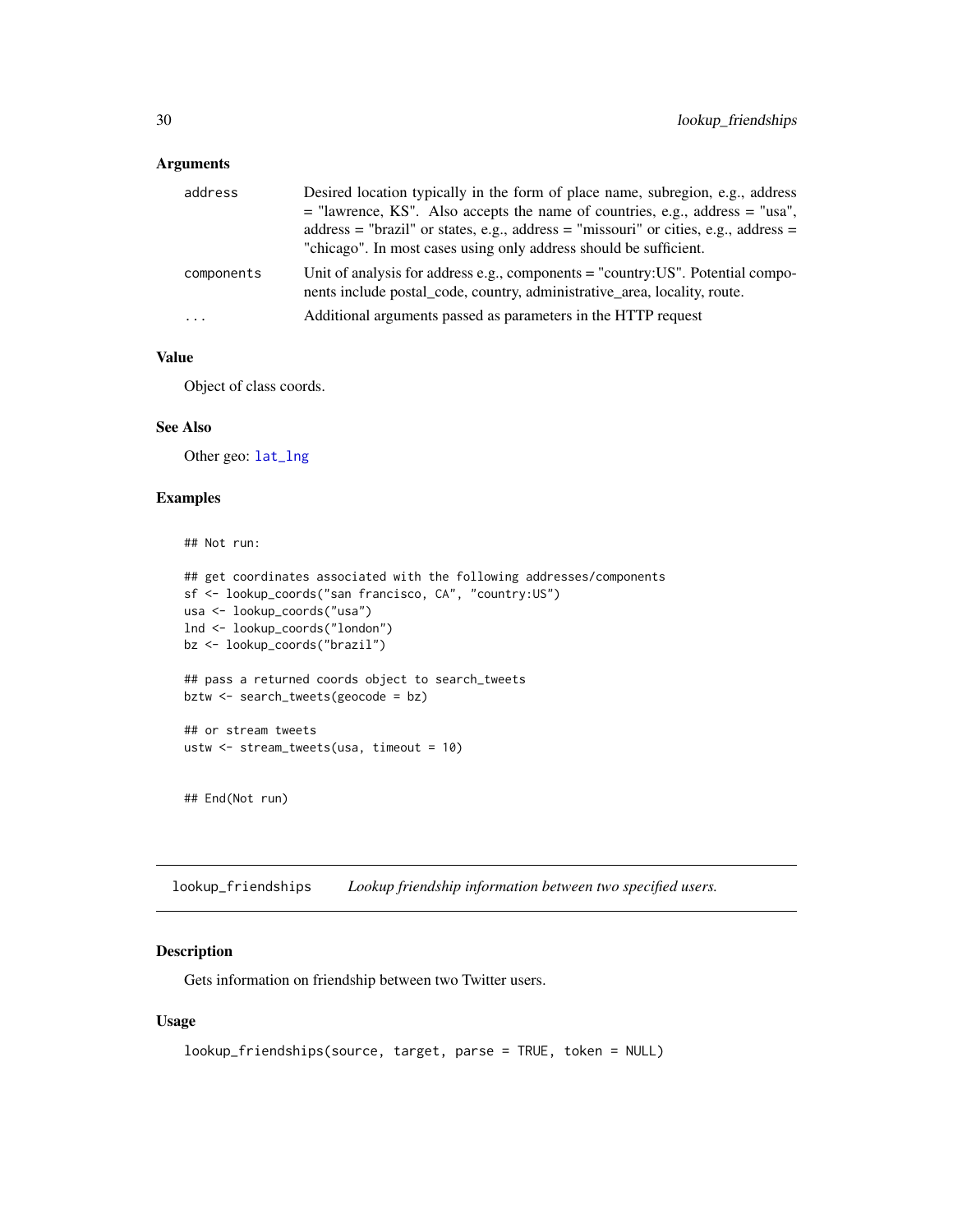### Arguments

| | |
|---|---|
| address | Desired location typically in the form of place name, subregion, e.g., address = "lawrence, KS". Also accepts the name of countries, e.g., address = "usa", address = "brazil" or states, e.g., address = "missouri" or cities, e.g., address = "chicago". In most cases using only address should be sufficient. |
| components | Unit of analysis for address e.g., components = "country:US". Potential components include postal_code, country, administrative_area, locality, route. |
| ... | Additional arguments passed as parameters in the HTTP request |

### Value

Object of class coords.

### See Also

Other geo: lat_lng

### Examples

```
## Not run:

## get coordinates associated with the following addresses/components
sf <- lookup_coords("san francisco, CA", "country:US")
usa <- lookup_coords("usa")
lnd <- lookup_coords("london")
bz <- lookup_coords("brazil")

## pass a returned coords object to search_tweets
bztw <- search_tweets(geocode = bz)

## or stream tweets
ustw <- stream_tweets(usa, timeout = 10)


## End(Not run)
```

## lookup_friendships *Lookup friendship information between two specified users.*

### Description

Gets information on friendship between two Twitter users.

### Usage

```
lookup_friendships(source, target, parse = TRUE, token = NULL)
```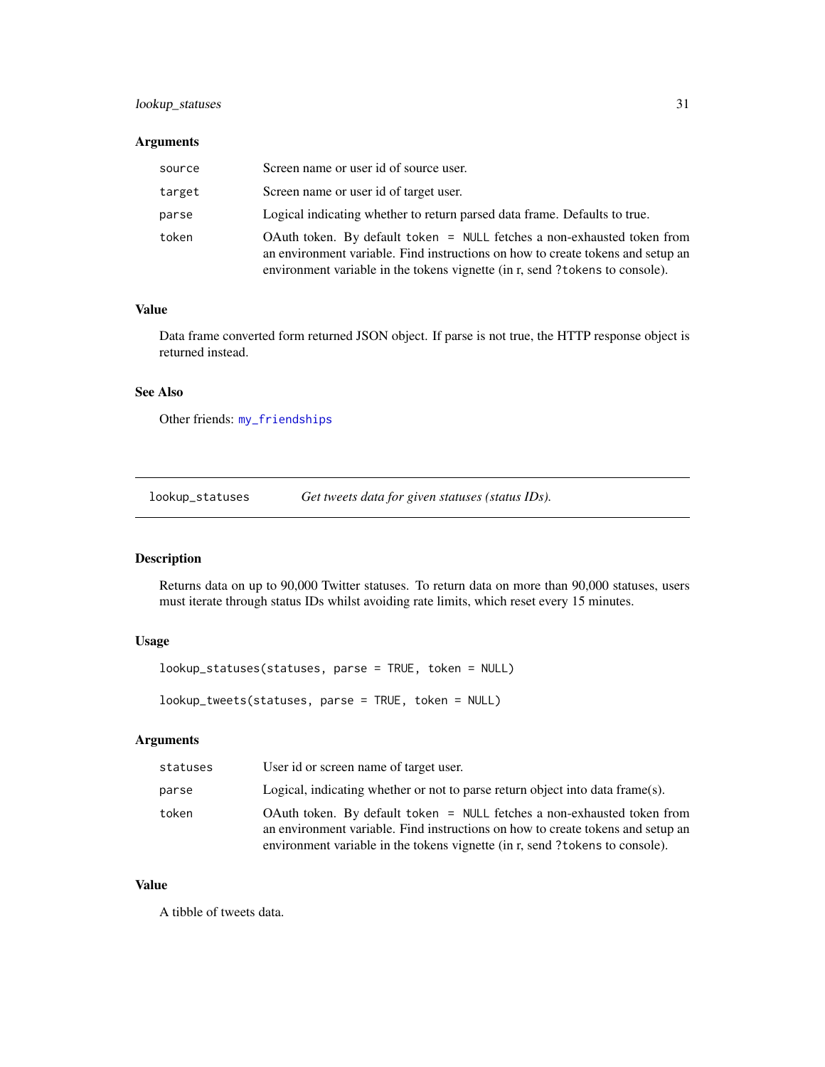### Arguments

| | |
|---|---|
| `source` | Screen name or user id of source user. |
| `target` | Screen name or user id of target user. |
| `parse` | Logical indicating whether to return parsed data frame. Defaults to true. |
| `token` | OAuth token. By default `token = NULL` fetches a non-exhausted token from an environment variable. Find instructions on how to create tokens and setup an environment variable in the tokens vignette (in r, send `?tokens` to console). |

### Value

Data frame converted form returned JSON object. If parse is not true, the HTTP response object is returned instead.

### See Also

Other friends: `my_friendships`

---

## `lookup_statuses` *Get tweets data for given statuses (status IDs).*

---

### Description

Returns data on up to 90,000 Twitter statuses. To return data on more than 90,000 statuses, users must iterate through status IDs whilst avoiding rate limits, which reset every 15 minutes.

### Usage

```
lookup_statuses(statuses, parse = TRUE, token = NULL)

lookup_tweets(statuses, parse = TRUE, token = NULL)
```

### Arguments

| | |
|---|---|
| `statuses` | User id or screen name of target user. |
| `parse` | Logical, indicating whether or not to parse return object into data frame(s). |
| `token` | OAuth token. By default `token = NULL` fetches a non-exhausted token from an environment variable. Find instructions on how to create tokens and setup an environment variable in the tokens vignette (in r, send `?tokens` to console). |

### Value

A tibble of tweets data.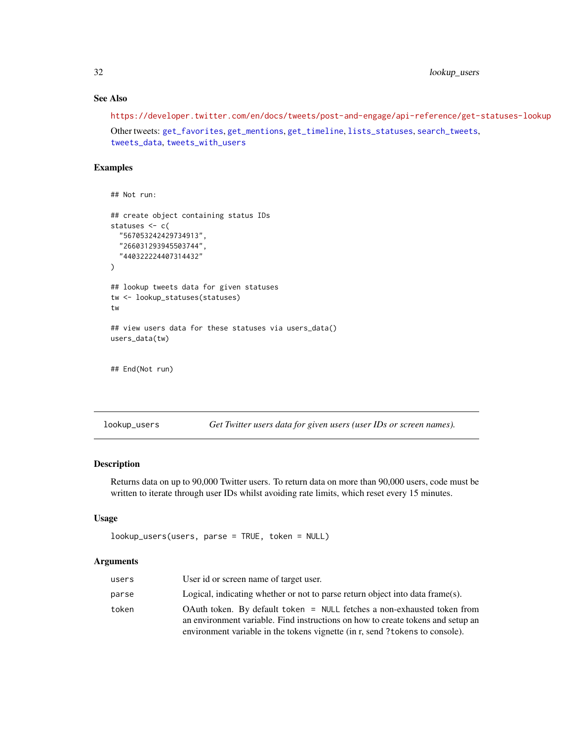## See Also

https://developer.twitter.com/en/docs/tweets/post-and-engage/api-reference/get-statuses-lookup

Other tweets: get_favorites, get_mentions, get_timeline, lists_statuses, search_tweets, tweets_data, tweets_with_users

## Examples

```
## Not run:

## create object containing status IDs
statuses <- c(
  "567053242429734913",
  "266031293945503744",
  "440322224407314432"
)

## lookup tweets data for given statuses
tw <- lookup_statuses(statuses)
tw

## view users data for these statuses via users_data()
users_data(tw)


## End(Not run)
```

---

# lookup_users — *Get Twitter users data for given users (user IDs or screen names).*

---

## Description

Returns data on up to 90,000 Twitter users. To return data on more than 90,000 users, code must be written to iterate through user IDs whilst avoiding rate limits, which reset every 15 minutes.

## Usage

```
lookup_users(users, parse = TRUE, token = NULL)
```

## Arguments

| | |
|---|---|
| users | User id or screen name of target user. |
| parse | Logical, indicating whether or not to parse return object into data frame(s). |
| token | OAuth token. By default `token = NULL` fetches a non-exhausted token from an environment variable. Find instructions on how to create tokens and setup an environment variable in the tokens vignette (in r, send `?tokens` to console). |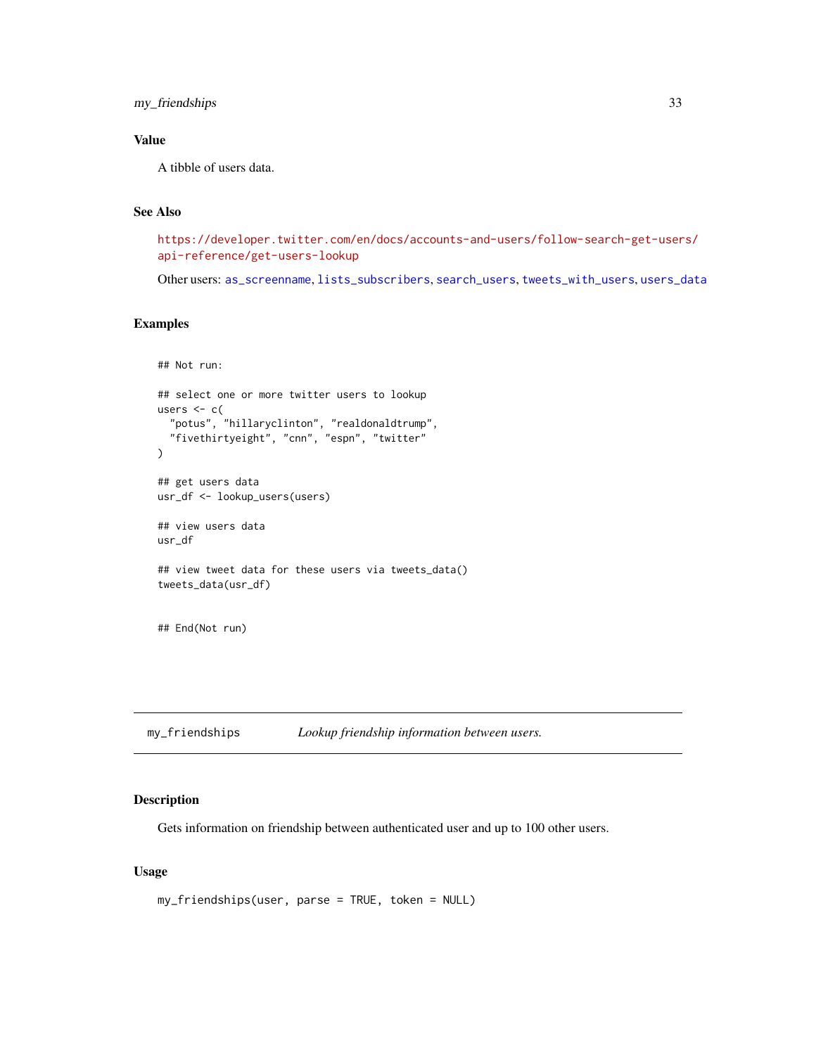### Value

A tibble of users data.

### See Also

https://developer.twitter.com/en/docs/accounts-and-users/follow-search-get-users/api-reference/get-users-lookup

Other users: as_screenname, lists_subscribers, search_users, tweets_with_users, users_data

### Examples

```
## Not run:

## select one or more twitter users to lookup
users <- c(
  "potus", "hillaryclinton", "realdonaldtrump",
  "fivethirtyeight", "cnn", "espn", "twitter"
)

## get users data
usr_df <- lookup_users(users)

## view users data
usr_df

## view tweet data for these users via tweets_data()
tweets_data(usr_df)


## End(Not run)
```

---

## my_friendships — *Lookup friendship information between users.*

### Description

Gets information on friendship between authenticated user and up to 100 other users.

### Usage

```
my_friendships(user, parse = TRUE, token = NULL)
```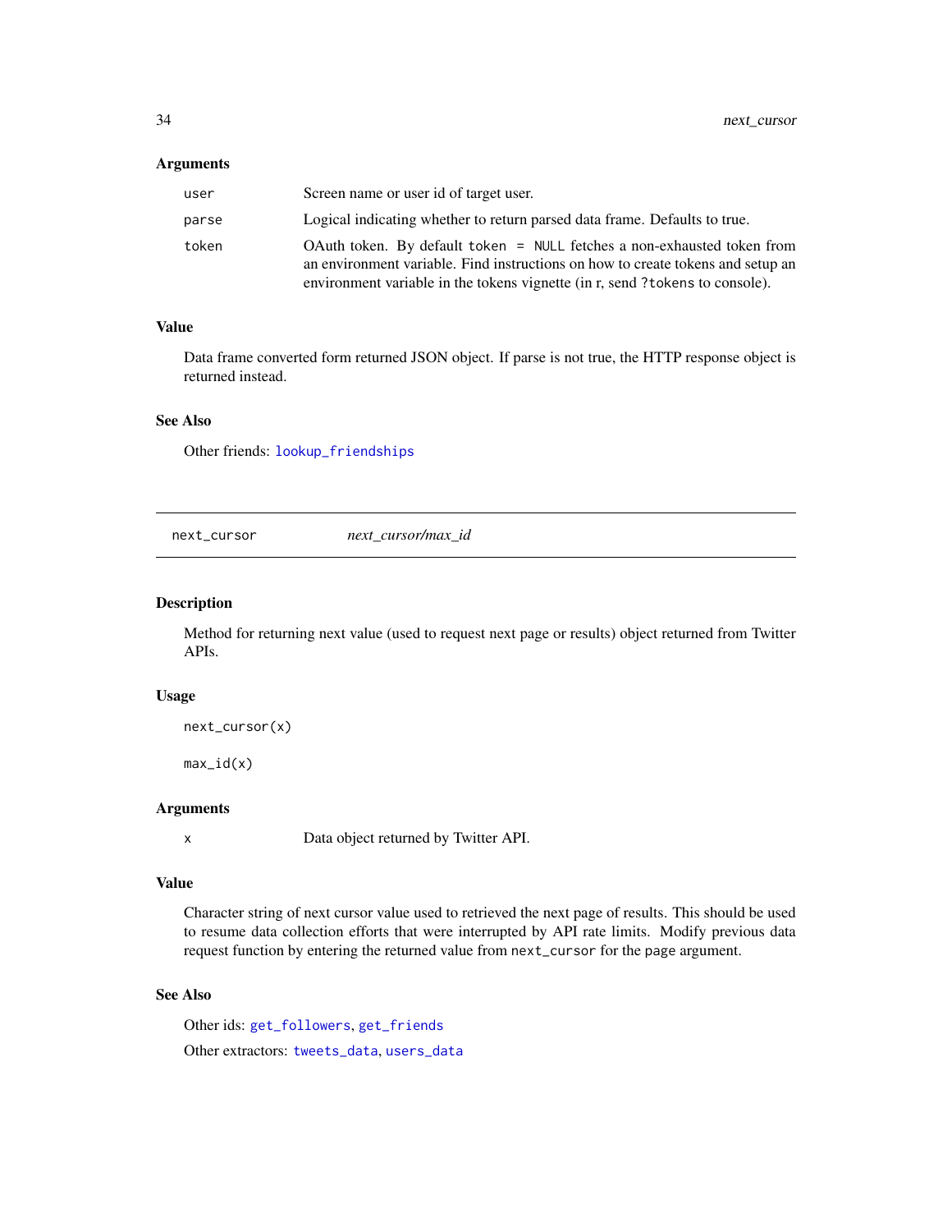### Arguments

| | |
|---|---|
| `user` | Screen name or user id of target user. |
| `parse` | Logical indicating whether to return parsed data frame. Defaults to true. |
| `token` | OAuth token. By default `token = NULL` fetches a non-exhausted token from an environment variable. Find instructions on how to create tokens and setup an environment variable in the tokens vignette (in r, send `?tokens` to console). |

### Value

Data frame converted form returned JSON object. If parse is not true, the HTTP response object is returned instead.

### See Also

Other friends: `lookup_friendships`

---

## `next_cursor` *next_cursor/max_id*

---

### Description

Method for returning next value (used to request next page or results) object returned from Twitter APIs.

### Usage

```
next_cursor(x)

max_id(x)
```

### Arguments

| | |
|---|---|
| `x` | Data object returned by Twitter API. |

### Value

Character string of next cursor value used to retrieved the next page of results. This should be used to resume data collection efforts that were interrupted by API rate limits. Modify previous data request function by entering the returned value from `next_cursor` for the `page` argument.

### See Also

Other ids: `get_followers`, `get_friends`

Other extractors: `tweets_data`, `users_data`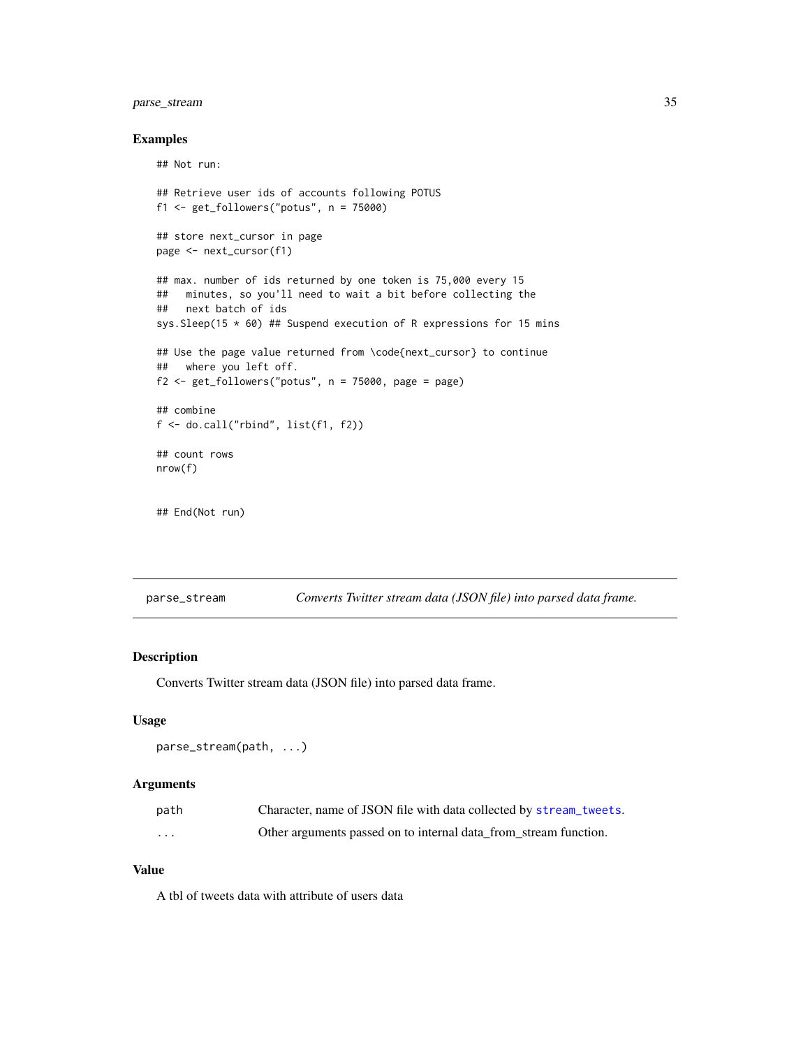## Examples

```
## Not run:

## Retrieve user ids of accounts following POTUS
f1 <- get_followers("potus", n = 75000)

## store next_cursor in page
page <- next_cursor(f1)

## max. number of ids returned by one token is 75,000 every 15
##   minutes, so you'll need to wait a bit before collecting the
##   next batch of ids
sys.Sleep(15 * 60) ## Suspend execution of R expressions for 15 mins

## Use the page value returned from \code{next_cursor} to continue
##   where you left off.
f2 <- get_followers("potus", n = 75000, page = page)

## combine
f <- do.call("rbind", list(f1, f2))

## count rows
nrow(f)


## End(Not run)
```

---

# parse_stream — *Converts Twitter stream data (JSON file) into parsed data frame.*

---

## Description

Converts Twitter stream data (JSON file) into parsed data frame.

## Usage

```
parse_stream(path, ...)
```

## Arguments

| | |
|---|---|
| `path` | Character, name of JSON file with data collected by `stream_tweets`. |
| `...` | Other arguments passed on to internal data_from_stream function. |

## Value

A tbl of tweets data with attribute of users data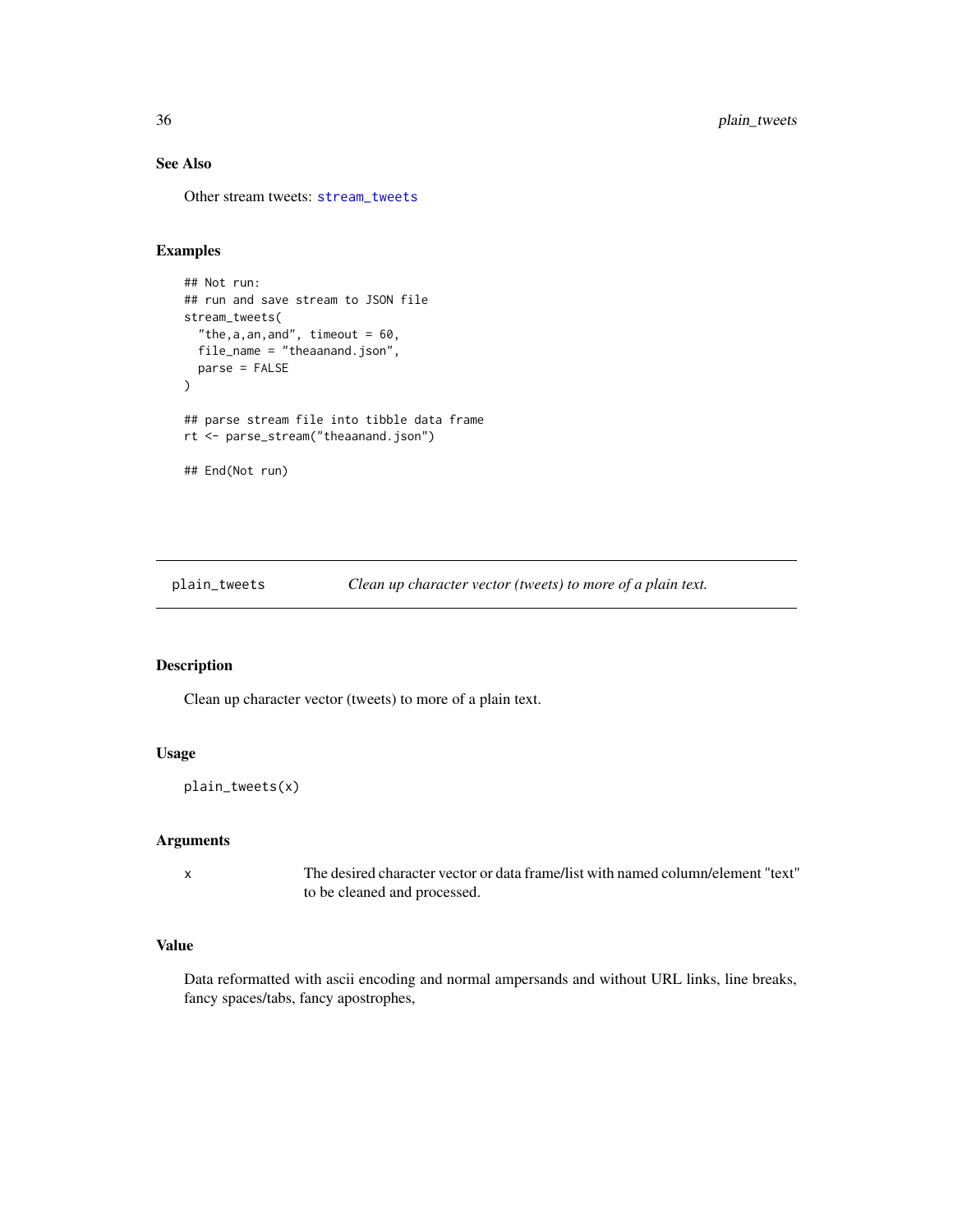### See Also

Other stream tweets: stream_tweets

### Examples

```
## Not run:
## run and save stream to JSON file
stream_tweets(
  "the,a,an,and", timeout = 60,
  file_name = "theaanand.json",
  parse = FALSE
)

## parse stream file into tibble data frame
rt <- parse_stream("theaanand.json")

## End(Not run)
```

---

## plain_tweets — *Clean up character vector (tweets) to more of a plain text.*

---

### Description

Clean up character vector (tweets) to more of a plain text.

### Usage

```
plain_tweets(x)
```

### Arguments

| | |
|---|---|
| x | The desired character vector or data frame/list with named column/element "text" to be cleaned and processed. |

### Value

Data reformatted with ascii encoding and normal ampersands and without URL links, line breaks, fancy spaces/tabs, fancy apostrophes,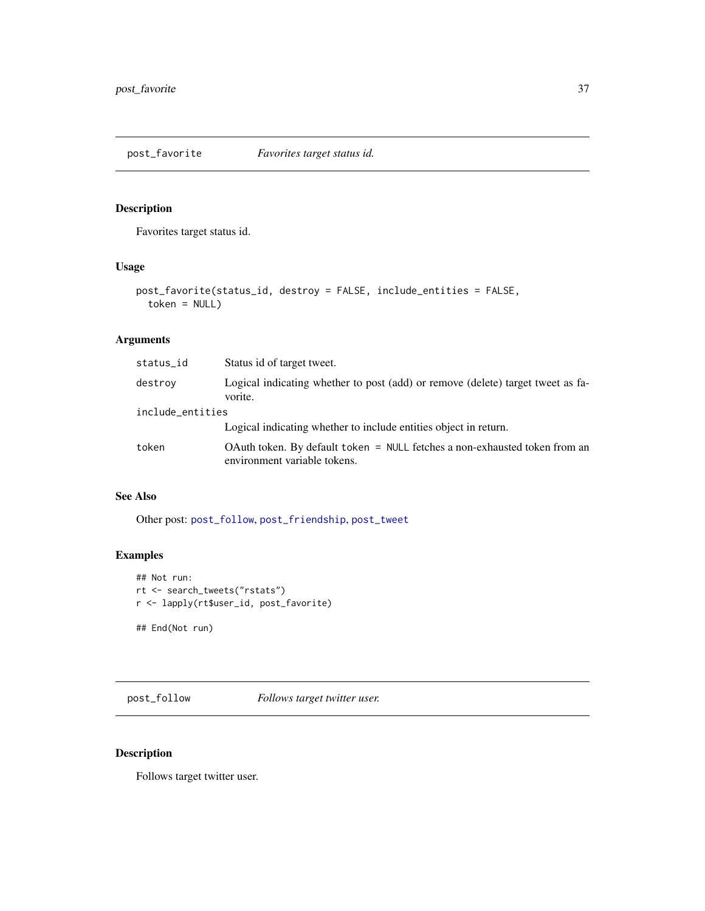## post_favorite — *Favorites target status id.*

### Description

Favorites target status id.

### Usage

```
post_favorite(status_id, destroy = FALSE, include_entities = FALSE,
  token = NULL)
```

### Arguments

| | |
|---|---|
| `status_id` | Status id of target tweet. |
| `destroy` | Logical indicating whether to post (add) or remove (delete) target tweet as favorite. |
| `include_entities` | Logical indicating whether to include entities object in return. |
| `token` | OAuth token. By default `token = NULL` fetches a non-exhausted token from an environment variable tokens. |

### See Also

Other post: `post_follow`, `post_friendship`, `post_tweet`

### Examples

```
## Not run:
rt <- search_tweets("rstats")
r <- lapply(rt$user_id, post_favorite)

## End(Not run)
```

## post_follow — *Follows target twitter user.*

### Description

Follows target twitter user.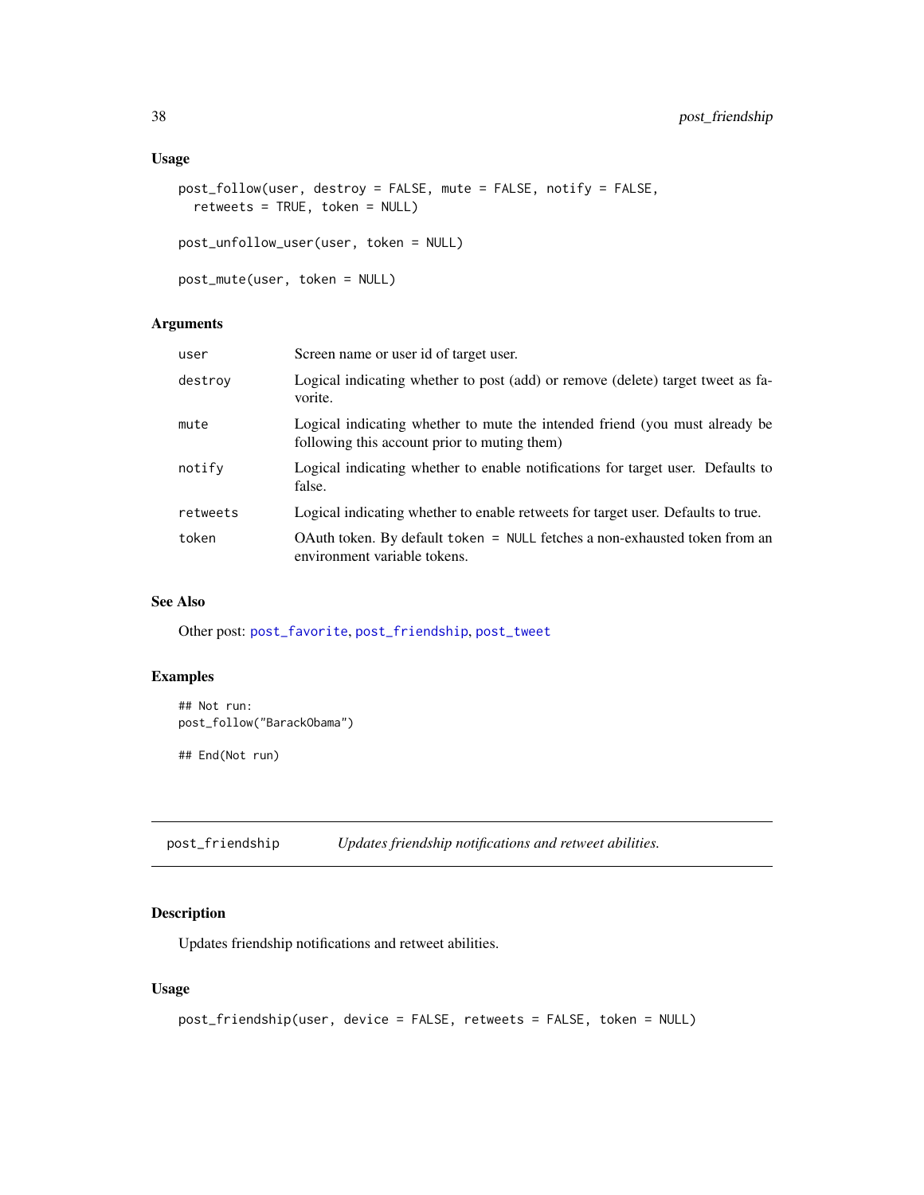### Usage

```
post_follow(user, destroy = FALSE, mute = FALSE, notify = FALSE,
  retweets = TRUE, token = NULL)

post_unfollow_user(user, token = NULL)

post_mute(user, token = NULL)
```

### Arguments

| | |
|---|---|
| `user` | Screen name or user id of target user. |
| `destroy` | Logical indicating whether to post (add) or remove (delete) target tweet as favorite. |
| `mute` | Logical indicating whether to mute the intended friend (you must already be following this account prior to muting them) |
| `notify` | Logical indicating whether to enable notifications for target user. Defaults to false. |
| `retweets` | Logical indicating whether to enable retweets for target user. Defaults to true. |
| `token` | OAuth token. By default `token = NULL` fetches a non-exhausted token from an environment variable tokens. |

### See Also

Other post: `post_favorite`, `post_friendship`, `post_tweet`

### Examples

```
## Not run:
post_follow("BarackObama")

## End(Not run)
```

---

## `post_friendship` *Updates friendship notifications and retweet abilities.*

---

### Description

Updates friendship notifications and retweet abilities.

### Usage

```
post_friendship(user, device = FALSE, retweets = FALSE, token = NULL)
```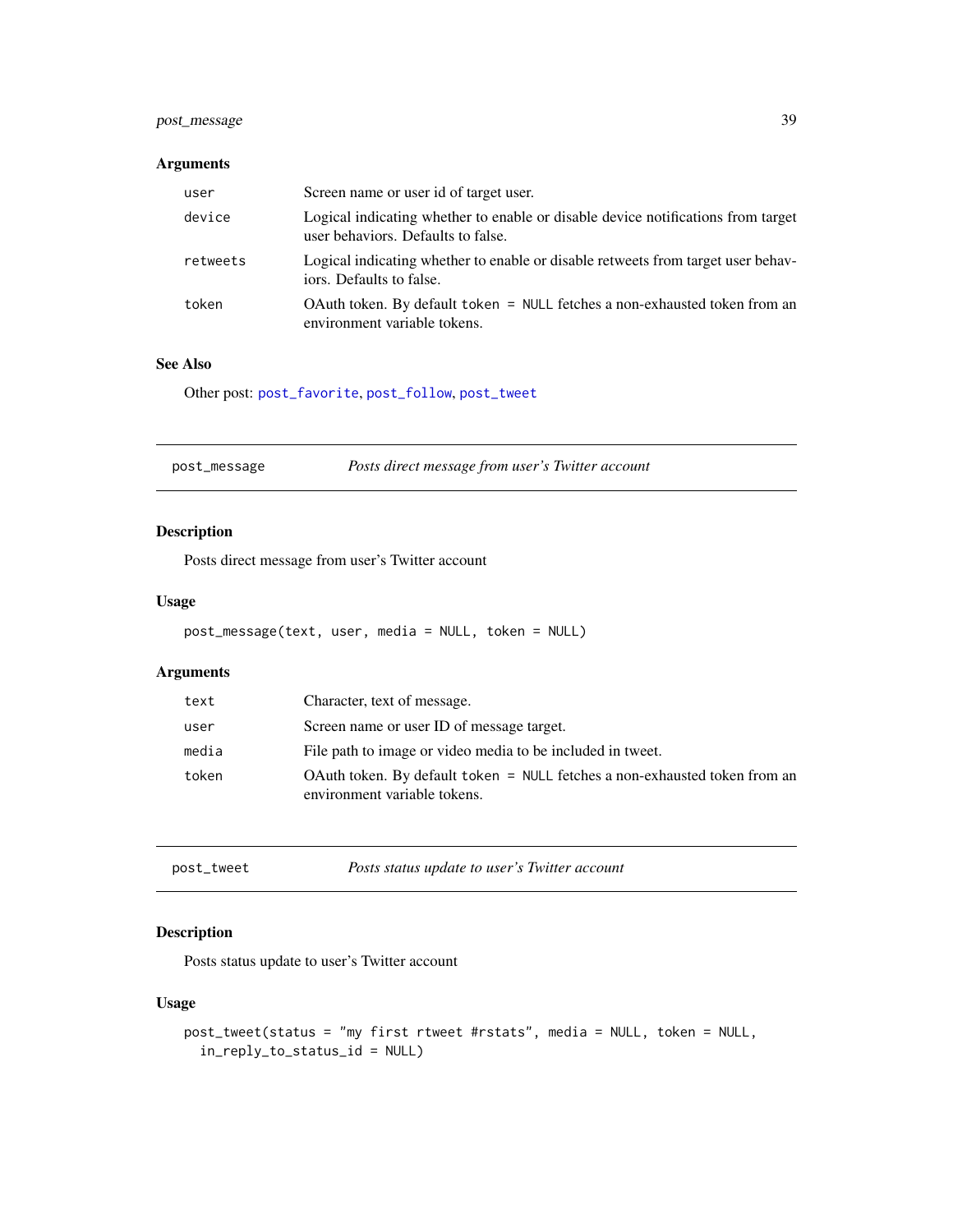### Arguments

| | |
|---|---|
| `user` | Screen name or user id of target user. |
| `device` | Logical indicating whether to enable or disable device notifications from target user behaviors. Defaults to false. |
| `retweets` | Logical indicating whether to enable or disable retweets from target user behaviors. Defaults to false. |
| `token` | OAuth token. By default `token = NULL` fetches a non-exhausted token from an environment variable tokens. |

### See Also

Other post: `post_favorite`, `post_follow`, `post_tweet`

---

## post_message — *Posts direct message from user's Twitter account*

### Description

Posts direct message from user's Twitter account

### Usage

```
post_message(text, user, media = NULL, token = NULL)
```

### Arguments

| | |
|---|---|
| `text` | Character, text of message. |
| `user` | Screen name or user ID of message target. |
| `media` | File path to image or video media to be included in tweet. |
| `token` | OAuth token. By default `token = NULL` fetches a non-exhausted token from an environment variable tokens. |

---

## post_tweet — *Posts status update to user's Twitter account*

### Description

Posts status update to user's Twitter account

### Usage

```
post_tweet(status = "my first rtweet #rstats", media = NULL, token = NULL,
  in_reply_to_status_id = NULL)
```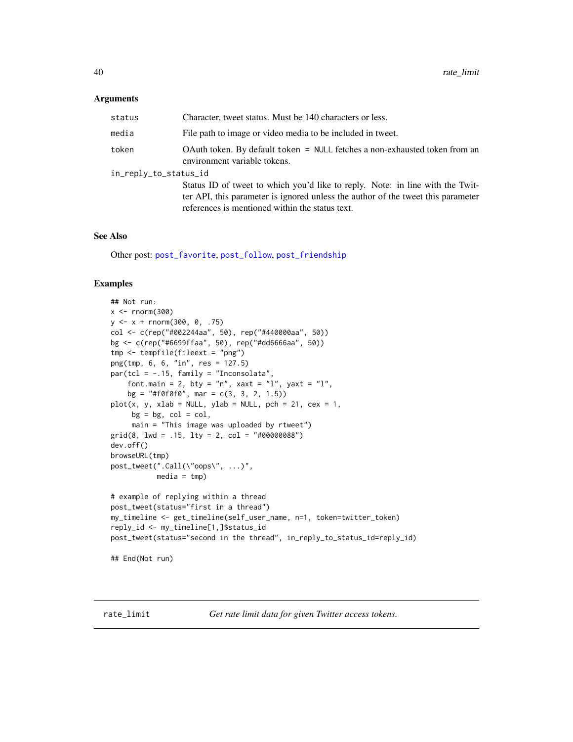### Arguments

| | |
|---|---|
| `status` | Character, tweet status. Must be 140 characters or less. |
| `media` | File path to image or video media to be included in tweet. |
| `token` | OAuth token. By default `token = NULL` fetches a non-exhausted token from an environment variable tokens. |
| `in_reply_to_status_id` | Status ID of tweet to which you'd like to reply. Note: in line with the Twitter API, this parameter is ignored unless the author of the tweet this parameter references is mentioned within the status text. |

### See Also

Other post: `post_favorite`, `post_follow`, `post_friendship`

### Examples

```
## Not run:
x <- rnorm(300)
y <- x + rnorm(300, 0, .75)
col <- c(rep("#002244aa", 50), rep("#440000aa", 50))
bg <- c(rep("#6699ffaa", 50), rep("#dd6666aa", 50))
tmp <- tempfile(fileext = "png")
png(tmp, 6, 6, "in", res = 127.5)
par(tcl = -.15, family = "Inconsolata",
    font.main = 2, bty = "n", xaxt = "l", yaxt = "l",
    bg = "#f0f0f0", mar = c(3, 3, 2, 1.5))
plot(x, y, xlab = NULL, ylab = NULL, pch = 21, cex = 1,
     bg = bg, col = col,
     main = "This image was uploaded by rtweet")
grid(8, lwd = .15, lty = 2, col = "#00000088")
dev.off()
browseURL(tmp)
post_tweet(".Call(\"oops\", ...)",
           media = tmp)

# example of replying within a thread
post_tweet(status="first in a thread")
my_timeline <- get_timeline(self_user_name, n=1, token=twitter_token)
reply_id <- my_timeline[1,]$status_id
post_tweet(status="second in the thread", in_reply_to_status_id=reply_id)

## End(Not run)
```

---

## rate_limit — *Get rate limit data for given Twitter access tokens.*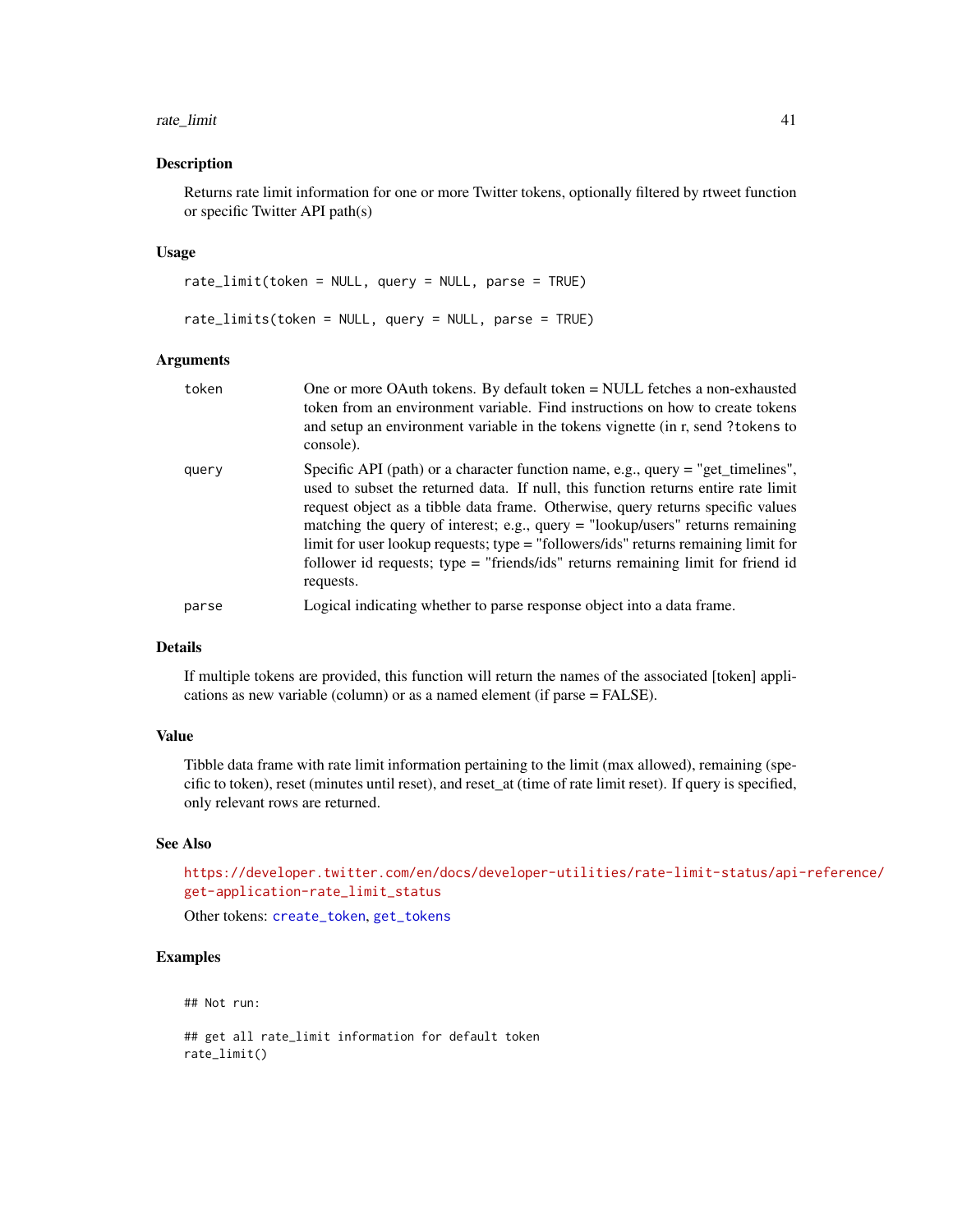## Description

Returns rate limit information for one or more Twitter tokens, optionally filtered by rtweet function or specific Twitter API path(s)

## Usage

```
rate_limit(token = NULL, query = NULL, parse = TRUE)

rate_limits(token = NULL, query = NULL, parse = TRUE)
```

## Arguments

| | |
|---|---|
| token | One or more OAuth tokens. By default token = NULL fetches a non-exhausted token from an environment variable. Find instructions on how to create tokens and setup an environment variable in the tokens vignette (in r, send `?tokens` to console). |
| query | Specific API (path) or a character function name, e.g., query = "get_timelines", used to subset the returned data. If null, this function returns entire rate limit request object as a tibble data frame. Otherwise, query returns specific values matching the query of interest; e.g., query = "lookup/users" returns remaining limit for user lookup requests; type = "followers/ids" returns remaining limit for follower id requests; type = "friends/ids" returns remaining limit for friend id requests. |
| parse | Logical indicating whether to parse response object into a data frame. |

## Details

If multiple tokens are provided, this function will return the names of the associated [token] applications as new variable (column) or as a named element (if parse = FALSE).

## Value

Tibble data frame with rate limit information pertaining to the limit (max allowed), remaining (specific to token), reset (minutes until reset), and reset_at (time of rate limit reset). If query is specified, only relevant rows are returned.

## See Also

https://developer.twitter.com/en/docs/developer-utilities/rate-limit-status/api-reference/get-application-rate_limit_status

Other tokens: `create_token`, `get_tokens`

## Examples

```
## Not run:

## get all rate_limit information for default token
rate_limit()
```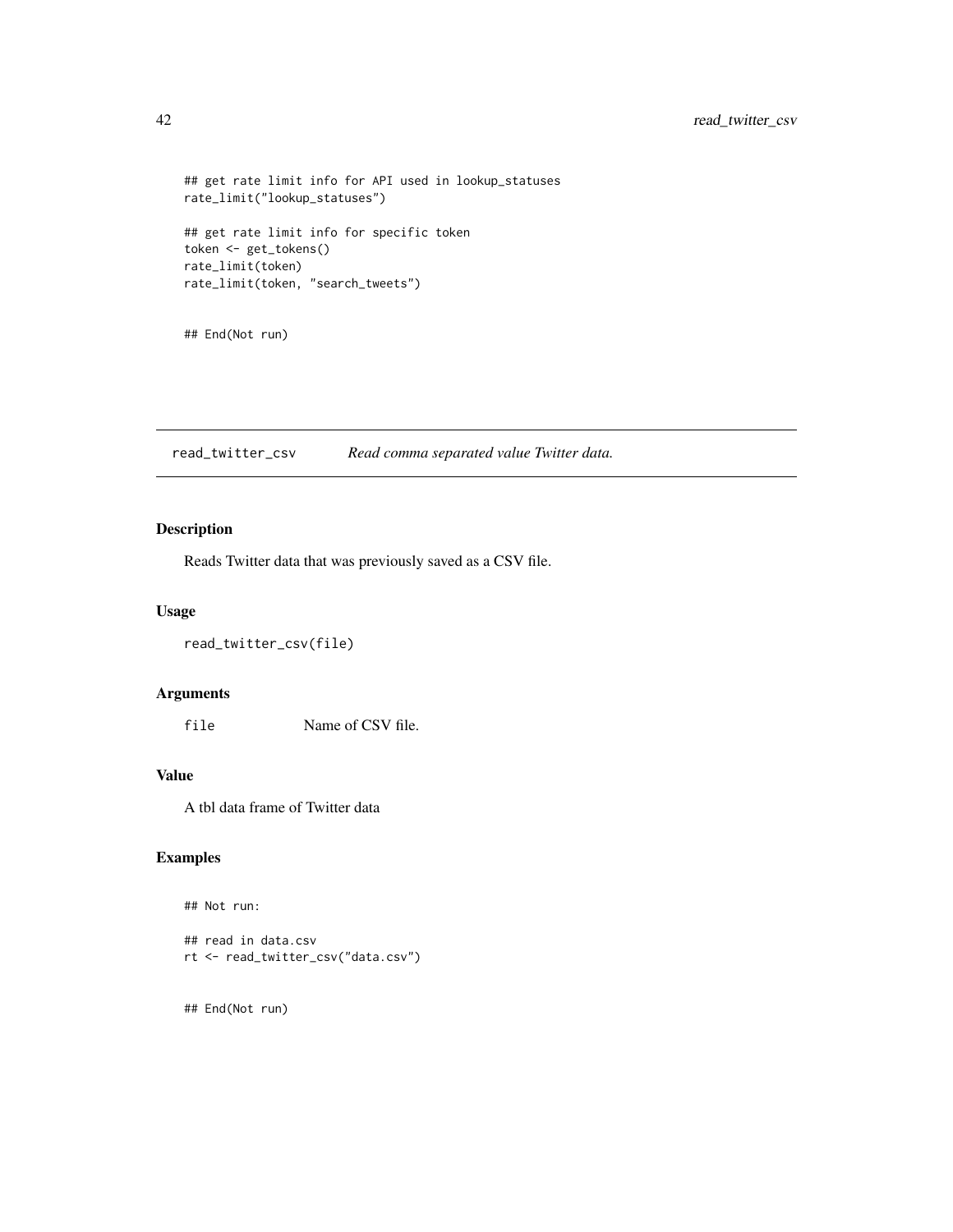```
## get rate limit info for API used in lookup_statuses
rate_limit("lookup_statuses")

## get rate limit info for specific token
token <- get_tokens()
rate_limit(token)
rate_limit(token, "search_tweets")


## End(Not run)
```

---

## read_twitter_csv *Read comma separated value Twitter data.*

---

### Description

Reads Twitter data that was previously saved as a CSV file.

### Usage

```
read_twitter_csv(file)
```

### Arguments

| | |
|---|---|
| `file` | Name of CSV file. |

### Value

A tbl data frame of Twitter data

### Examples

```
## Not run:

## read in data.csv
rt <- read_twitter_csv("data.csv")


## End(Not run)
```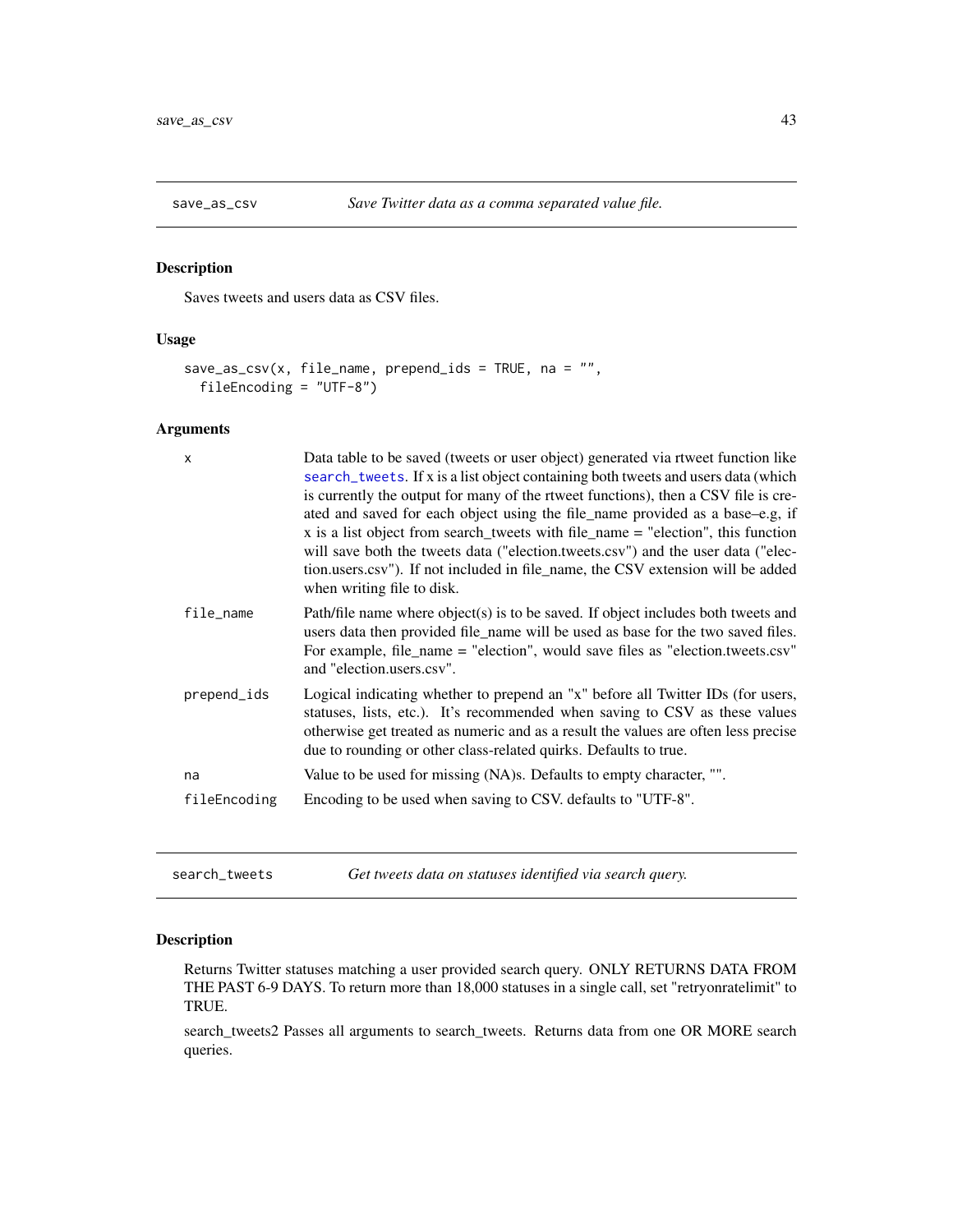## save_as_csv — *Save Twitter data as a comma separated value file.*

### Description

Saves tweets and users data as CSV files.

### Usage

```
save_as_csv(x, file_name, prepend_ids = TRUE, na = "",
  fileEncoding = "UTF-8")
```

### Arguments

| | |
|---|---|
| `x` | Data table to be saved (tweets or user object) generated via rtweet function like `search_tweets`. If x is a list object containing both tweets and users data (which is currently the output for many of the rtweet functions), then a CSV file is created and saved for each object using the file_name provided as a base–e.g, if x is a list object from search_tweets with file_name = "election", this function will save both the tweets data ("election.tweets.csv") and the user data ("election.users.csv"). If not included in file_name, the CSV extension will be added when writing file to disk. |
| `file_name` | Path/file name where object(s) is to be saved. If object includes both tweets and users data then provided file_name will be used as base for the two saved files. For example, file_name = "election", would save files as "election.tweets.csv" and "election.users.csv". |
| `prepend_ids` | Logical indicating whether to prepend an "x" before all Twitter IDs (for users, statuses, lists, etc.). It's recommended when saving to CSV as these values otherwise get treated as numeric and as a result the values are often less precise due to rounding or other class-related quirks. Defaults to true. |
| `na` | Value to be used for missing (NA)s. Defaults to empty character, "". |
| `fileEncoding` | Encoding to be used when saving to CSV. defaults to "UTF-8". |

## search_tweets — *Get tweets data on statuses identified via search query.*

### Description

Returns Twitter statuses matching a user provided search query. ONLY RETURNS DATA FROM THE PAST 6-9 DAYS. To return more than 18,000 statuses in a single call, set "retryonratelimit" to TRUE.

search_tweets2 Passes all arguments to search_tweets. Returns data from one OR MORE search queries.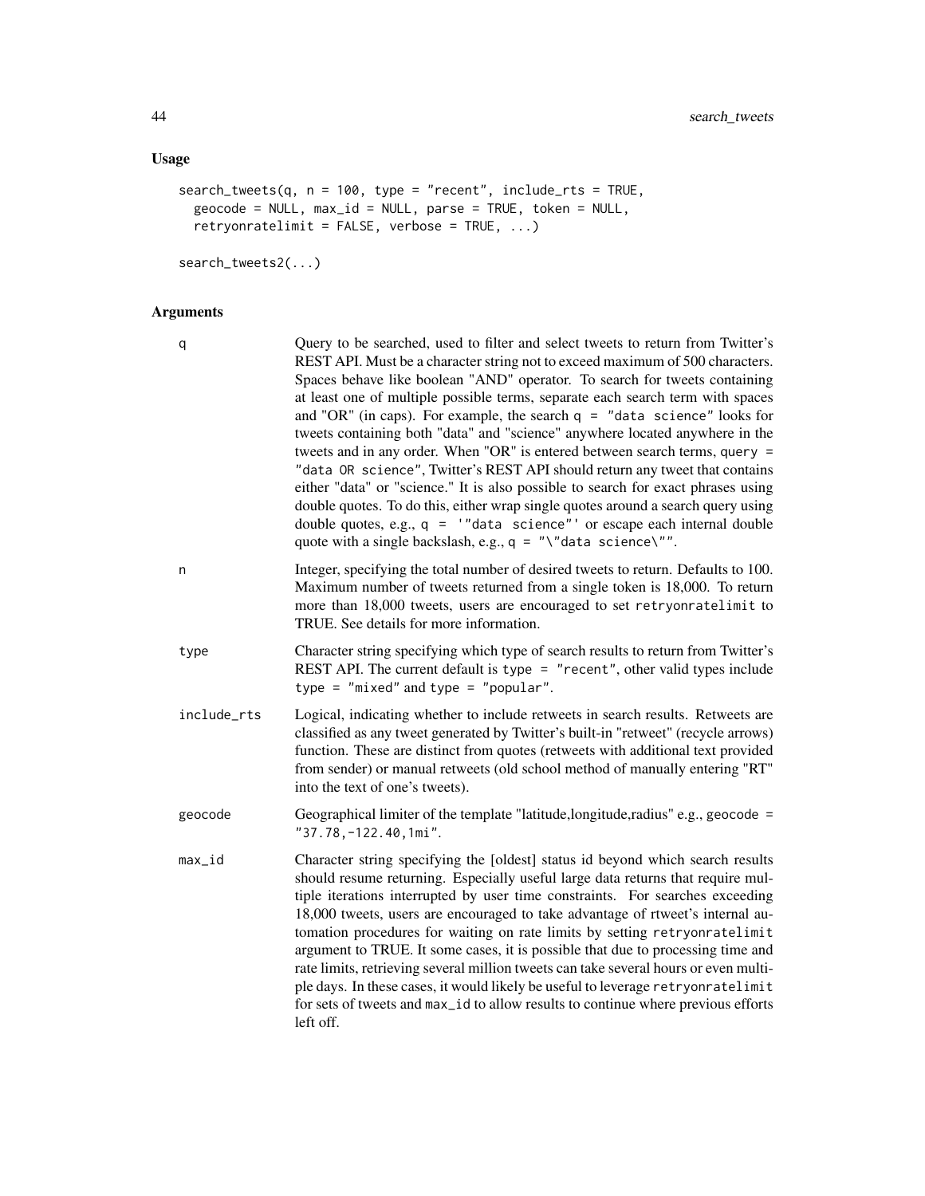## Usage

```
search_tweets(q, n = 100, type = "recent", include_rts = TRUE,
  geocode = NULL, max_id = NULL, parse = TRUE, token = NULL,
  retryonratelimit = FALSE, verbose = TRUE, ...)

search_tweets2(...)
```

## Arguments

`q` — Query to be searched, used to filter and select tweets to return from Twitter's REST API. Must be a character string not to exceed maximum of 500 characters. Spaces behave like boolean "AND" operator. To search for tweets containing at least one of multiple possible terms, separate each search term with spaces and "OR" (in caps). For example, the search `q = "data science"` looks for tweets containing both "data" and "science" anywhere located anywhere in the tweets and in any order. When "OR" is entered between search terms, `query = "data OR science"`, Twitter's REST API should return any tweet that contains either "data" or "science." It is also possible to search for exact phrases using double quotes. To do this, either wrap single quotes around a search query using double quotes, e.g., `q = '"data science"'` or escape each internal double quote with a single backslash, e.g., `q = "\"data science\""`.

`n` — Integer, specifying the total number of desired tweets to return. Defaults to 100. Maximum number of tweets returned from a single token is 18,000. To return more than 18,000 tweets, users are encouraged to set `retryonratelimit` to TRUE. See details for more information.

`type` — Character string specifying which type of search results to return from Twitter's REST API. The current default is `type = "recent"`, other valid types include `type = "mixed"` and `type = "popular"`.

`include_rts` — Logical, indicating whether to include retweets in search results. Retweets are classified as any tweet generated by Twitter's built-in "retweet" (recycle arrows) function. These are distinct from quotes (retweets with additional text provided from sender) or manual retweets (old school method of manually entering "RT" into the text of one's tweets).

`geocode` — Geographical limiter of the template "latitude,longitude,radius" e.g., `geocode = "37.78,-122.40,1mi"`.

`max_id` — Character string specifying the [oldest] status id beyond which search results should resume returning. Especially useful large data returns that require multiple iterations interrupted by user time constraints. For searches exceeding 18,000 tweets, users are encouraged to take advantage of rtweet's internal automation procedures for waiting on rate limits by setting `retryonratelimit` argument to TRUE. It some cases, it is possible that due to processing time and rate limits, retrieving several million tweets can take several hours or even multiple days. In these cases, it would likely be useful to leverage `retryonratelimit` for sets of tweets and `max_id` to allow results to continue where previous efforts left off.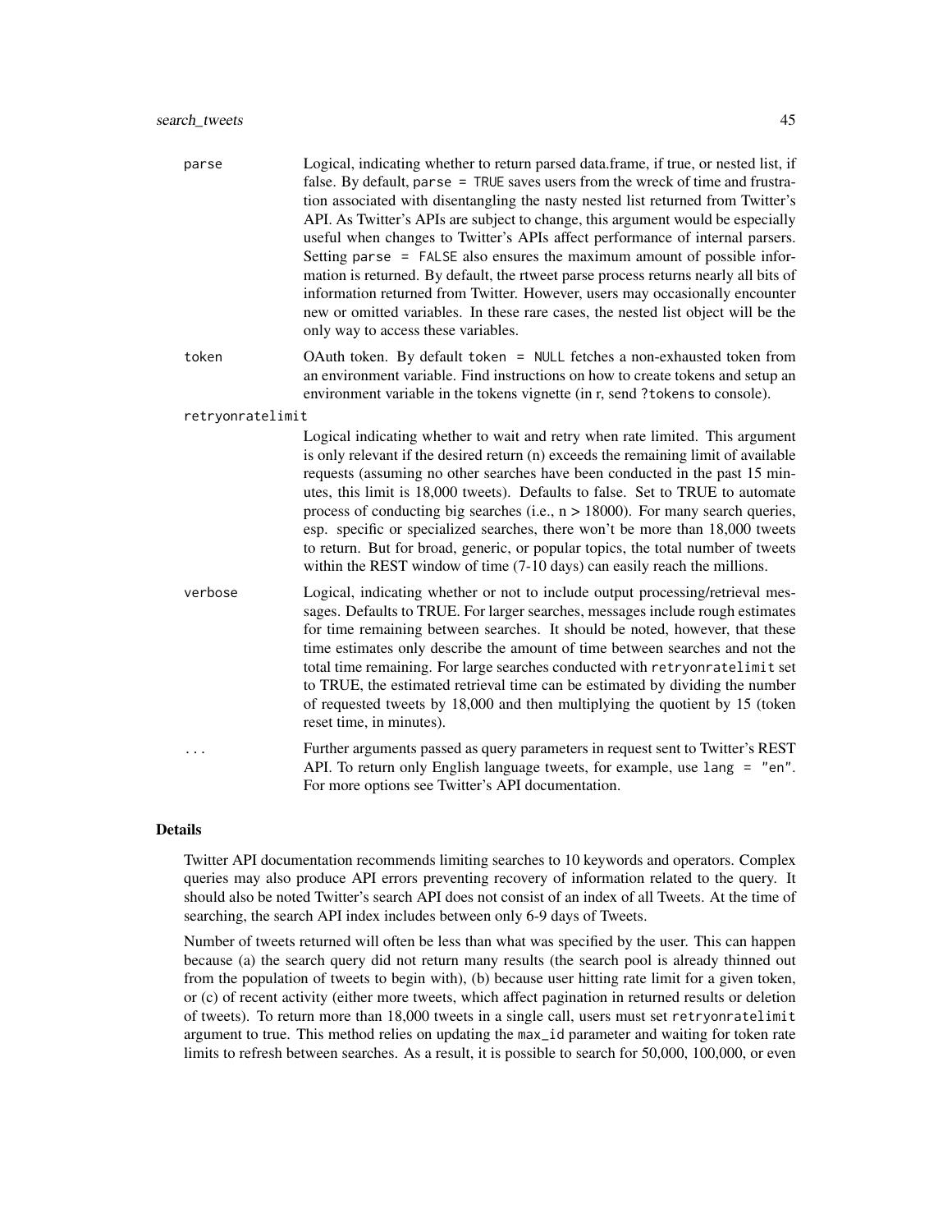| | |
|---|---|
| parse | Logical, indicating whether to return parsed data.frame, if true, or nested list, if false. By default, `parse = TRUE` saves users from the wreck of time and frustration associated with disentangling the nasty nested list returned from Twitter's API. As Twitter's APIs are subject to change, this argument would be especially useful when changes to Twitter's APIs affect performance of internal parsers. Setting `parse = FALSE` also ensures the maximum amount of possible information is returned. By default, the rtweet parse process returns nearly all bits of information returned from Twitter. However, users may occasionally encounter new or omitted variables. In these rare cases, the nested list object will be the only way to access these variables. |
| token | OAuth token. By default `token = NULL` fetches a non-exhausted token from an environment variable. Find instructions on how to create tokens and setup an environment variable in the tokens vignette (in r, send `?tokens` to console). |
| retryonratelimit | Logical indicating whether to wait and retry when rate limited. This argument is only relevant if the desired return (n) exceeds the remaining limit of available requests (assuming no other searches have been conducted in the past 15 minutes, this limit is 18,000 tweets). Defaults to false. Set to TRUE to automate process of conducting big searches (i.e., n > 18000). For many search queries, esp. specific or specialized searches, there won't be more than 18,000 tweets to return. But for broad, generic, or popular topics, the total number of tweets within the REST window of time (7-10 days) can easily reach the millions. |
| verbose | Logical, indicating whether or not to include output processing/retrieval messages. Defaults to TRUE. For larger searches, messages include rough estimates for time remaining between searches. It should be noted, however, that these time estimates only describe the amount of time between searches and not the total time remaining. For large searches conducted with `retryonratelimit` set to TRUE, the estimated retrieval time can be estimated by dividing the number of requested tweets by 18,000 and then multiplying the quotient by 15 (token reset time, in minutes). |
| ... | Further arguments passed as query parameters in request sent to Twitter's REST API. To return only English language tweets, for example, use `lang = "en"`. For more options see Twitter's API documentation. |

## Details

Twitter API documentation recommends limiting searches to 10 keywords and operators. Complex queries may also produce API errors preventing recovery of information related to the query. It should also be noted Twitter's search API does not consist of an index of all Tweets. At the time of searching, the search API index includes between only 6-9 days of Tweets.

Number of tweets returned will often be less than what was specified by the user. This can happen because (a) the search query did not return many results (the search pool is already thinned out from the population of tweets to begin with), (b) because user hitting rate limit for a given token, or (c) of recent activity (either more tweets, which affect pagination in returned results or deletion of tweets). To return more than 18,000 tweets in a single call, users must set `retryonratelimit` argument to true. This method relies on updating the `max_id` parameter and waiting for token rate limits to refresh between searches. As a result, it is possible to search for 50,000, 100,000, or even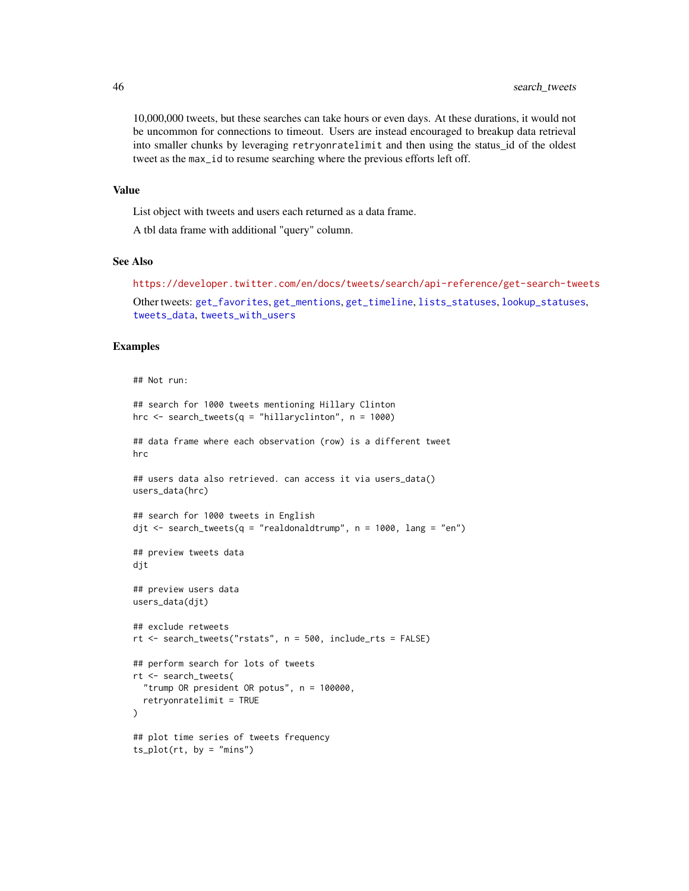10,000,000 tweets, but these searches can take hours or even days. At these durations, it would not be uncommon for connections to timeout. Users are instead encouraged to breakup data retrieval into smaller chunks by leveraging `retryonratelimit` and then using the status_id of the oldest tweet as the `max_id` to resume searching where the previous efforts left off.

### Value

List object with tweets and users each returned as a data frame.

A tbl data frame with additional "query" column.

### See Also

https://developer.twitter.com/en/docs/tweets/search/api-reference/get-search-tweets

Other tweets: `get_favorites`, `get_mentions`, `get_timeline`, `lists_statuses`, `lookup_statuses`, `tweets_data`, `tweets_with_users`

### Examples

```
## Not run:

## search for 1000 tweets mentioning Hillary Clinton
hrc <- search_tweets(q = "hillaryclinton", n = 1000)

## data frame where each observation (row) is a different tweet
hrc

## users data also retrieved. can access it via users_data()
users_data(hrc)

## search for 1000 tweets in English
djt <- search_tweets(q = "realdonaldtrump", n = 1000, lang = "en")

## preview tweets data
djt

## preview users data
users_data(djt)

## exclude retweets
rt <- search_tweets("rstats", n = 500, include_rts = FALSE)

## perform search for lots of tweets
rt <- search_tweets(
  "trump OR president OR potus", n = 100000,
  retryonratelimit = TRUE
)

## plot time series of tweets frequency
ts_plot(rt, by = "mins")
```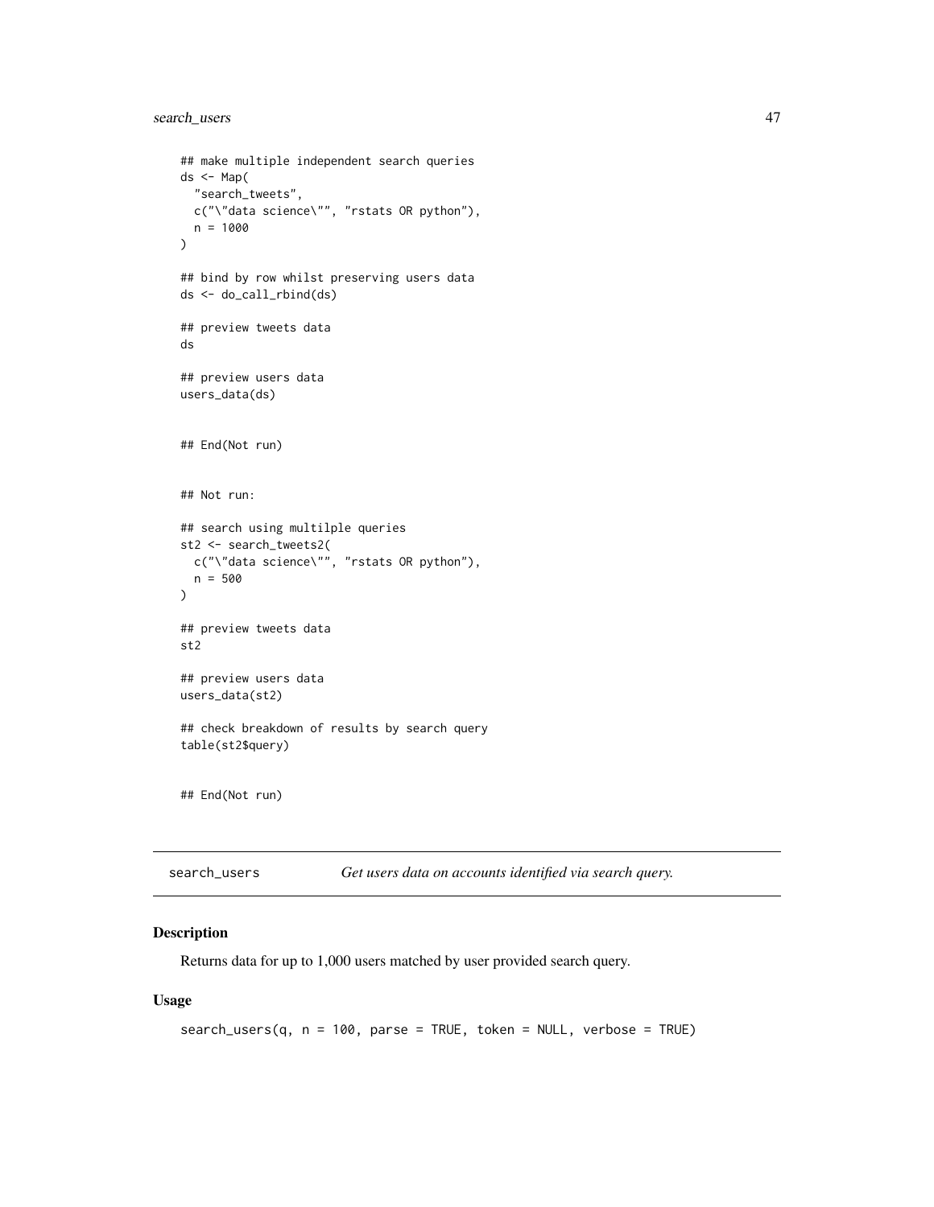```
## make multiple independent search queries
ds <- Map(
  "search_tweets",
  c("\"data science\"", "rstats OR python"),
  n = 1000
)

## bind by row whilst preserving users data
ds <- do_call_rbind(ds)

## preview tweets data
ds

## preview users data
users_data(ds)


## End(Not run)


## Not run:

## search using multilple queries
st2 <- search_tweets2(
  c("\"data science\"", "rstats OR python"),
  n = 500
)

## preview tweets data
st2

## preview users data
users_data(st2)

## check breakdown of results by search query
table(st2$query)


## End(Not run)
```

---

## search_users — *Get users data on accounts identified via search query.*

### Description

Returns data for up to 1,000 users matched by user provided search query.

### Usage

```
search_users(q, n = 100, parse = TRUE, token = NULL, verbose = TRUE)
```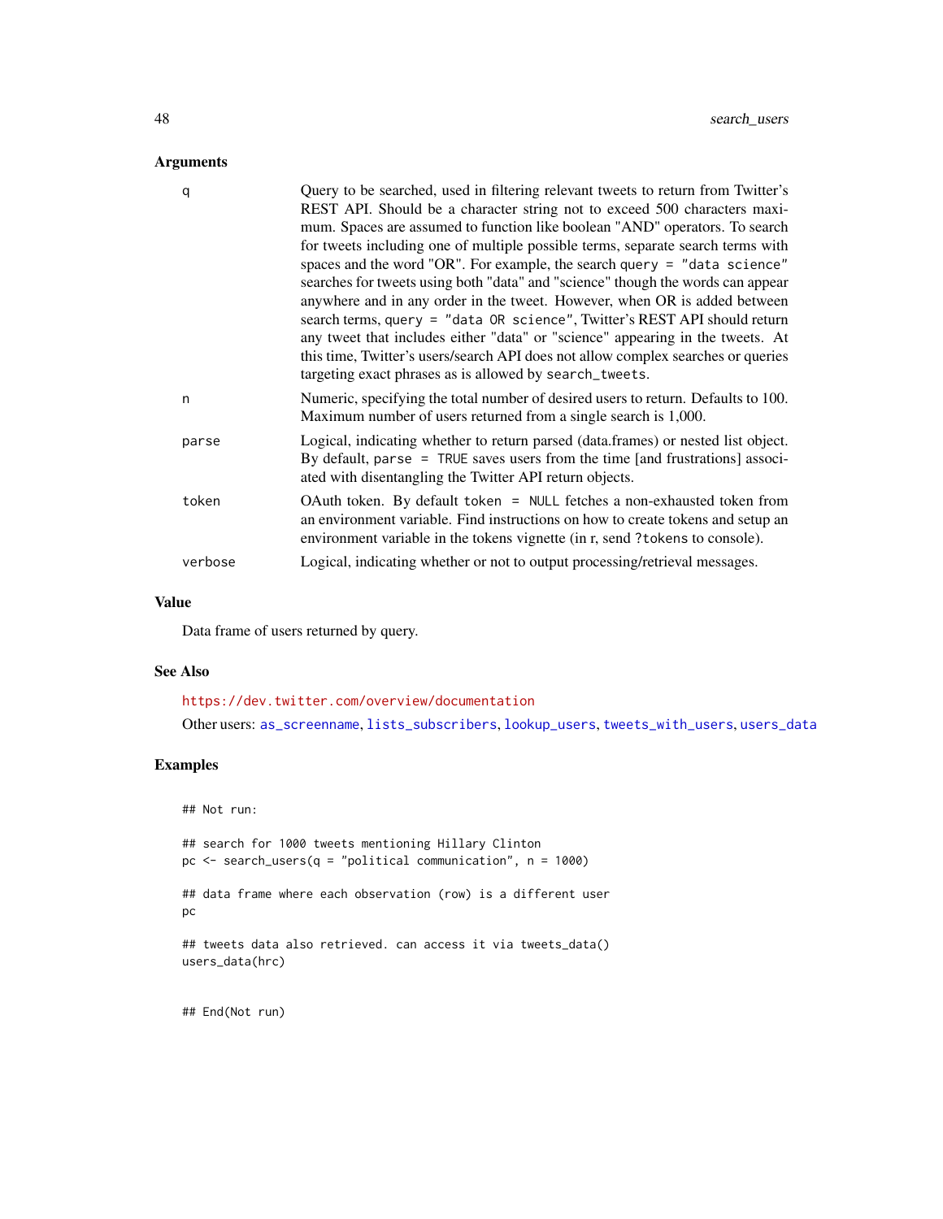## Arguments

| | |
|---|---|
| q | Query to be searched, used in filtering relevant tweets to return from Twitter's REST API. Should be a character string not to exceed 500 characters maximum. Spaces are assumed to function like boolean "AND" operators. To search for tweets including one of multiple possible terms, separate search terms with spaces and the word "OR". For example, the search `query = "data science"` searches for tweets using both "data" and "science" though the words can appear anywhere and in any order in the tweet. However, when OR is added between search terms, `query = "data OR science"`, Twitter's REST API should return any tweet that includes either "data" or "science" appearing in the tweets. At this time, Twitter's users/search API does not allow complex searches or queries targeting exact phrases as is allowed by `search_tweets`. |
| n | Numeric, specifying the total number of desired users to return. Defaults to 100. Maximum number of users returned from a single search is 1,000. |
| parse | Logical, indicating whether to return parsed (data.frames) or nested list object. By default, `parse = TRUE` saves users from the time [and frustrations] associated with disentangling the Twitter API return objects. |
| token | OAuth token. By default `token = NULL` fetches a non-exhausted token from an environment variable. Find instructions on how to create tokens and setup an environment variable in the tokens vignette (in r, send `?tokens` to console). |
| verbose | Logical, indicating whether or not to output processing/retrieval messages. |

## Value

Data frame of users returned by query.

## See Also

https://dev.twitter.com/overview/documentation

Other users: `as_screenname`, `lists_subscribers`, `lookup_users`, `tweets_with_users`, `users_data`

## Examples

```
## Not run:

## search for 1000 tweets mentioning Hillary Clinton
pc <- search_users(q = "political communication", n = 1000)

## data frame where each observation (row) is a different user
pc

## tweets data also retrieved. can access it via tweets_data()
users_data(hrc)


## End(Not run)
```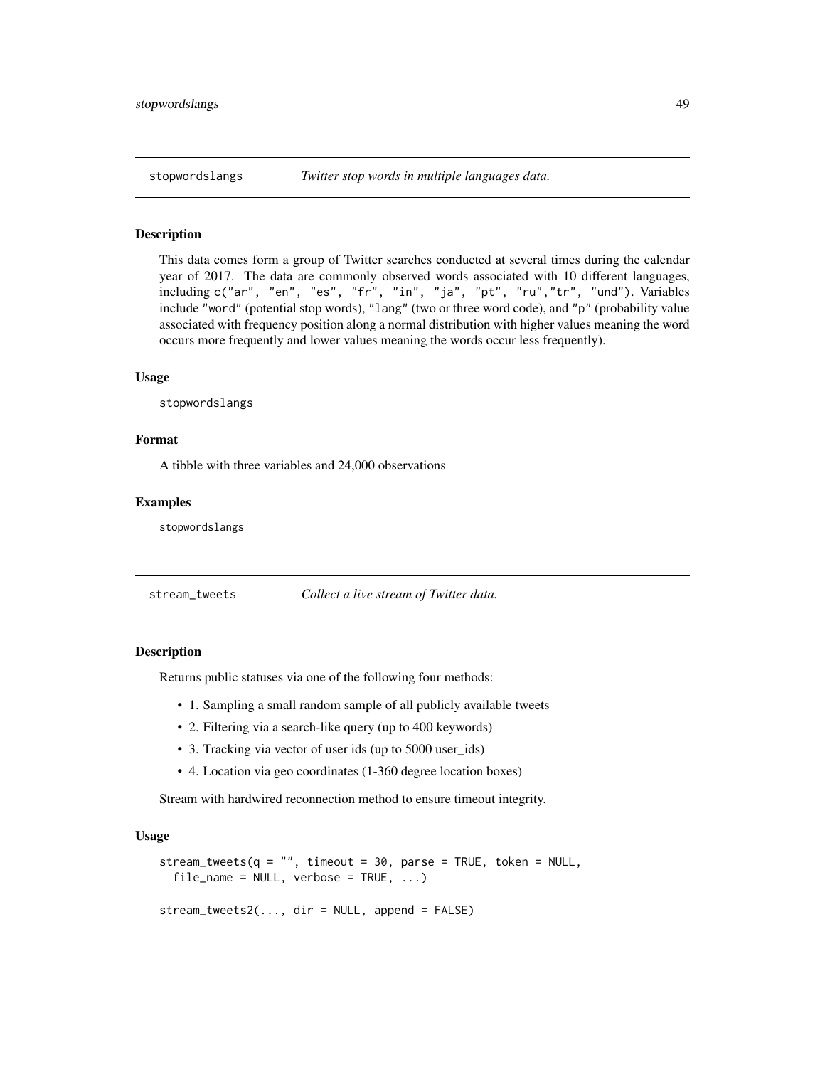## stopwordslangs — *Twitter stop words in multiple languages data.*

### Description

This data comes form a group of Twitter searches conducted at several times during the calendar year of 2017. The data are commonly observed words associated with 10 different languages, including `c("ar", "en", "es", "fr", "in", "ja", "pt", "ru","tr", "und")`. Variables include `"word"` (potential stop words), `"lang"` (two or three word code), and `"p"` (probability value associated with frequency position along a normal distribution with higher values meaning the word occurs more frequently and lower values meaning the words occur less frequently).

### Usage

```
stopwordslangs
```

### Format

A tibble with three variables and 24,000 observations

### Examples

```
stopwordslangs
```

## stream_tweets — *Collect a live stream of Twitter data.*

### Description

Returns public statuses via one of the following four methods:

- 1. Sampling a small random sample of all publicly available tweets
- 2. Filtering via a search-like query (up to 400 keywords)
- 3. Tracking via vector of user ids (up to 5000 user_ids)
- 4. Location via geo coordinates (1-360 degree location boxes)

Stream with hardwired reconnection method to ensure timeout integrity.

### Usage

```
stream_tweets(q = "", timeout = 30, parse = TRUE, token = NULL,
  file_name = NULL, verbose = TRUE, ...)

stream_tweets2(..., dir = NULL, append = FALSE)
```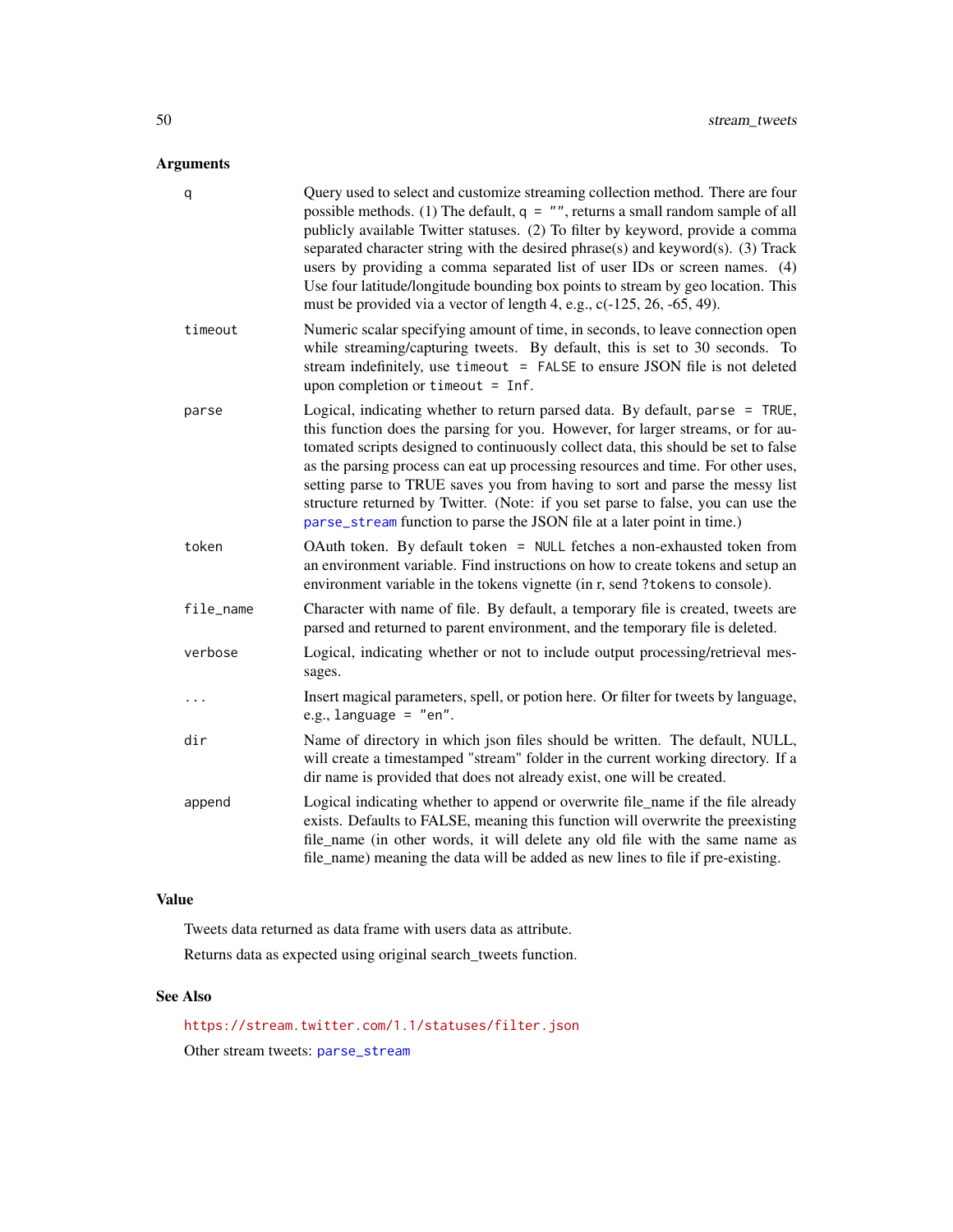## Arguments

| | |
|---|---|
| `q` | Query used to select and customize streaming collection method. There are four possible methods. (1) The default, `q = ""`, returns a small random sample of all publicly available Twitter statuses. (2) To filter by keyword, provide a comma separated character string with the desired phrase(s) and keyword(s). (3) Track users by providing a comma separated list of user IDs or screen names. (4) Use four latitude/longitude bounding box points to stream by geo location. This must be provided via a vector of length 4, e.g., c(-125, 26, -65, 49). |
| `timeout` | Numeric scalar specifying amount of time, in seconds, to leave connection open while streaming/capturing tweets. By default, this is set to 30 seconds. To stream indefinitely, use `timeout = FALSE` to ensure JSON file is not deleted upon completion or `timeout = Inf`. |
| `parse` | Logical, indicating whether to return parsed data. By default, `parse = TRUE`, this function does the parsing for you. However, for larger streams, or for automated scripts designed to continuously collect data, this should be set to false as the parsing process can eat up processing resources and time. For other uses, setting parse to TRUE saves you from having to sort and parse the messy list structure returned by Twitter. (Note: if you set parse to false, you can use the `parse_stream` function to parse the JSON file at a later point in time.) |
| `token` | OAuth token. By default `token = NULL` fetches a non-exhausted token from an environment variable. Find instructions on how to create tokens and setup an environment variable in the tokens vignette (in r, send `?tokens` to console). |
| `file_name` | Character with name of file. By default, a temporary file is created, tweets are parsed and returned to parent environment, and the temporary file is deleted. |
| `verbose` | Logical, indicating whether or not to include output processing/retrieval messages. |
| `...` | Insert magical parameters, spell, or potion here. Or filter for tweets by language, e.g., `language = "en"`. |
| `dir` | Name of directory in which json files should be written. The default, NULL, will create a timestamped "stream" folder in the current working directory. If a dir name is provided that does not already exist, one will be created. |
| `append` | Logical indicating whether to append or overwrite file_name if the file already exists. Defaults to FALSE, meaning this function will overwrite the preexisting file_name (in other words, it will delete any old file with the same name as file_name) meaning the data will be added as new lines to file if pre-existing. |

## Value

Tweets data returned as data frame with users data as attribute.

Returns data as expected using original search_tweets function.

## See Also

https://stream.twitter.com/1.1/statuses/filter.json

Other stream tweets: `parse_stream`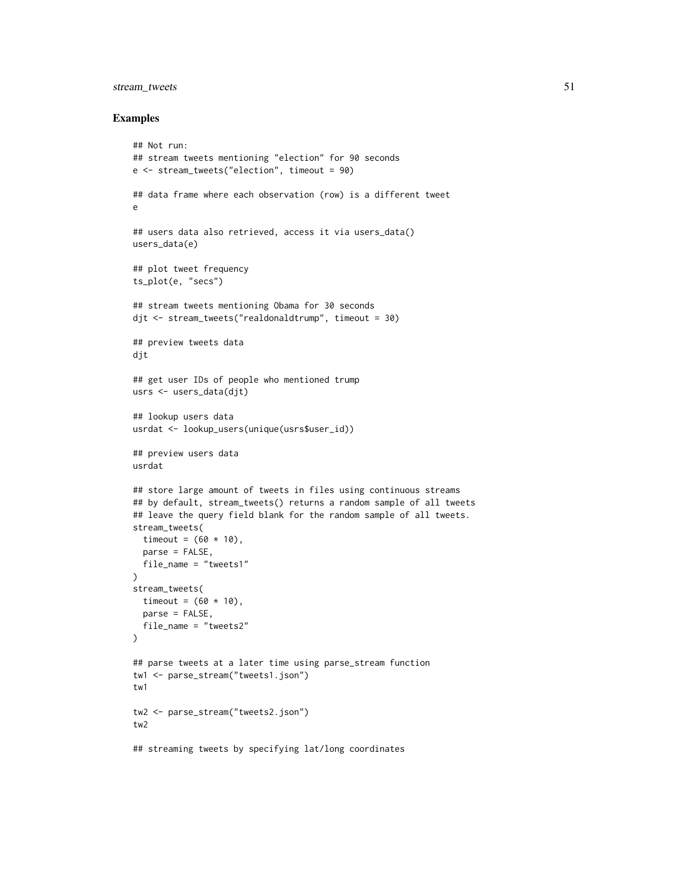## Examples

```
## Not run:
## stream tweets mentioning "election" for 90 seconds
e <- stream_tweets("election", timeout = 90)

## data frame where each observation (row) is a different tweet
e

## users data also retrieved, access it via users_data()
users_data(e)

## plot tweet frequency
ts_plot(e, "secs")

## stream tweets mentioning Obama for 30 seconds
djt <- stream_tweets("realdonaldtrump", timeout = 30)

## preview tweets data
djt

## get user IDs of people who mentioned trump
usrs <- users_data(djt)

## lookup users data
usrdat <- lookup_users(unique(usrs$user_id))

## preview users data
usrdat

## store large amount of tweets in files using continuous streams
## by default, stream_tweets() returns a random sample of all tweets
## leave the query field blank for the random sample of all tweets.
stream_tweets(
  timeout = (60 * 10),
  parse = FALSE,
  file_name = "tweets1"
)
stream_tweets(
  timeout = (60 * 10),
  parse = FALSE,
  file_name = "tweets2"
)

## parse tweets at a later time using parse_stream function
tw1 <- parse_stream("tweets1.json")
tw1

tw2 <- parse_stream("tweets2.json")
tw2

## streaming tweets by specifying lat/long coordinates
```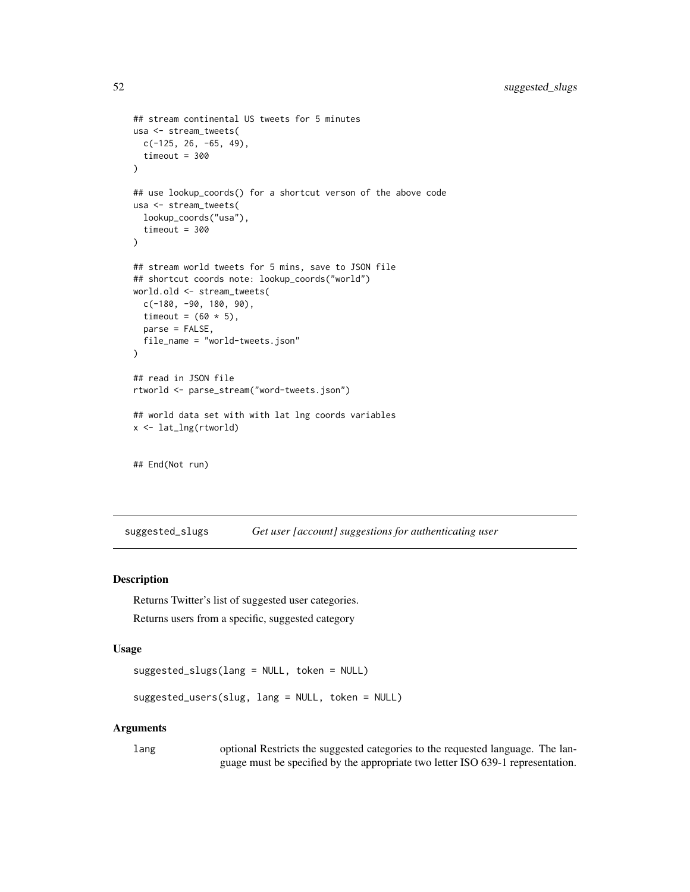```
## stream continental US tweets for 5 minutes
usa <- stream_tweets(
  c(-125, 26, -65, 49),
  timeout = 300
)

## use lookup_coords() for a shortcut verson of the above code
usa <- stream_tweets(
  lookup_coords("usa"),
  timeout = 300
)

## stream world tweets for 5 mins, save to JSON file
## shortcut coords note: lookup_coords("world")
world.old <- stream_tweets(
  c(-180, -90, 180, 90),
  timeout = (60 * 5),
  parse = FALSE,
  file_name = "world-tweets.json"
)

## read in JSON file
rtworld <- parse_stream("word-tweets.json")

## world data set with with lat lng coords variables
x <- lat_lng(rtworld)


## End(Not run)
```

---

## suggested_slugs — *Get user [account] suggestions for authenticating user*

### Description

Returns Twitter's list of suggested user categories.

Returns users from a specific, suggested category

### Usage

```
suggested_slugs(lang = NULL, token = NULL)

suggested_users(slug, lang = NULL, token = NULL)
```

### Arguments

| | |
|---|---|
| lang | optional Restricts the suggested categories to the requested language. The language must be specified by the appropriate two letter ISO 639-1 representation. |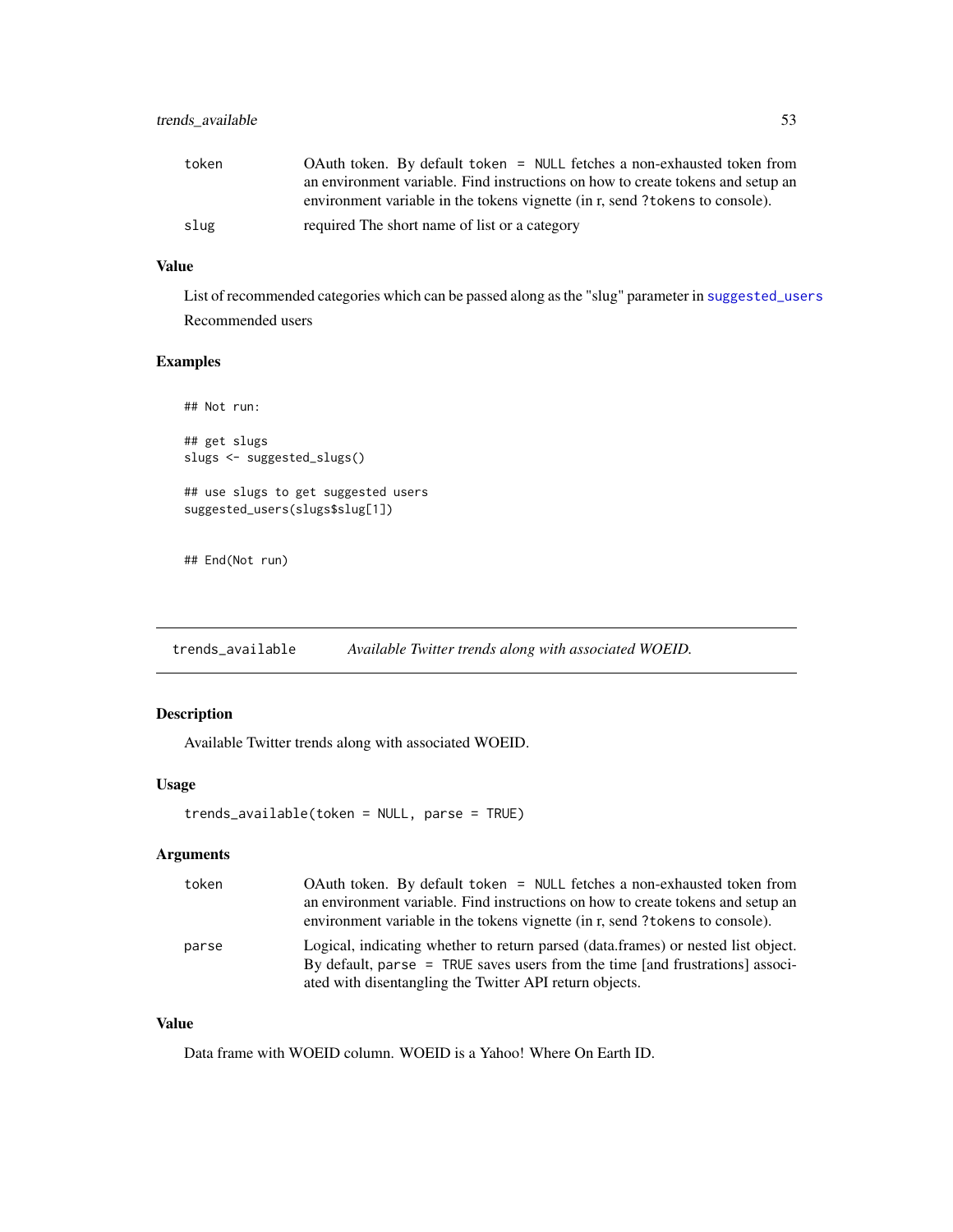| | |
|---|---|
| token | OAuth token. By default `token = NULL` fetches a non-exhausted token from an environment variable. Find instructions on how to create tokens and setup an environment variable in the tokens vignette (in r, send `?tokens` to console). |
| slug | required The short name of list or a category |

### Value

List of recommended categories which can be passed along as the "slug" parameter in `suggested_users`

Recommended users

### Examples

```
## Not run:

## get slugs
slugs <- suggested_slugs()

## use slugs to get suggested users
suggested_users(slugs$slug[1])


## End(Not run)
```

---

## trends_available    *Available Twitter trends along with associated WOEID.*

---

### Description

Available Twitter trends along with associated WOEID.

### Usage

```
trends_available(token = NULL, parse = TRUE)
```

### Arguments

| | |
|---|---|
| token | OAuth token. By default `token = NULL` fetches a non-exhausted token from an environment variable. Find instructions on how to create tokens and setup an environment variable in the tokens vignette (in r, send `?tokens` to console). |
| parse | Logical, indicating whether to return parsed (data.frames) or nested list object. By default, `parse = TRUE` saves users from the time [and frustrations] associated with disentangling the Twitter API return objects. |

### Value

Data frame with WOEID column. WOEID is a Yahoo! Where On Earth ID.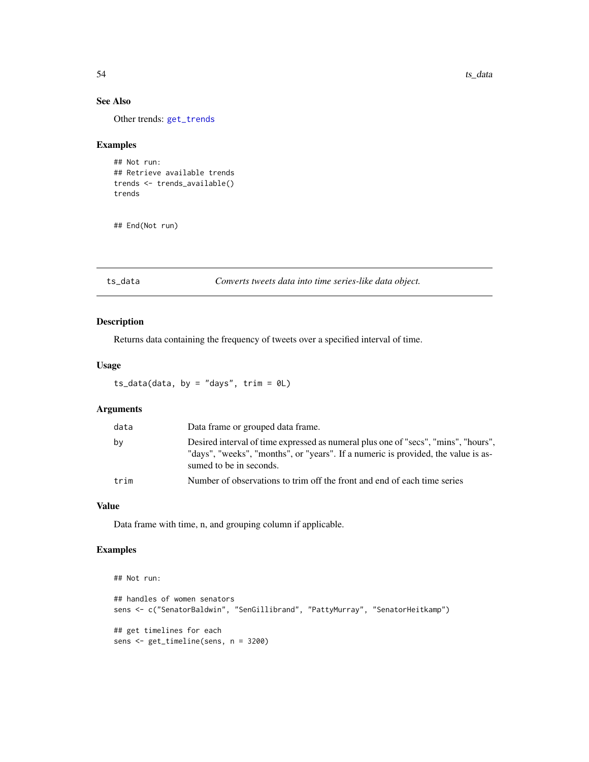### See Also

Other trends: `get_trends`

### Examples

```
## Not run:
## Retrieve available trends
trends <- trends_available()
trends


## End(Not run)
```

---

## ts_data — *Converts tweets data into time series-like data object.*

### Description

Returns data containing the frequency of tweets over a specified interval of time.

### Usage

```
ts_data(data, by = "days", trim = 0L)
```

### Arguments

| | |
|---|---|
| `data` | Data frame or grouped data frame. |
| `by` | Desired interval of time expressed as numeral plus one of "secs", "mins", "hours", "days", "weeks", "months", or "years". If a numeric is provided, the value is assumed to be in seconds. |
| `trim` | Number of observations to trim off the front and end of each time series |

### Value

Data frame with time, n, and grouping column if applicable.

### Examples

```
## Not run:

## handles of women senators
sens <- c("SenatorBaldwin", "SenGillibrand", "PattyMurray", "SenatorHeitkamp")

## get timelines for each
sens <- get_timeline(sens, n = 3200)
```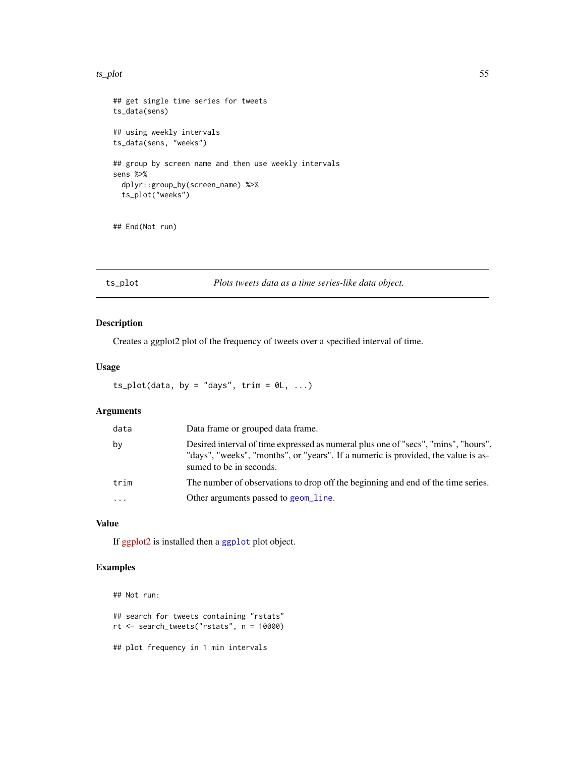```
## get single time series for tweets
ts_data(sens)

## using weekly intervals
ts_data(sens, "weeks")

## group by screen name and then use weekly intervals
sens %>%
  dplyr::group_by(screen_name) %>%
  ts_plot("weeks")


## End(Not run)
```

---

## ts_plot — *Plots tweets data as a time series-like data object.*

### Description

Creates a ggplot2 plot of the frequency of tweets over a specified interval of time.

### Usage

```
ts_plot(data, by = "days", trim = 0L, ...)
```

### Arguments

| | |
|---|---|
| `data` | Data frame or grouped data frame. |
| `by` | Desired interval of time expressed as numeral plus one of "secs", "mins", "hours", "days", "weeks", "months", or "years". If a numeric is provided, the value is assumed to be in seconds. |
| `trim` | The number of observations to drop off the beginning and end of the time series. |
| `...` | Other arguments passed to `geom_line`. |

### Value

If ggplot2 is installed then a `ggplot` plot object.

### Examples

```
## Not run:

## search for tweets containing "rstats"
rt <- search_tweets("rstats", n = 10000)

## plot frequency in 1 min intervals
```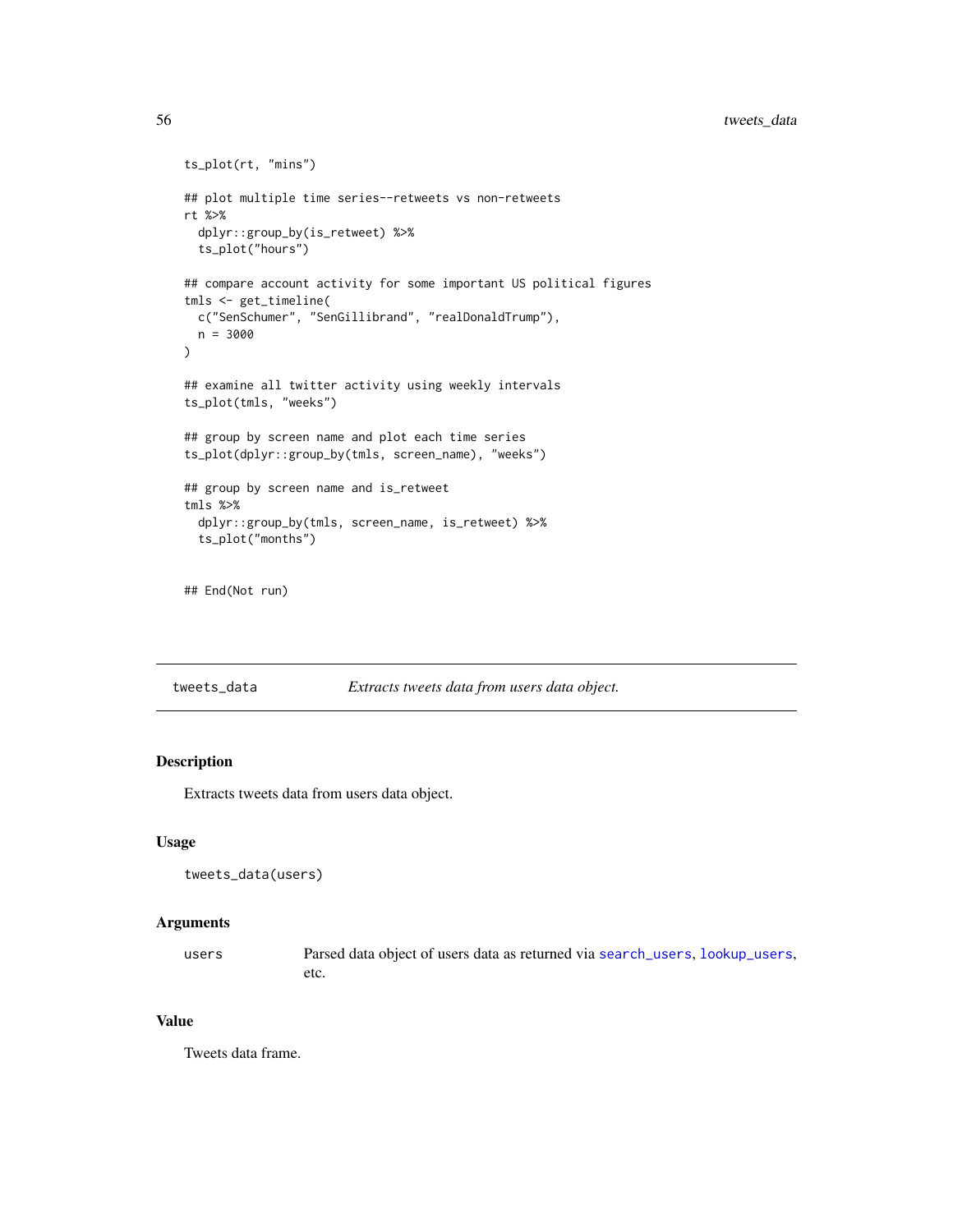```
ts_plot(rt, "mins")

## plot multiple time series--retweets vs non-retweets
rt %>%
  dplyr::group_by(is_retweet) %>%
  ts_plot("hours")

## compare account activity for some important US political figures
tmls <- get_timeline(
  c("SenSchumer", "SenGillibrand", "realDonaldTrump"),
  n = 3000
)

## examine all twitter activity using weekly intervals
ts_plot(tmls, "weeks")

## group by screen name and plot each time series
ts_plot(dplyr::group_by(tmls, screen_name), "weeks")

## group by screen name and is_retweet
tmls %>%
  dplyr::group_by(tmls, screen_name, is_retweet) %>%
  ts_plot("months")


## End(Not run)
```

---

## tweets_data — *Extracts tweets data from users data object.*

---

### Description

Extracts tweets data from users data object.

### Usage

```
tweets_data(users)
```

### Arguments

| | |
|---|---|
| users | Parsed data object of users data as returned via search_users, lookup_users, etc. |

### Value

Tweets data frame.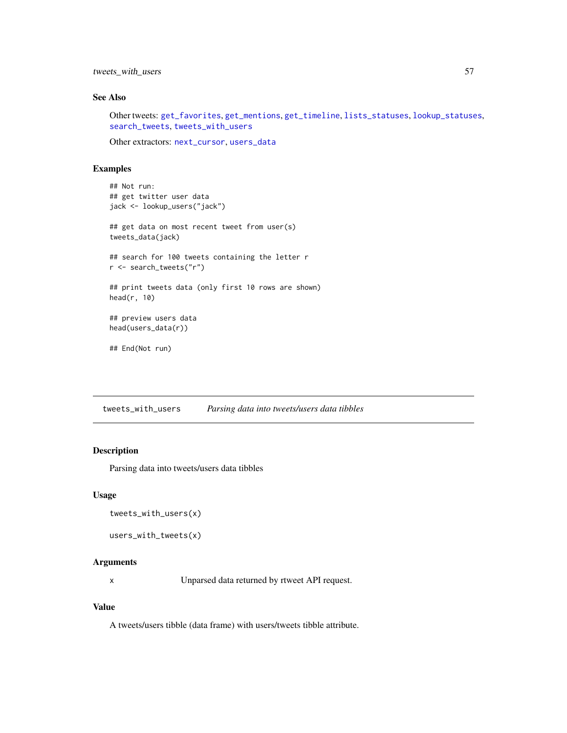### See Also

Other tweets: `get_favorites`, `get_mentions`, `get_timeline`, `lists_statuses`, `lookup_statuses`, `search_tweets`, `tweets_with_users`

Other extractors: `next_cursor`, `users_data`

### Examples

```
## Not run:
## get twitter user data
jack <- lookup_users("jack")

## get data on most recent tweet from user(s)
tweets_data(jack)

## search for 100 tweets containing the letter r
r <- search_tweets("r")

## print tweets data (only first 10 rows are shown)
head(r, 10)

## preview users data
head(users_data(r))

## End(Not run)
```

---

## tweets_with_users &nbsp;&nbsp;&nbsp; *Parsing data into tweets/users data tibbles*

### Description

Parsing data into tweets/users data tibbles

### Usage

```
tweets_with_users(x)

users_with_tweets(x)
```

### Arguments

| | |
|---|---|
| x | Unparsed data returned by rtweet API request. |

### Value

A tweets/users tibble (data frame) with users/tweets tibble attribute.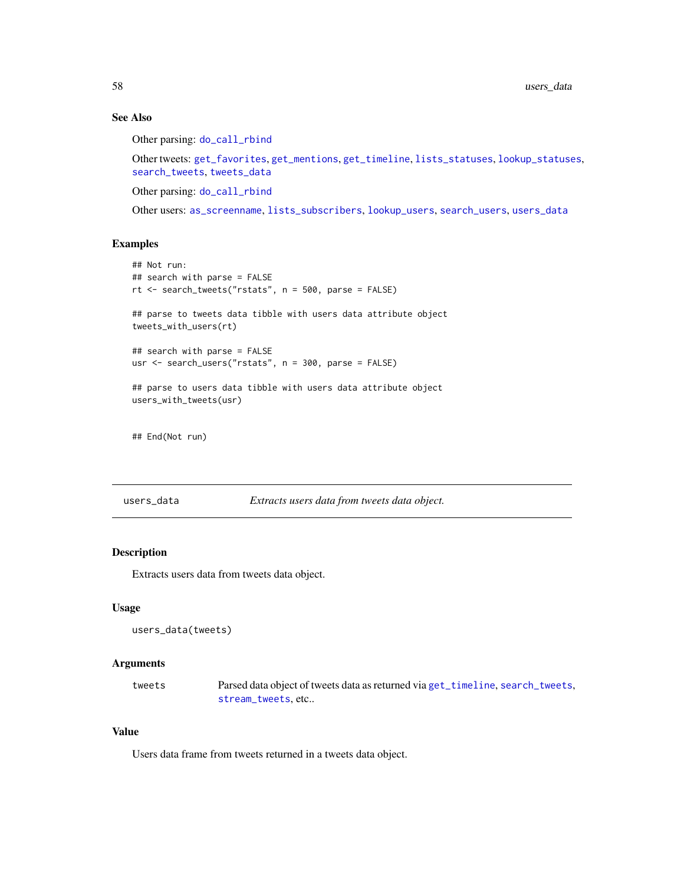### See Also

Other parsing: do_call_rbind

Other tweets: get_favorites, get_mentions, get_timeline, lists_statuses, lookup_statuses, search_tweets, tweets_data

Other parsing: do_call_rbind

Other users: as_screenname, lists_subscribers, lookup_users, search_users, users_data

### Examples

```
## Not run:
## search with parse = FALSE
rt <- search_tweets("rstats", n = 500, parse = FALSE)

## parse to tweets data tibble with users data attribute object
tweets_with_users(rt)

## search with parse = FALSE
usr <- search_users("rstats", n = 300, parse = FALSE)

## parse to users data tibble with users data attribute object
users_with_tweets(usr)


## End(Not run)
```

---

## users_data — *Extracts users data from tweets data object.*

### Description

Extracts users data from tweets data object.

### Usage

```
users_data(tweets)
```

### Arguments

| | |
|---|---|
| tweets | Parsed data object of tweets data as returned via get_timeline, search_tweets, stream_tweets, etc.. |

### Value

Users data frame from tweets returned in a tweets data object.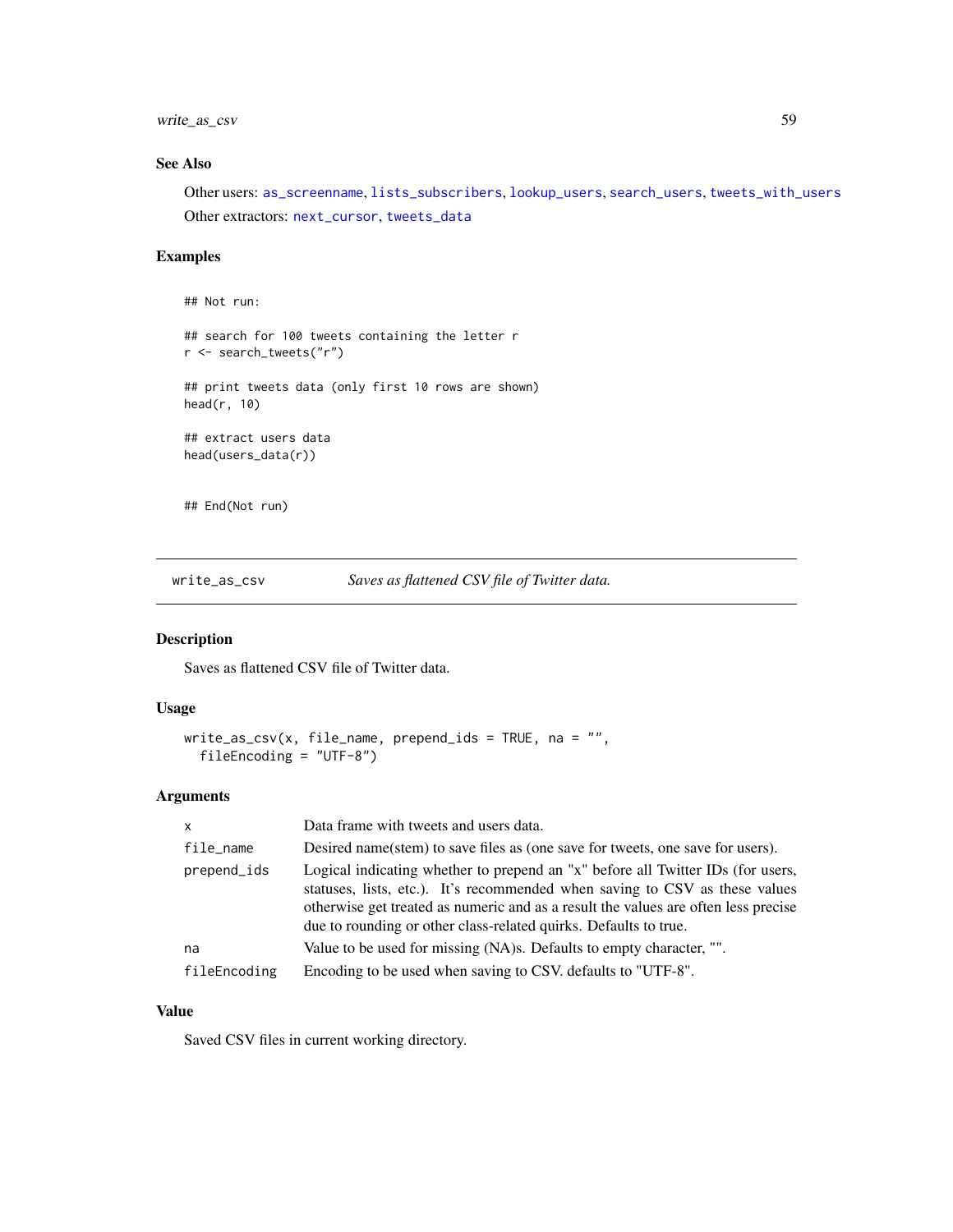### See Also

Other users: as_screenname, lists_subscribers, lookup_users, search_users, tweets_with_users

Other extractors: next_cursor, tweets_data

### Examples

```
## Not run:

## search for 100 tweets containing the letter r
r <- search_tweets("r")

## print tweets data (only first 10 rows are shown)
head(r, 10)

## extract users data
head(users_data(r))


## End(Not run)
```

---

## write_as_csv — *Saves as flattened CSV file of Twitter data.*

---

### Description

Saves as flattened CSV file of Twitter data.

### Usage

```
write_as_csv(x, file_name, prepend_ids = TRUE, na = "",
  fileEncoding = "UTF-8")
```

### Arguments

| | |
|---|---|
| x | Data frame with tweets and users data. |
| file_name | Desired name(stem) to save files as (one save for tweets, one save for users). |
| prepend_ids | Logical indicating whether to prepend an "x" before all Twitter IDs (for users, statuses, lists, etc.). It's recommended when saving to CSV as these values otherwise get treated as numeric and as a result the values are often less precise due to rounding or other class-related quirks. Defaults to true. |
| na | Value to be used for missing (NA)s. Defaults to empty character, "". |
| fileEncoding | Encoding to be used when saving to CSV. defaults to "UTF-8". |

### Value

Saved CSV files in current working directory.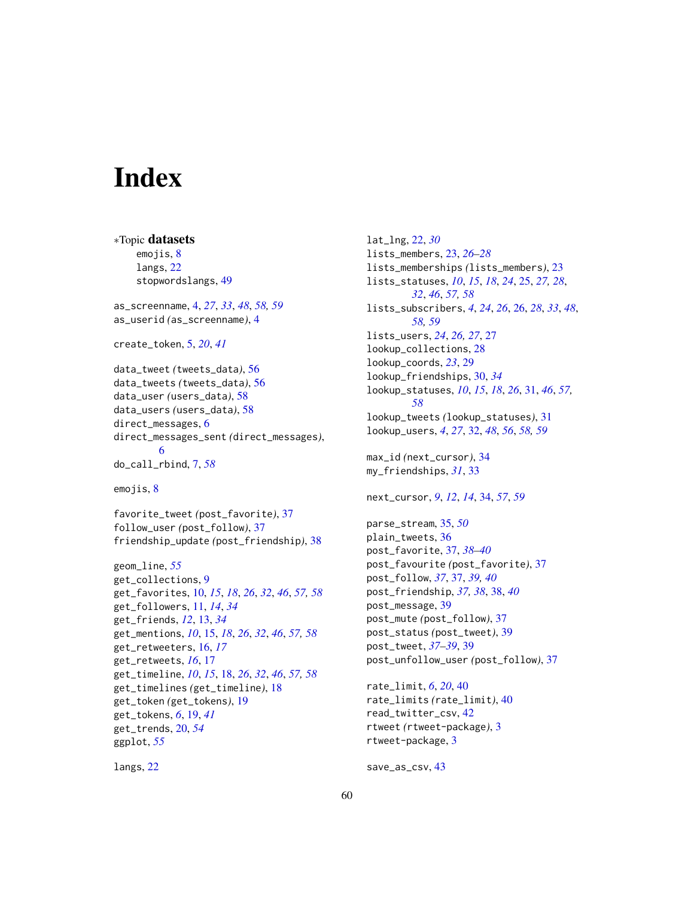# Index

∗Topic **datasets**
- emojis, 8
- langs, 22
- stopwordslangs, 49

as_screenname, 4, *27*, *33*, *48*, *58, 59*
as_userid (as_screenname), 4

create_token, 5, *20*, *41*

data_tweet (tweets_data), 56
data_tweets (tweets_data), 56
data_user (users_data), 58
data_users (users_data), 58
direct_messages, 6
direct_messages_sent (direct_messages), 6
do_call_rbind, 7, *58*

emojis, 8

favorite_tweet (post_favorite), 37
follow_user (post_follow), 37
friendship_update (post_friendship), 38

geom_line, *55*
get_collections, 9
get_favorites, 10, *15*, *18*, *26*, *32*, *46*, *57, 58*
get_followers, 11, *14*, *34*
get_friends, *12*, 13, *34*
get_mentions, *10*, 15, *18*, *26*, *32*, *46*, *57, 58*
get_retweeters, 16, *17*
get_retweets, *16*, 17
get_timeline, *10*, *15*, 18, *26*, *32*, *46*, *57, 58*
get_timelines (get_timeline), 18
get_token (get_tokens), 19
get_tokens, *6*, 19, *41*
get_trends, 20, *54*
ggplot, *55*

langs, 22

lat_lng, 22, *30*
lists_members, 23, *26–28*
lists_memberships (lists_members), 23
lists_statuses, *10*, *15*, *18*, *24*, 25, *27, 28*, *32*, *46*, *57, 58*
lists_subscribers, *4*, *24*, *26*, 26, *28*, *33*, *48*, *58, 59*
lists_users, *24*, *26, 27*, 27
lookup_collections, 28
lookup_coords, *23*, 29
lookup_friendships, 30, *34*
lookup_statuses, *10*, *15*, *18*, *26*, 31, *46*, *57, 58*
lookup_tweets (lookup_statuses), 31
lookup_users, *4*, *27*, 32, *48*, *56*, *58, 59*

max_id (next_cursor), 34
my_friendships, *31*, 33

next_cursor, *9*, *12*, *14*, 34, *57*, *59*

parse_stream, 35, *50*
plain_tweets, 36
post_favorite, 37, *38–40*
post_favourite (post_favorite), 37
post_follow, *37*, 37, *39, 40*
post_friendship, *37, 38*, 38, *40*
post_message, 39
post_mute (post_follow), 37
post_status (post_tweet), 39
post_tweet, *37–39*, 39
post_unfollow_user (post_follow), 37

rate_limit, *6*, *20*, 40
rate_limits (rate_limit), 40
read_twitter_csv, 42
rtweet (rtweet-package), 3
rtweet-package, 3

save_as_csv, 43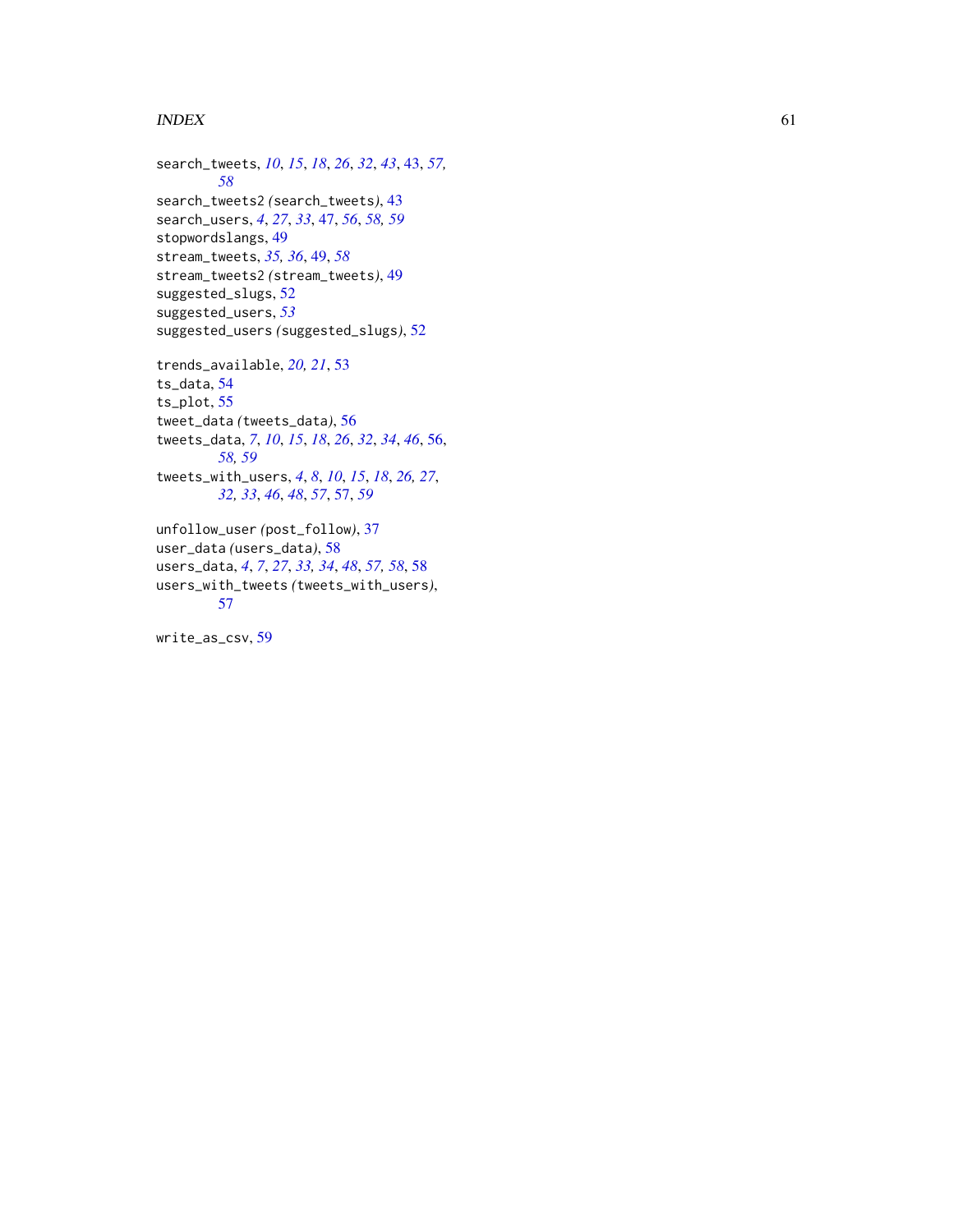search_tweets, *10*, *15*, *18*, *26*, *32*, *43*, 43, *57*, *58*
search_tweets2 *(*search_tweets*)*, 43
search_users, *4*, *27*, *33*, 47, *56*, *58*, *59*
stopwordslangs, 49
stream_tweets, *35*, *36*, 49, *58*
stream_tweets2 *(*stream_tweets*)*, 49
suggested_slugs, 52
suggested_users, *53*
suggested_users *(*suggested_slugs*)*, 52

trends_available, *20*, *21*, 53
ts_data, 54
ts_plot, 55
tweet_data *(*tweets_data*)*, 56
tweets_data, *7*, *10*, *15*, *18*, *26*, *32*, *34*, *46*, 56, *58*, *59*
tweets_with_users, *4*, *8*, *10*, *15*, *18*, *26*, *27*, *32*, *33*, *46*, *48*, *57*, 57, *59*

unfollow_user *(*post_follow*)*, 37
user_data *(*users_data*)*, 58
users_data, *4*, *7*, *27*, *33*, *34*, *48*, *57*, *58*, 58
users_with_tweets *(*tweets_with_users*)*, 57

write_as_csv, 59